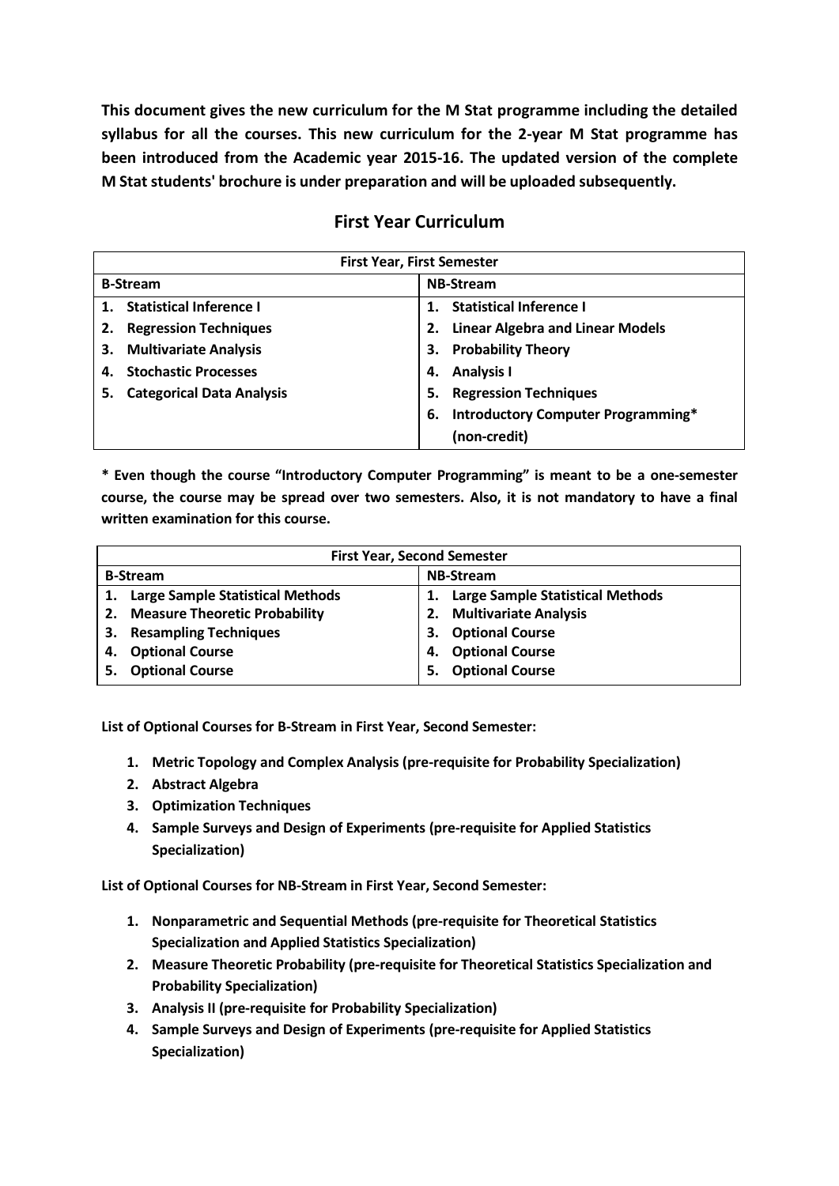**This document gives the new curriculum for the M Stat programme including the detailed syllabus for all the courses. This new curriculum for the 2-year M Stat programme has been introduced from the Academic year 2015-16. The updated version of the complete M Stat students' brochure is under preparation and will be uploaded subsequently.**

## First Year Curriculum

| First Year, First Semester | |
|---|---|
| **B-Stream** | **NB-Stream** |
| 1. Statistical Inference I | 1. Statistical Inference I |
| 2. Regression Techniques | 2. Linear Algebra and Linear Models |
| 3. Multivariate Analysis | 3. Probability Theory |
| 4. Stochastic Processes | 4. Analysis I |
| 5. Categorical Data Analysis | 5. Regression Techniques |
| | 6. Introductory Computer Programming* (non-credit) |

**\* Even though the course "Introductory Computer Programming" is meant to be a one-semester course, the course may be spread over two semesters. Also, it is not mandatory to have a final written examination for this course.**

| First Year, Second Semester | |
|---|---|
| **B-Stream** | **NB-Stream** |
| 1. Large Sample Statistical Methods | 1. Large Sample Statistical Methods |
| 2. Measure Theoretic Probability | 2. Multivariate Analysis |
| 3. Resampling Techniques | 3. Optional Course |
| 4. Optional Course | 4. Optional Course |
| 5. Optional Course | 5. Optional Course |

**List of Optional Courses for B-Stream in First Year, Second Semester:**

1. **Metric Topology and Complex Analysis (pre-requisite for Probability Specialization)**
2. **Abstract Algebra**
3. **Optimization Techniques**
4. **Sample Surveys and Design of Experiments (pre-requisite for Applied Statistics Specialization)**

**List of Optional Courses for NB-Stream in First Year, Second Semester:**

1. **Nonparametric and Sequential Methods (pre-requisite for Theoretical Statistics Specialization and Applied Statistics Specialization)**
2. **Measure Theoretic Probability (pre-requisite for Theoretical Statistics Specialization and Probability Specialization)**
3. **Analysis II (pre-requisite for Probability Specialization)**
4. **Sample Surveys and Design of Experiments (pre-requisite for Applied Statistics Specialization)**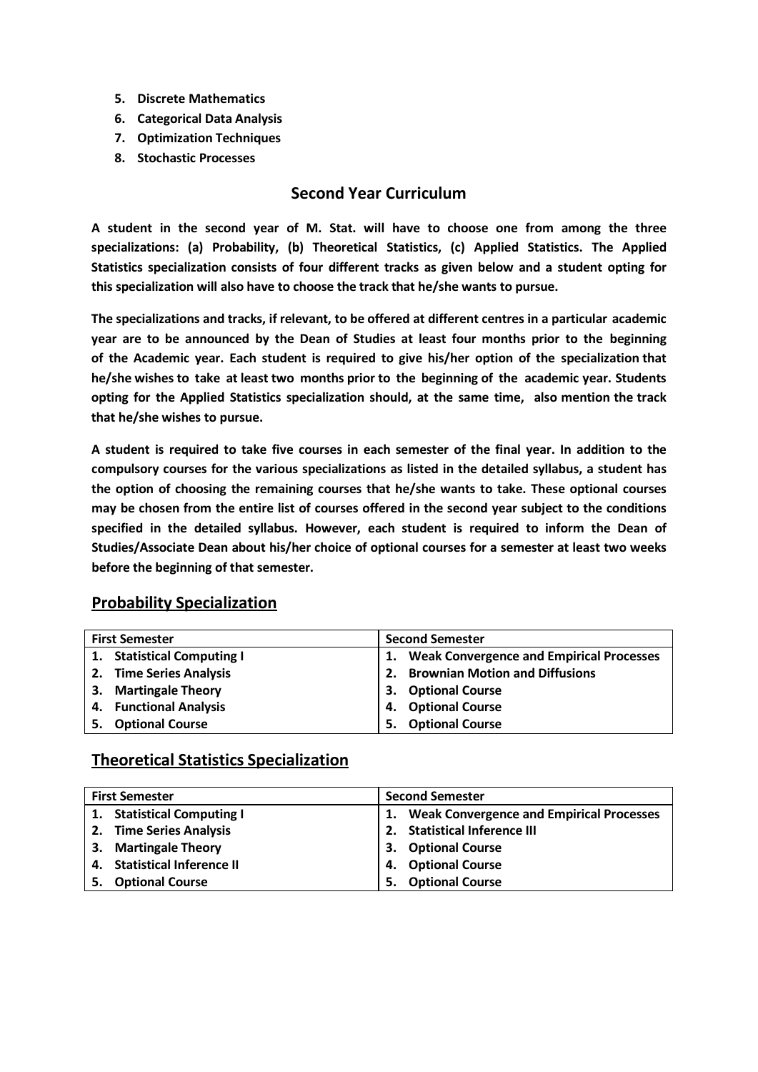5. **Discrete Mathematics**
6. **Categorical Data Analysis**
7. **Optimization Techniques**
8. **Stochastic Processes**

## Second Year Curriculum

**A student in the second year of M. Stat. will have to choose one from among the three specializations: (a) Probability, (b) Theoretical Statistics, (c) Applied Statistics. The Applied Statistics specialization consists of four different tracks as given below and a student opting for this specialization will also have to choose the track that he/she wants to pursue.**

**The specializations and tracks, if relevant, to be offered at different centres in a particular academic year are to be announced by the Dean of Studies at least four months prior to the beginning of the Academic year. Each student is required to give his/her option of the specialization that he/she wishes to take at least two months prior to the beginning of the academic year. Students opting for the Applied Statistics specialization should, at the same time, also mention the track that he/she wishes to pursue.**

**A student is required to take five courses in each semester of the final year. In addition to the compulsory courses for the various specializations as listed in the detailed syllabus, a student has the option of choosing the remaining courses that he/she wants to take. These optional courses may be chosen from the entire list of courses offered in the second year subject to the conditions specified in the detailed syllabus. However, each student is required to inform the Dean of Studies/Associate Dean about his/her choice of optional courses for a semester at least two weeks before the beginning of that semester.**

## Probability Specialization

| First Semester | Second Semester |
|---|---|
| 1. Statistical Computing I | 1. Weak Convergence and Empirical Processes |
| 2. Time Series Analysis | 2. Brownian Motion and Diffusions |
| 3. Martingale Theory | 3. Optional Course |
| 4. Functional Analysis | 4. Optional Course |
| 5. Optional Course | 5. Optional Course |

## Theoretical Statistics Specialization

| First Semester | Second Semester |
|---|---|
| 1. Statistical Computing I | 1. Weak Convergence and Empirical Processes |
| 2. Time Series Analysis | 2. Statistical Inference III |
| 3. Martingale Theory | 3. Optional Course |
| 4. Statistical Inference II | 4. Optional Course |
| 5. Optional Course | 5. Optional Course |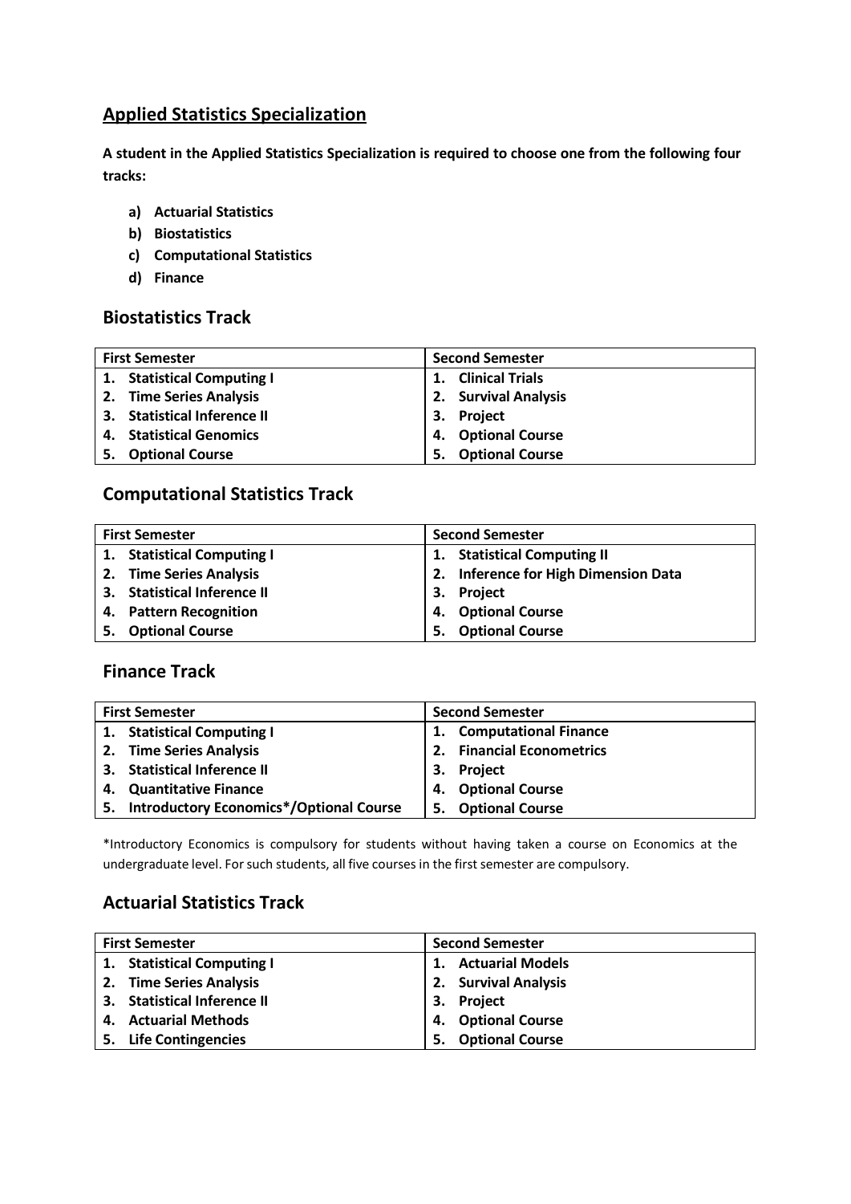## Applied Statistics Specialization

**A student in the Applied Statistics Specialization is required to choose one from the following four tracks:**

a) **Actuarial Statistics**
b) **Biostatistics**
c) **Computational Statistics**
d) **Finance**

### Biostatistics Track

| First Semester | Second Semester |
|---|---|
| 1. Statistical Computing I | 1. Clinical Trials |
| 2. Time Series Analysis | 2. Survival Analysis |
| 3. Statistical Inference II | 3. Project |
| 4. Statistical Genomics | 4. Optional Course |
| 5. Optional Course | 5. Optional Course |

### Computational Statistics Track

| First Semester | Second Semester |
|---|---|
| 1. Statistical Computing I | 1. Statistical Computing II |
| 2. Time Series Analysis | 2. Inference for High Dimension Data |
| 3. Statistical Inference II | 3. Project |
| 4. Pattern Recognition | 4. Optional Course |
| 5. Optional Course | 5. Optional Course |

### Finance Track

| First Semester | Second Semester |
|---|---|
| 1. Statistical Computing I | 1. Computational Finance |
| 2. Time Series Analysis | 2. Financial Econometrics |
| 3. Statistical Inference II | 3. Project |
| 4. Quantitative Finance | 4. Optional Course |
| 5. Introductory Economics*/Optional Course | 5. Optional Course |

*Introductory Economics is compulsory for students without having taken a course on Economics at the undergraduate level. For such students, all five courses in the first semester are compulsory.

### Actuarial Statistics Track

| First Semester | Second Semester |
|---|---|
| 1. Statistical Computing I | 1. Actuarial Models |
| 2. Time Series Analysis | 2. Survival Analysis |
| 3. Statistical Inference II | 3. Project |
| 4. Actuarial Methods | 4. Optional Course |
| 5. Life Contingencies | 5. Optional Course |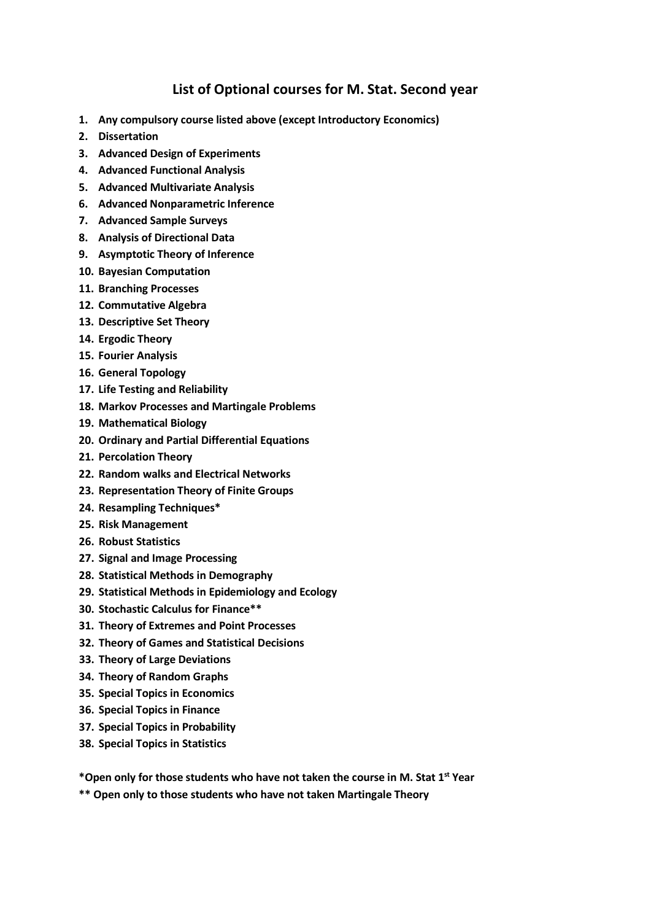## List of Optional courses for M. Stat. Second year

1. **Any compulsory course listed above (except Introductory Economics)**
2. **Dissertation**
3. **Advanced Design of Experiments**
4. **Advanced Functional Analysis**
5. **Advanced Multivariate Analysis**
6. **Advanced Nonparametric Inference**
7. **Advanced Sample Surveys**
8. **Analysis of Directional Data**
9. **Asymptotic Theory of Inference**
10. **Bayesian Computation**
11. **Branching Processes**
12. **Commutative Algebra**
13. **Descriptive Set Theory**
14. **Ergodic Theory**
15. **Fourier Analysis**
16. **General Topology**
17. **Life Testing and Reliability**
18. **Markov Processes and Martingale Problems**
19. **Mathematical Biology**
20. **Ordinary and Partial Differential Equations**
21. **Percolation Theory**
22. **Random walks and Electrical Networks**
23. **Representation Theory of Finite Groups**
24. **Resampling Techniques***
25. **Risk Management**
26. **Robust Statistics**
27. **Signal and Image Processing**
28. **Statistical Methods in Demography**
29. **Statistical Methods in Epidemiology and Ecology**
30. **Stochastic Calculus for Finance****
31. **Theory of Extremes and Point Processes**
32. **Theory of Games and Statistical Decisions**
33. **Theory of Large Deviations**
34. **Theory of Random Graphs**
35. **Special Topics in Economics**
36. **Special Topics in Finance**
37. **Special Topics in Probability**
38. **Special Topics in Statistics**

**\*Open only for those students who have not taken the course in M. Stat 1st Year**

**\*\* Open only to those students who have not taken Martingale Theory**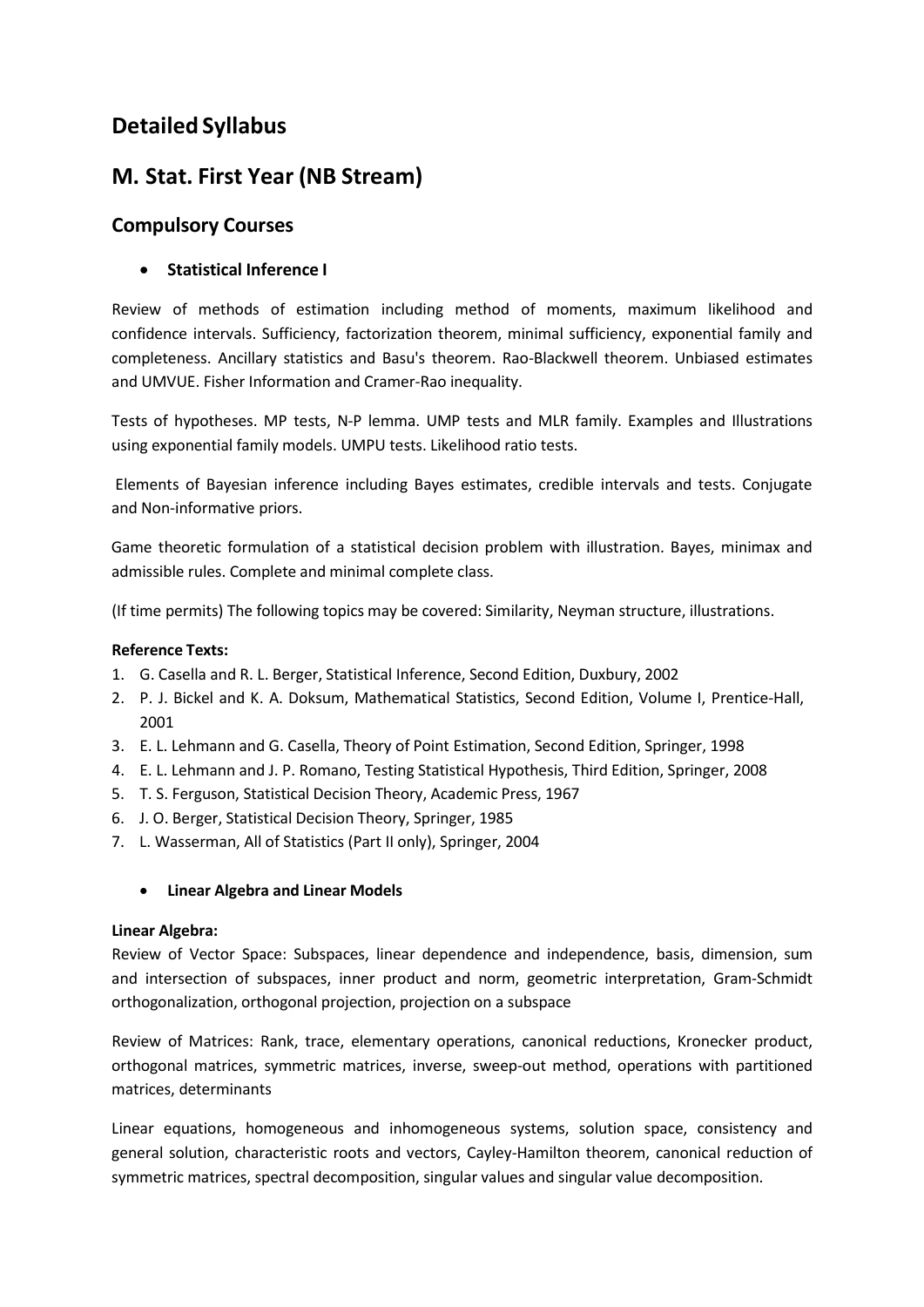# Detailed Syllabus

## M. Stat. First Year (NB Stream)

### Compulsory Courses

- **Statistical Inference I**

Review of methods of estimation including method of moments, maximum likelihood and confidence intervals. Sufficiency, factorization theorem, minimal sufficiency, exponential family and completeness. Ancillary statistics and Basu's theorem. Rao-Blackwell theorem. Unbiased estimates and UMVUE. Fisher Information and Cramer-Rao inequality.

Tests of hypotheses. MP tests, N-P lemma. UMP tests and MLR family. Examples and Illustrations using exponential family models. UMPU tests. Likelihood ratio tests.

Elements of Bayesian inference including Bayes estimates, credible intervals and tests. Conjugate and Non-informative priors.

Game theoretic formulation of a statistical decision problem with illustration. Bayes, minimax and admissible rules. Complete and minimal complete class.

(If time permits) The following topics may be covered: Similarity, Neyman structure, illustrations.

**Reference Texts:**

1. G. Casella and R. L. Berger, Statistical Inference, Second Edition, Duxbury, 2002
2. P. J. Bickel and K. A. Doksum, Mathematical Statistics, Second Edition, Volume I, Prentice-Hall, 2001
3. E. L. Lehmann and G. Casella, Theory of Point Estimation, Second Edition, Springer, 1998
4. E. L. Lehmann and J. P. Romano, Testing Statistical Hypothesis, Third Edition, Springer, 2008
5. T. S. Ferguson, Statistical Decision Theory, Academic Press, 1967
6. J. O. Berger, Statistical Decision Theory, Springer, 1985
7. L. Wasserman, All of Statistics (Part II only), Springer, 2004

- **Linear Algebra and Linear Models**

**Linear Algebra:**
Review of Vector Space: Subspaces, linear dependence and independence, basis, dimension, sum and intersection of subspaces, inner product and norm, geometric interpretation, Gram-Schmidt orthogonalization, orthogonal projection, projection on a subspace

Review of Matrices: Rank, trace, elementary operations, canonical reductions, Kronecker product, orthogonal matrices, symmetric matrices, inverse, sweep-out method, operations with partitioned matrices, determinants

Linear equations, homogeneous and inhomogeneous systems, solution space, consistency and general solution, characteristic roots and vectors, Cayley-Hamilton theorem, canonical reduction of symmetric matrices, spectral decomposition, singular values and singular value decomposition.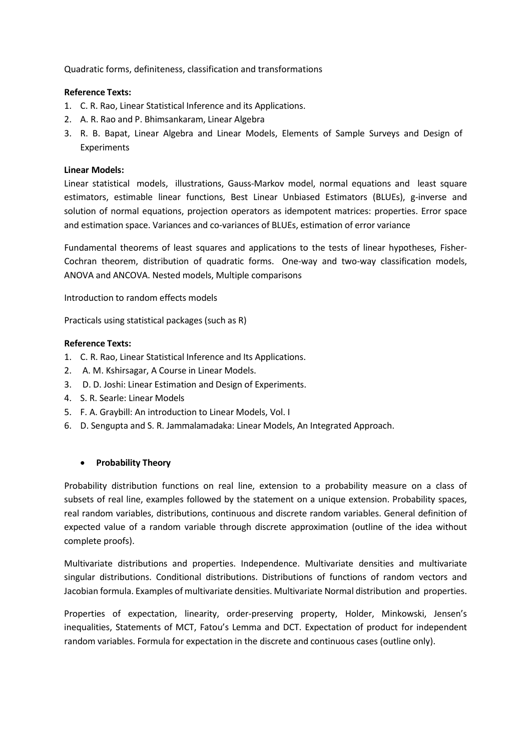Quadratic forms, definiteness, classification and transformations

**Reference Texts:**

1. C. R. Rao, Linear Statistical Inference and its Applications.
2. A. R. Rao and P. Bhimsankaram, Linear Algebra
3. R. B. Bapat, Linear Algebra and Linear Models, Elements of Sample Surveys and Design of Experiments

**Linear Models:**

Linear statistical models, illustrations, Gauss-Markov model, normal equations and least square estimators, estimable linear functions, Best Linear Unbiased Estimators (BLUEs), g-inverse and solution of normal equations, projection operators as idempotent matrices: properties. Error space and estimation space. Variances and co-variances of BLUEs, estimation of error variance

Fundamental theorems of least squares and applications to the tests of linear hypotheses, Fisher-Cochran theorem, distribution of quadratic forms. One-way and two-way classification models, ANOVA and ANCOVA. Nested models, Multiple comparisons

Introduction to random effects models

Practicals using statistical packages (such as R)

**Reference Texts:**

1. C. R. Rao, Linear Statistical Inference and Its Applications.
2. A. M. Kshirsagar, A Course in Linear Models.
3. D. D. Joshi: Linear Estimation and Design of Experiments.
4. S. R. Searle: Linear Models
5. F. A. Graybill: An introduction to Linear Models, Vol. I
6. D. Sengupta and S. R. Jammalamadaka: Linear Models, An Integrated Approach.

- **Probability Theory**

Probability distribution functions on real line, extension to a probability measure on a class of subsets of real line, examples followed by the statement on a unique extension. Probability spaces, real random variables, distributions, continuous and discrete random variables. General definition of expected value of a random variable through discrete approximation (outline of the idea without complete proofs).

Multivariate distributions and properties. Independence. Multivariate densities and multivariate singular distributions. Conditional distributions. Distributions of functions of random vectors and Jacobian formula. Examples of multivariate densities. Multivariate Normal distribution and properties.

Properties of expectation, linearity, order-preserving property, Holder, Minkowski, Jensen's inequalities, Statements of MCT, Fatou's Lemma and DCT. Expectation of product for independent random variables. Formula for expectation in the discrete and continuous cases (outline only).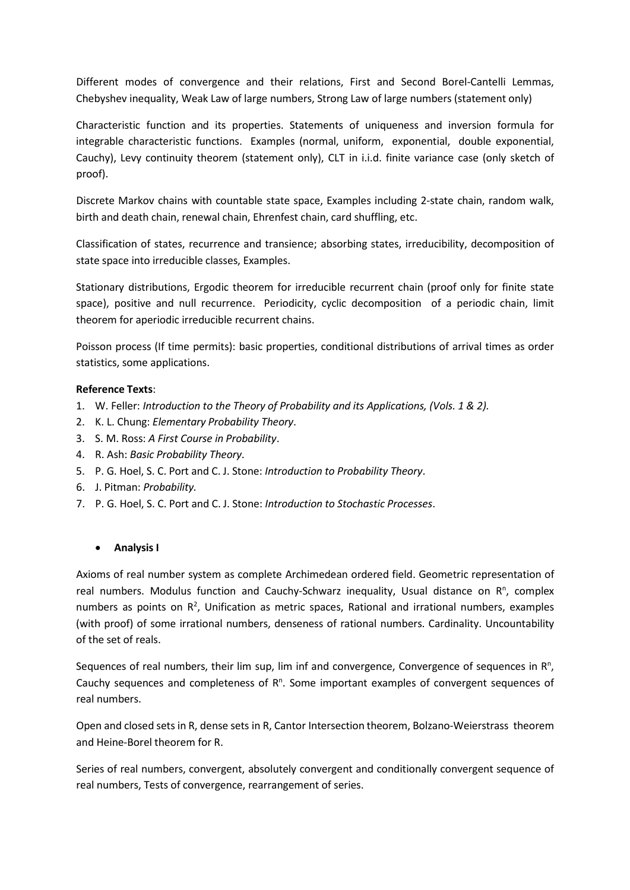Different modes of convergence and their relations, First and Second Borel-Cantelli Lemmas, Chebyshev inequality, Weak Law of large numbers, Strong Law of large numbers (statement only)

Characteristic function and its properties. Statements of uniqueness and inversion formula for integrable characteristic functions. Examples (normal, uniform, exponential, double exponential, Cauchy), Levy continuity theorem (statement only), CLT in i.i.d. finite variance case (only sketch of proof).

Discrete Markov chains with countable state space, Examples including 2-state chain, random walk, birth and death chain, renewal chain, Ehrenfest chain, card shuffling, etc.

Classification of states, recurrence and transience; absorbing states, irreducibility, decomposition of state space into irreducible classes, Examples.

Stationary distributions, Ergodic theorem for irreducible recurrent chain (proof only for finite state space), positive and null recurrence. Periodicity, cyclic decomposition of a periodic chain, limit theorem for aperiodic irreducible recurrent chains.

Poisson process (If time permits): basic properties, conditional distributions of arrival times as order statistics, some applications.

**Reference Texts**:

1. W. Feller: *Introduction to the Theory of Probability and its Applications, (Vols. 1 & 2).*
2. K. L. Chung: *Elementary Probability Theory*.
3. S. M. Ross: *A First Course in Probability*.
4. R. Ash: *Basic Probability Theory*.
5. P. G. Hoel, S. C. Port and C. J. Stone: *Introduction to Probability Theory*.
6. J. Pitman: *Probability.*
7. P. G. Hoel, S. C. Port and C. J. Stone: *Introduction to Stochastic Processes*.

- **Analysis I**

Axioms of real number system as complete Archimedean ordered field. Geometric representation of real numbers. Modulus function and Cauchy-Schwarz inequality, Usual distance on $R^n$, complex numbers as points on $R^2$, Unification as metric spaces, Rational and irrational numbers, examples (with proof) of some irrational numbers, denseness of rational numbers. Cardinality. Uncountability of the set of reals.

Sequences of real numbers, their lim sup, lim inf and convergence, Convergence of sequences in $R^n$, Cauchy sequences and completeness of $R^n$. Some important examples of convergent sequences of real numbers.

Open and closed sets in R, dense sets in R, Cantor Intersection theorem, Bolzano-Weierstrass theorem and Heine-Borel theorem for R.

Series of real numbers, convergent, absolutely convergent and conditionally convergent sequence of real numbers, Tests of convergence, rearrangement of series.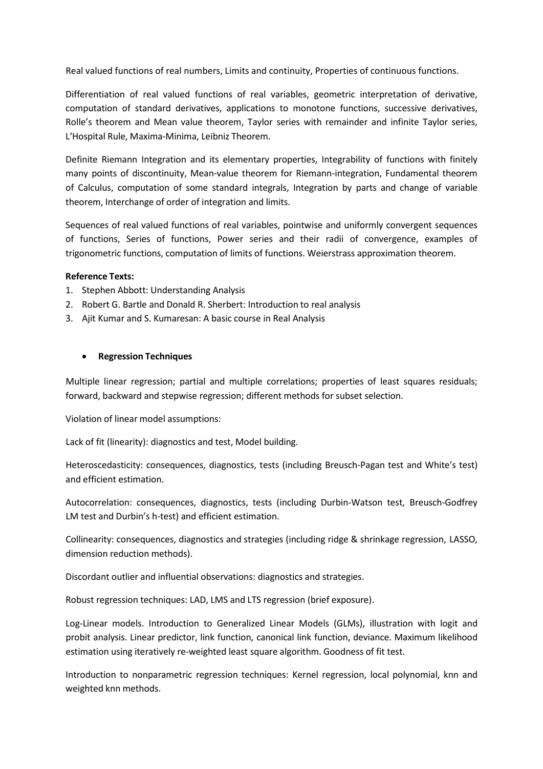Real valued functions of real numbers, Limits and continuity, Properties of continuous functions.

Differentiation of real valued functions of real variables, geometric interpretation of derivative, computation of standard derivatives, applications to monotone functions, successive derivatives, Rolle's theorem and Mean value theorem, Taylor series with remainder and infinite Taylor series, L'Hospital Rule, Maxima-Minima, Leibniz Theorem.

Definite Riemann Integration and its elementary properties, Integrability of functions with finitely many points of discontinuity, Mean-value theorem for Riemann-integration, Fundamental theorem of Calculus, computation of some standard integrals, Integration by parts and change of variable theorem, Interchange of order of integration and limits.

Sequences of real valued functions of real variables, pointwise and uniformly convergent sequences of functions, Series of functions, Power series and their radii of convergence, examples of trigonometric functions, computation of limits of functions. Weierstrass approximation theorem.

**Reference Texts:**

1. Stephen Abbott: Understanding Analysis
2. Robert G. Bartle and Donald R. Sherbert: Introduction to real analysis
3. Ajit Kumar and S. Kumaresan: A basic course in Real Analysis

- **Regression Techniques**

Multiple linear regression; partial and multiple correlations; properties of least squares residuals; forward, backward and stepwise regression; different methods for subset selection.

Violation of linear model assumptions:

Lack of fit (linearity): diagnostics and test, Model building.

Heteroscedasticity: consequences, diagnostics, tests (including Breusch-Pagan test and White's test) and efficient estimation.

Autocorrelation: consequences, diagnostics, tests (including Durbin-Watson test, Breusch-Godfrey LM test and Durbin's h-test) and efficient estimation.

Collinearity: consequences, diagnostics and strategies (including ridge & shrinkage regression, LASSO, dimension reduction methods).

Discordant outlier and influential observations: diagnostics and strategies.

Robust regression techniques: LAD, LMS and LTS regression (brief exposure).

Log-Linear models. Introduction to Generalized Linear Models (GLMs), illustration with logit and probit analysis. Linear predictor, link function, canonical link function, deviance. Maximum likelihood estimation using iteratively re-weighted least square algorithm. Goodness of fit test.

Introduction to nonparametric regression techniques: Kernel regression, local polynomial, knn and weighted knn methods.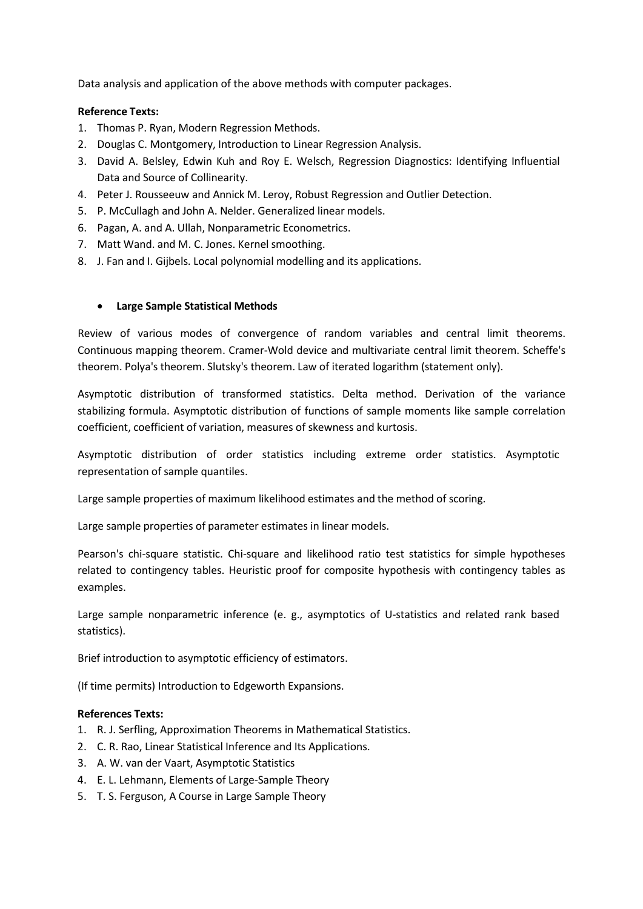Data analysis and application of the above methods with computer packages.

**Reference Texts:**

1. Thomas P. Ryan, Modern Regression Methods.
2. Douglas C. Montgomery, Introduction to Linear Regression Analysis.
3. David A. Belsley, Edwin Kuh and Roy E. Welsch, Regression Diagnostics: Identifying Influential Data and Source of Collinearity.
4. Peter J. Rousseeuw and Annick M. Leroy, Robust Regression and Outlier Detection.
5. P. McCullagh and John A. Nelder. Generalized linear models.
6. Pagan, A. and A. Ullah, Nonparametric Econometrics.
7. Matt Wand. and M. C. Jones. Kernel smoothing.
8. J. Fan and I. Gijbels. Local polynomial modelling and its applications.

- **Large Sample Statistical Methods**

Review of various modes of convergence of random variables and central limit theorems. Continuous mapping theorem. Cramer-Wold device and multivariate central limit theorem. Scheffe's theorem. Polya's theorem. Slutsky's theorem. Law of iterated logarithm (statement only).

Asymptotic distribution of transformed statistics. Delta method. Derivation of the variance stabilizing formula. Asymptotic distribution of functions of sample moments like sample correlation coefficient, coefficient of variation, measures of skewness and kurtosis.

Asymptotic distribution of order statistics including extreme order statistics. Asymptotic representation of sample quantiles.

Large sample properties of maximum likelihood estimates and the method of scoring.

Large sample properties of parameter estimates in linear models.

Pearson's chi-square statistic. Chi-square and likelihood ratio test statistics for simple hypotheses related to contingency tables. Heuristic proof for composite hypothesis with contingency tables as examples.

Large sample nonparametric inference (e. g., asymptotics of U-statistics and related rank based statistics).

Brief introduction to asymptotic efficiency of estimators.

(If time permits) Introduction to Edgeworth Expansions.

**References Texts:**

1. R. J. Serfling, Approximation Theorems in Mathematical Statistics.
2. C. R. Rao, Linear Statistical Inference and Its Applications.
3. A. W. van der Vaart, Asymptotic Statistics
4. E. L. Lehmann, Elements of Large-Sample Theory
5. T. S. Ferguson, A Course in Large Sample Theory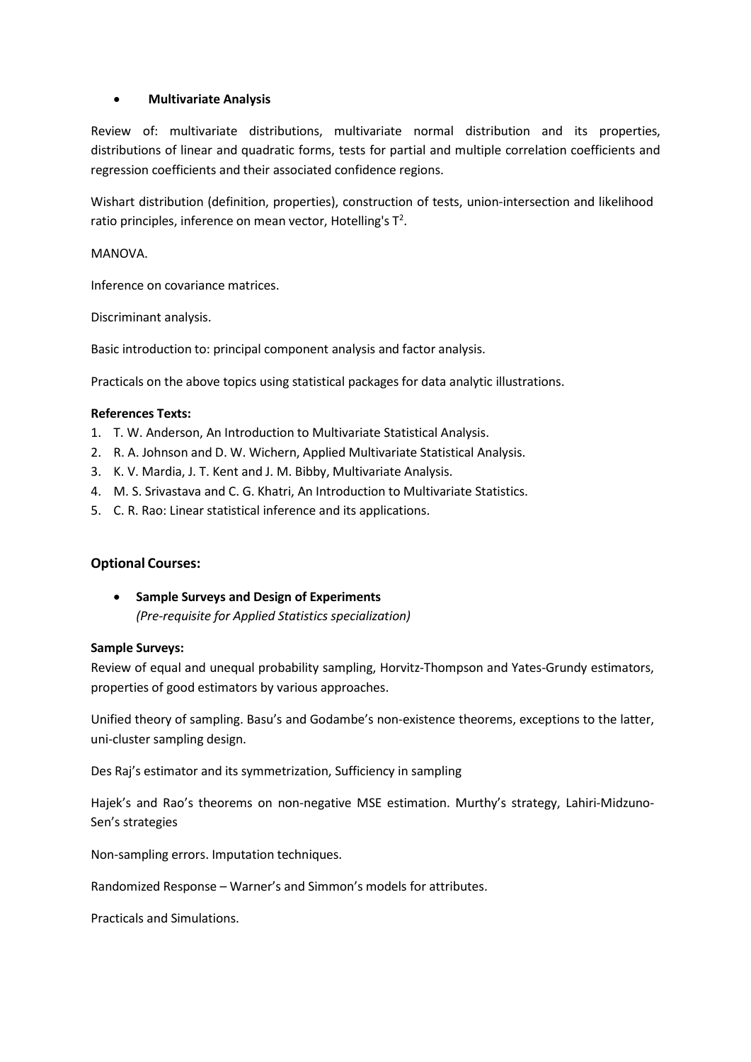- **Multivariate Analysis**

Review of: multivariate distributions, multivariate normal distribution and its properties, distributions of linear and quadratic forms, tests for partial and multiple correlation coefficients and regression coefficients and their associated confidence regions.

Wishart distribution (definition, properties), construction of tests, union-intersection and likelihood ratio principles, inference on mean vector, Hotelling's $T^2$.

MANOVA.

Inference on covariance matrices.

Discriminant analysis.

Basic introduction to: principal component analysis and factor analysis.

Practicals on the above topics using statistical packages for data analytic illustrations.

**References Texts:**

1. T. W. Anderson, An Introduction to Multivariate Statistical Analysis.
2. R. A. Johnson and D. W. Wichern, Applied Multivariate Statistical Analysis.
3. K. V. Mardia, J. T. Kent and J. M. Bibby, Multivariate Analysis.
4. M. S. Srivastava and C. G. Khatri, An Introduction to Multivariate Statistics.
5. C. R. Rao: Linear statistical inference and its applications.

## Optional Courses:

- **Sample Surveys and Design of Experiments**
  *(Pre-requisite for Applied Statistics specialization)*

**Sample Surveys:**

Review of equal and unequal probability sampling, Horvitz-Thompson and Yates-Grundy estimators, properties of good estimators by various approaches.

Unified theory of sampling. Basu's and Godambe's non-existence theorems, exceptions to the latter, uni-cluster sampling design.

Des Raj's estimator and its symmetrization, Sufficiency in sampling

Hajek's and Rao's theorems on non-negative MSE estimation. Murthy's strategy, Lahiri-Midzuno-Sen's strategies

Non-sampling errors. Imputation techniques.

Randomized Response – Warner's and Simmon's models for attributes.

Practicals and Simulations.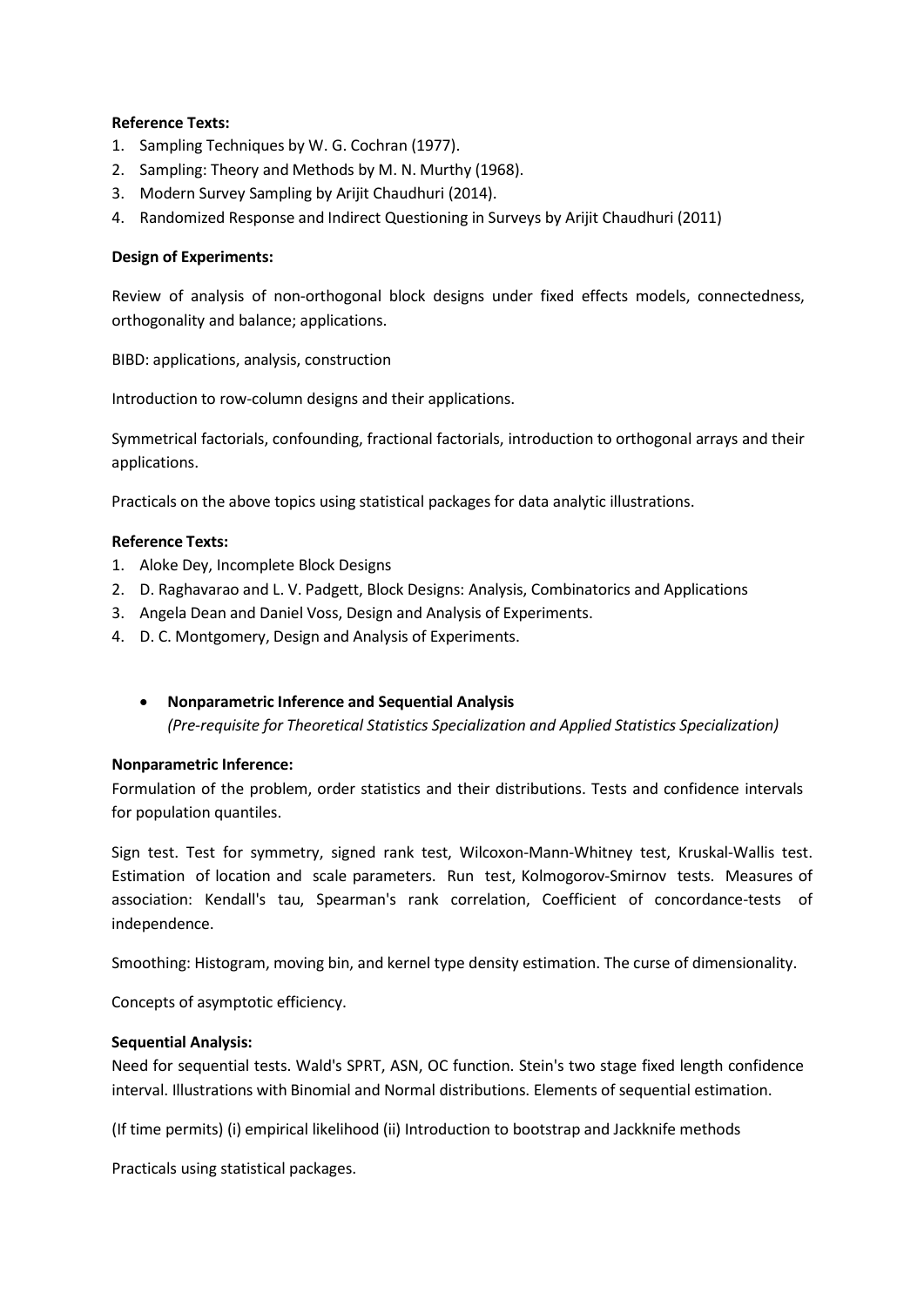**Reference Texts:**

1. Sampling Techniques by W. G. Cochran (1977).
2. Sampling: Theory and Methods by M. N. Murthy (1968).
3. Modern Survey Sampling by Arijit Chaudhuri (2014).
4. Randomized Response and Indirect Questioning in Surveys by Arijit Chaudhuri (2011)

**Design of Experiments:**

Review of analysis of non-orthogonal block designs under fixed effects models, connectedness, orthogonality and balance; applications.

BIBD: applications, analysis, construction

Introduction to row-column designs and their applications.

Symmetrical factorials, confounding, fractional factorials, introduction to orthogonal arrays and their applications.

Practicals on the above topics using statistical packages for data analytic illustrations.

**Reference Texts:**

1. Aloke Dey, Incomplete Block Designs
2. D. Raghavarao and L. V. Padgett, Block Designs: Analysis, Combinatorics and Applications
3. Angela Dean and Daniel Voss, Design and Analysis of Experiments.
4. D. C. Montgomery, Design and Analysis of Experiments.

- **Nonparametric Inference and Sequential Analysis**
  *(Pre-requisite for Theoretical Statistics Specialization and Applied Statistics Specialization)*

**Nonparametric Inference:**

Formulation of the problem, order statistics and their distributions. Tests and confidence intervals for population quantiles.

Sign test. Test for symmetry, signed rank test, Wilcoxon-Mann-Whitney test, Kruskal-Wallis test. Estimation of location and scale parameters. Run test, Kolmogorov-Smirnov tests. Measures of association: Kendall's tau, Spearman's rank correlation, Coefficient of concordance-tests of independence.

Smoothing: Histogram, moving bin, and kernel type density estimation. The curse of dimensionality.

Concepts of asymptotic efficiency.

**Sequential Analysis:**

Need for sequential tests. Wald's SPRT, ASN, OC function. Stein's two stage fixed length confidence interval. Illustrations with Binomial and Normal distributions. Elements of sequential estimation.

(If time permits) (i) empirical likelihood (ii) Introduction to bootstrap and Jackknife methods

Practicals using statistical packages.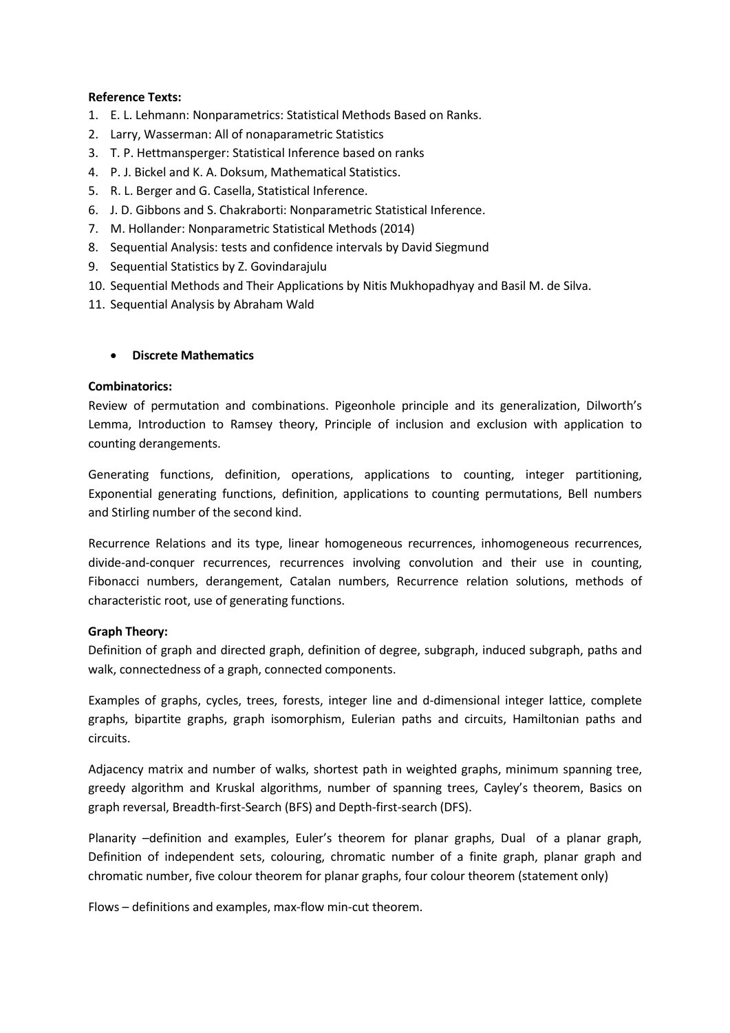**Reference Texts:**

1. E. L. Lehmann: Nonparametrics: Statistical Methods Based on Ranks.
2. Larry, Wasserman: All of nonaparametric Statistics
3. T. P. Hettmansperger: Statistical Inference based on ranks
4. P. J. Bickel and K. A. Doksum, Mathematical Statistics.
5. R. L. Berger and G. Casella, Statistical Inference.
6. J. D. Gibbons and S. Chakraborti: Nonparametric Statistical Inference.
7. M. Hollander: Nonparametric Statistical Methods (2014)
8. Sequential Analysis: tests and confidence intervals by David Siegmund
9. Sequential Statistics by Z. Govindarajulu
10. Sequential Methods and Their Applications by Nitis Mukhopadhyay and Basil M. de Silva.
11. Sequential Analysis by Abraham Wald

- **Discrete Mathematics**

**Combinatorics:**

Review of permutation and combinations. Pigeonhole principle and its generalization, Dilworth's Lemma, Introduction to Ramsey theory, Principle of inclusion and exclusion with application to counting derangements.

Generating functions, definition, operations, applications to counting, integer partitioning, Exponential generating functions, definition, applications to counting permutations, Bell numbers and Stirling number of the second kind.

Recurrence Relations and its type, linear homogeneous recurrences, inhomogeneous recurrences, divide-and-conquer recurrences, recurrences involving convolution and their use in counting, Fibonacci numbers, derangement, Catalan numbers, Recurrence relation solutions, methods of characteristic root, use of generating functions.

**Graph Theory:**

Definition of graph and directed graph, definition of degree, subgraph, induced subgraph, paths and walk, connectedness of a graph, connected components.

Examples of graphs, cycles, trees, forests, integer line and d-dimensional integer lattice, complete graphs, bipartite graphs, graph isomorphism, Eulerian paths and circuits, Hamiltonian paths and circuits.

Adjacency matrix and number of walks, shortest path in weighted graphs, minimum spanning tree, greedy algorithm and Kruskal algorithms, number of spanning trees, Cayley's theorem, Basics on graph reversal, Breadth-first-Search (BFS) and Depth-first-search (DFS).

Planarity –definition and examples, Euler's theorem for planar graphs, Dual of a planar graph, Definition of independent sets, colouring, chromatic number of a finite graph, planar graph and chromatic number, five colour theorem for planar graphs, four colour theorem (statement only)

Flows – definitions and examples, max-flow min-cut theorem.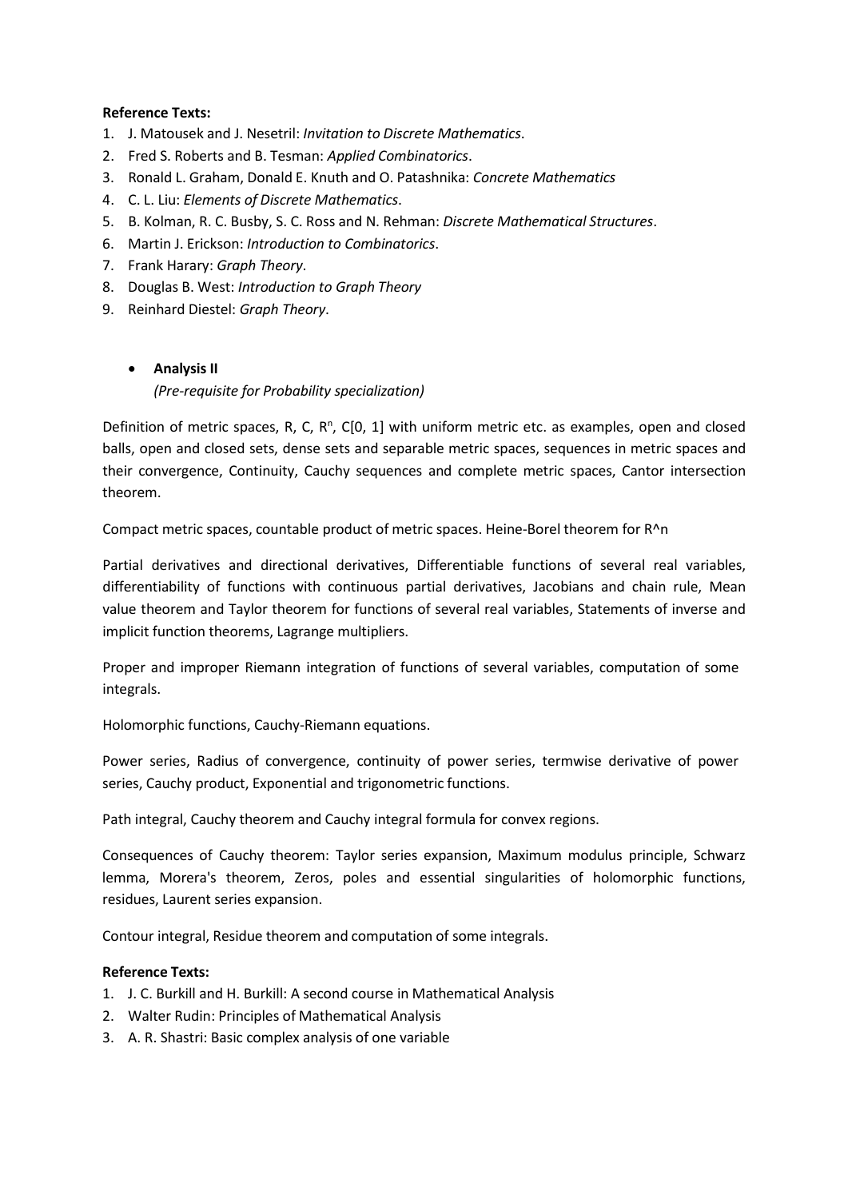**Reference Texts:**

1. J. Matousek and J. Nesetril: *Invitation to Discrete Mathematics*.
2. Fred S. Roberts and B. Tesman: *Applied Combinatorics*.
3. Ronald L. Graham, Donald E. Knuth and O. Patashnika: *Concrete Mathematics*
4. C. L. Liu: *Elements of Discrete Mathematics*.
5. B. Kolman, R. C. Busby, S. C. Ross and N. Rehman: *Discrete Mathematical Structures*.
6. Martin J. Erickson: *Introduction to Combinatorics*.
7. Frank Harary: *Graph Theory*.
8. Douglas B. West: *Introduction to Graph Theory*
9. Reinhard Diestel: *Graph Theory*.

- **Analysis II**

  *(Pre-requisite for Probability specialization)*

Definition of metric spaces, R, C, $R^n$, C[0, 1] with uniform metric etc. as examples, open and closed balls, open and closed sets, dense sets and separable metric spaces, sequences in metric spaces and their convergence, Continuity, Cauchy sequences and complete metric spaces, Cantor intersection theorem.

Compact metric spaces, countable product of metric spaces. Heine-Borel theorem for R^n

Partial derivatives and directional derivatives, Differentiable functions of several real variables, differentiability of functions with continuous partial derivatives, Jacobians and chain rule, Mean value theorem and Taylor theorem for functions of several real variables, Statements of inverse and implicit function theorems, Lagrange multipliers.

Proper and improper Riemann integration of functions of several variables, computation of some integrals.

Holomorphic functions, Cauchy-Riemann equations.

Power series, Radius of convergence, continuity of power series, termwise derivative of power series, Cauchy product, Exponential and trigonometric functions.

Path integral, Cauchy theorem and Cauchy integral formula for convex regions.

Consequences of Cauchy theorem: Taylor series expansion, Maximum modulus principle, Schwarz lemma, Morera's theorem, Zeros, poles and essential singularities of holomorphic functions, residues, Laurent series expansion.

Contour integral, Residue theorem and computation of some integrals.

**Reference Texts:**

1. J. C. Burkill and H. Burkill: A second course in Mathematical Analysis
2. Walter Rudin: Principles of Mathematical Analysis
3. A. R. Shastri: Basic complex analysis of one variable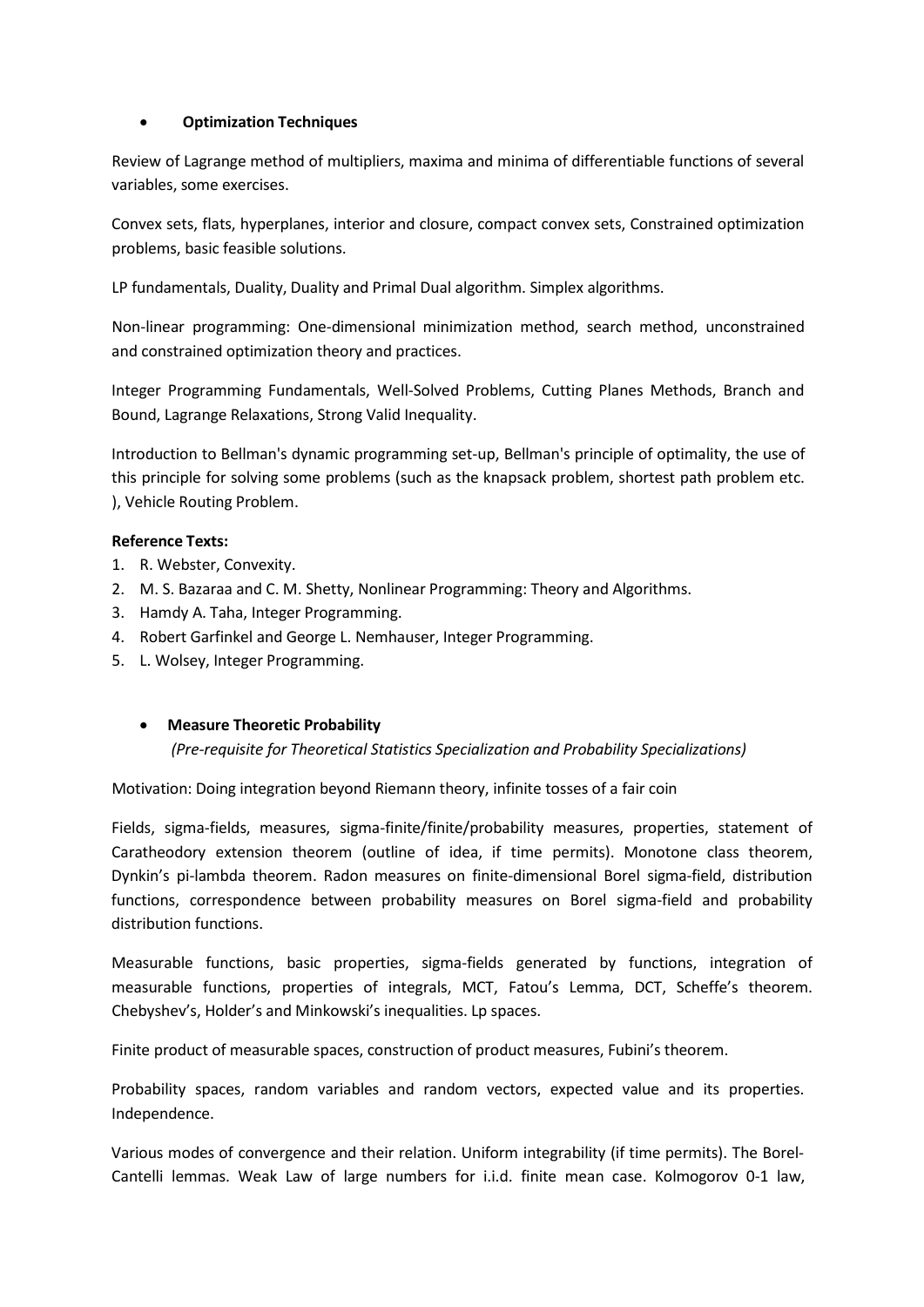- **Optimization Techniques**

Review of Lagrange method of multipliers, maxima and minima of differentiable functions of several variables, some exercises.

Convex sets, flats, hyperplanes, interior and closure, compact convex sets, Constrained optimization problems, basic feasible solutions.

LP fundamentals, Duality, Duality and Primal Dual algorithm. Simplex algorithms.

Non-linear programming: One-dimensional minimization method, search method, unconstrained and constrained optimization theory and practices.

Integer Programming Fundamentals, Well-Solved Problems, Cutting Planes Methods, Branch and Bound, Lagrange Relaxations, Strong Valid Inequality.

Introduction to Bellman's dynamic programming set-up, Bellman's principle of optimality, the use of this principle for solving some problems (such as the knapsack problem, shortest path problem etc. ), Vehicle Routing Problem.

**Reference Texts:**

1. R. Webster, Convexity.
2. M. S. Bazaraa and C. M. Shetty, Nonlinear Programming: Theory and Algorithms.
3. Hamdy A. Taha, Integer Programming.
4. Robert Garfinkel and George L. Nemhauser, Integer Programming.
5. L. Wolsey, Integer Programming.

- **Measure Theoretic Probability**
  *(Pre-requisite for Theoretical Statistics Specialization and Probability Specializations)*

Motivation: Doing integration beyond Riemann theory, infinite tosses of a fair coin

Fields, sigma-fields, measures, sigma-finite/finite/probability measures, properties, statement of Caratheodory extension theorem (outline of idea, if time permits). Monotone class theorem, Dynkin's pi-lambda theorem. Radon measures on finite-dimensional Borel sigma-field, distribution functions, correspondence between probability measures on Borel sigma-field and probability distribution functions.

Measurable functions, basic properties, sigma-fields generated by functions, integration of measurable functions, properties of integrals, MCT, Fatou's Lemma, DCT, Scheffe's theorem. Chebyshev's, Holder's and Minkowski's inequalities. Lp spaces.

Finite product of measurable spaces, construction of product measures, Fubini's theorem.

Probability spaces, random variables and random vectors, expected value and its properties. Independence.

Various modes of convergence and their relation. Uniform integrability (if time permits). The Borel-Cantelli lemmas. Weak Law of large numbers for i.i.d. finite mean case. Kolmogorov 0-1 law,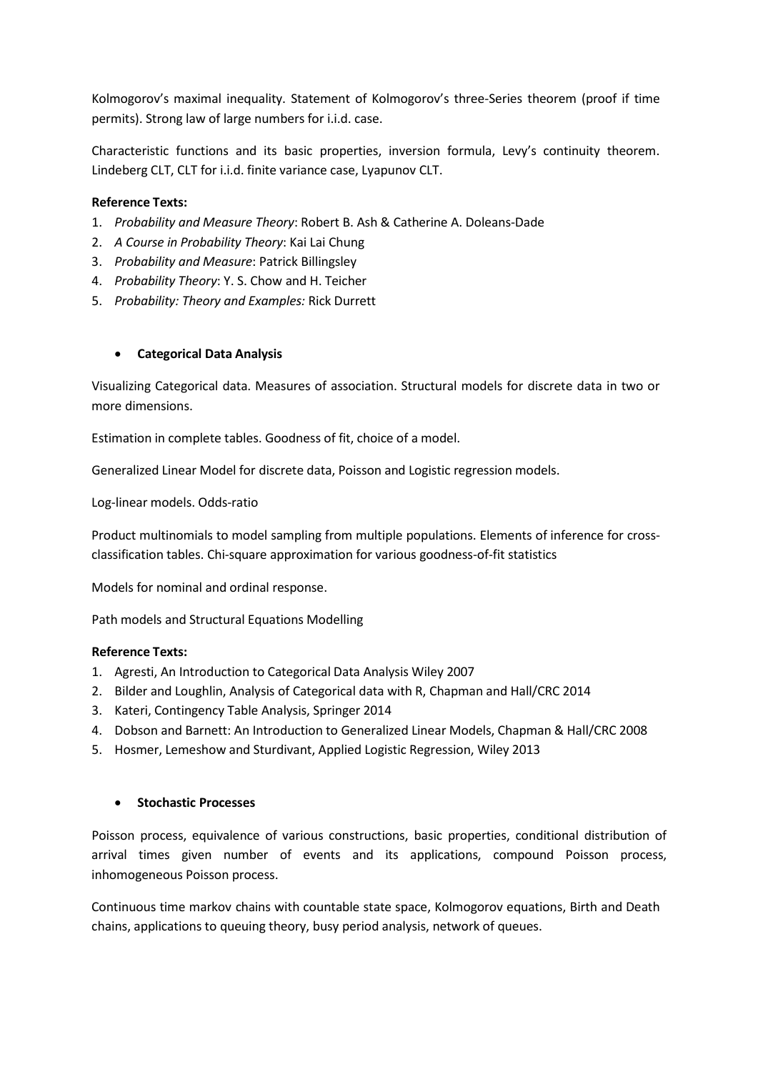Kolmogorov's maximal inequality. Statement of Kolmogorov's three-Series theorem (proof if time permits). Strong law of large numbers for i.i.d. case.

Characteristic functions and its basic properties, inversion formula, Levy's continuity theorem. Lindeberg CLT, CLT for i.i.d. finite variance case, Lyapunov CLT.

**Reference Texts:**

1. *Probability and Measure Theory*: Robert B. Ash & Catherine A. Doleans-Dade
2. *A Course in Probability Theory*: Kai Lai Chung
3. *Probability and Measure*: Patrick Billingsley
4. *Probability Theory*: Y. S. Chow and H. Teicher
5. *Probability: Theory and Examples:* Rick Durrett

- **Categorical Data Analysis**

Visualizing Categorical data. Measures of association. Structural models for discrete data in two or more dimensions.

Estimation in complete tables. Goodness of fit, choice of a model.

Generalized Linear Model for discrete data, Poisson and Logistic regression models.

Log-linear models. Odds-ratio

Product multinomials to model sampling from multiple populations. Elements of inference for cross-classification tables. Chi-square approximation for various goodness-of-fit statistics

Models for nominal and ordinal response.

Path models and Structural Equations Modelling

**Reference Texts:**

1. Agresti, An Introduction to Categorical Data Analysis Wiley 2007
2. Bilder and Loughlin, Analysis of Categorical data with R, Chapman and Hall/CRC 2014
3. Kateri, Contingency Table Analysis, Springer 2014
4. Dobson and Barnett: An Introduction to Generalized Linear Models, Chapman & Hall/CRC 2008
5. Hosmer, Lemeshow and Sturdivant, Applied Logistic Regression, Wiley 2013

- **Stochastic Processes**

Poisson process, equivalence of various constructions, basic properties, conditional distribution of arrival times given number of events and its applications, compound Poisson process, inhomogeneous Poisson process.

Continuous time markov chains with countable state space, Kolmogorov equations, Birth and Death chains, applications to queuing theory, busy period analysis, network of queues.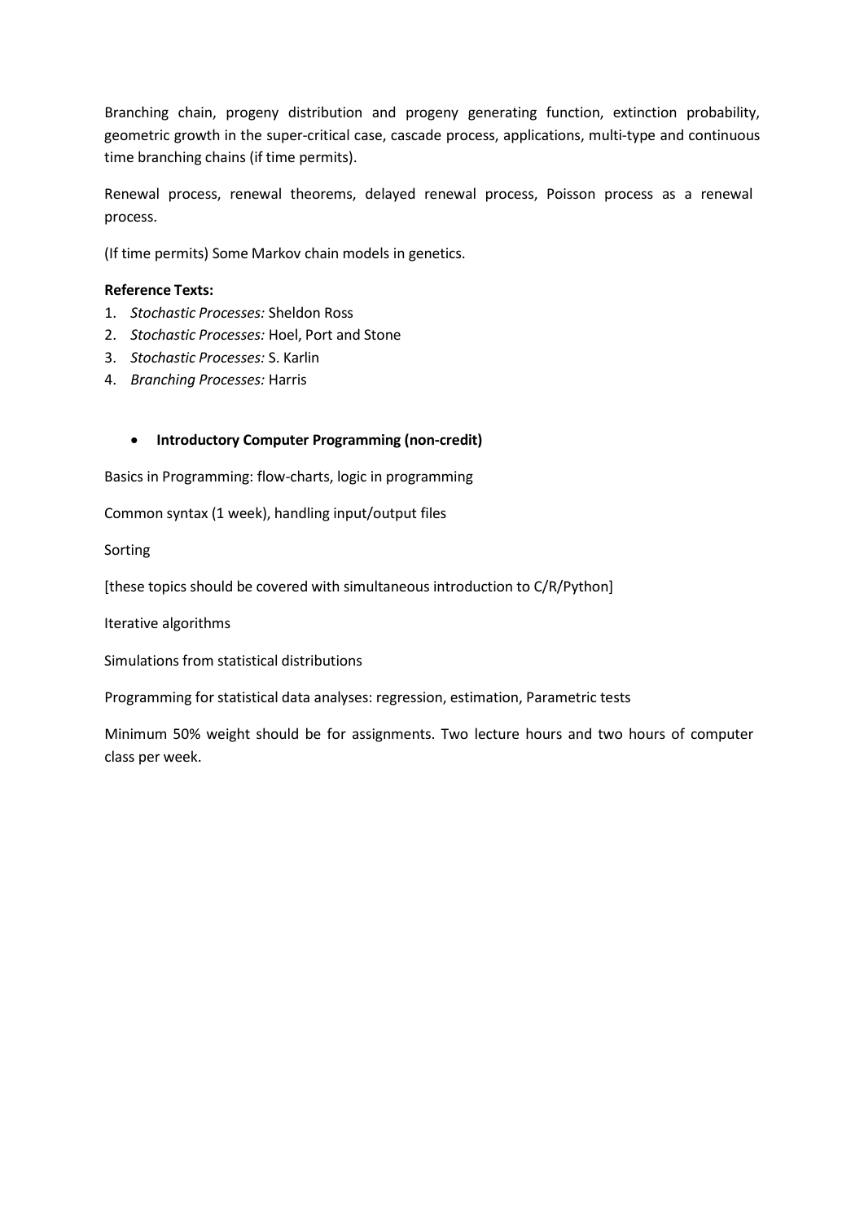Branching chain, progeny distribution and progeny generating function, extinction probability, geometric growth in the super-critical case, cascade process, applications, multi-type and continuous time branching chains (if time permits).

Renewal process, renewal theorems, delayed renewal process, Poisson process as a renewal process.

(If time permits) Some Markov chain models in genetics.

**Reference Texts:**

1. *Stochastic Processes:* Sheldon Ross
2. *Stochastic Processes:* Hoel, Port and Stone
3. *Stochastic Processes:* S. Karlin
4. *Branching Processes:* Harris

- **Introductory Computer Programming (non-credit)**

Basics in Programming: flow-charts, logic in programming

Common syntax (1 week), handling input/output files

Sorting

[these topics should be covered with simultaneous introduction to C/R/Python]

Iterative algorithms

Simulations from statistical distributions

Programming for statistical data analyses: regression, estimation, Parametric tests

Minimum 50% weight should be for assignments. Two lecture hours and two hours of computer class per week.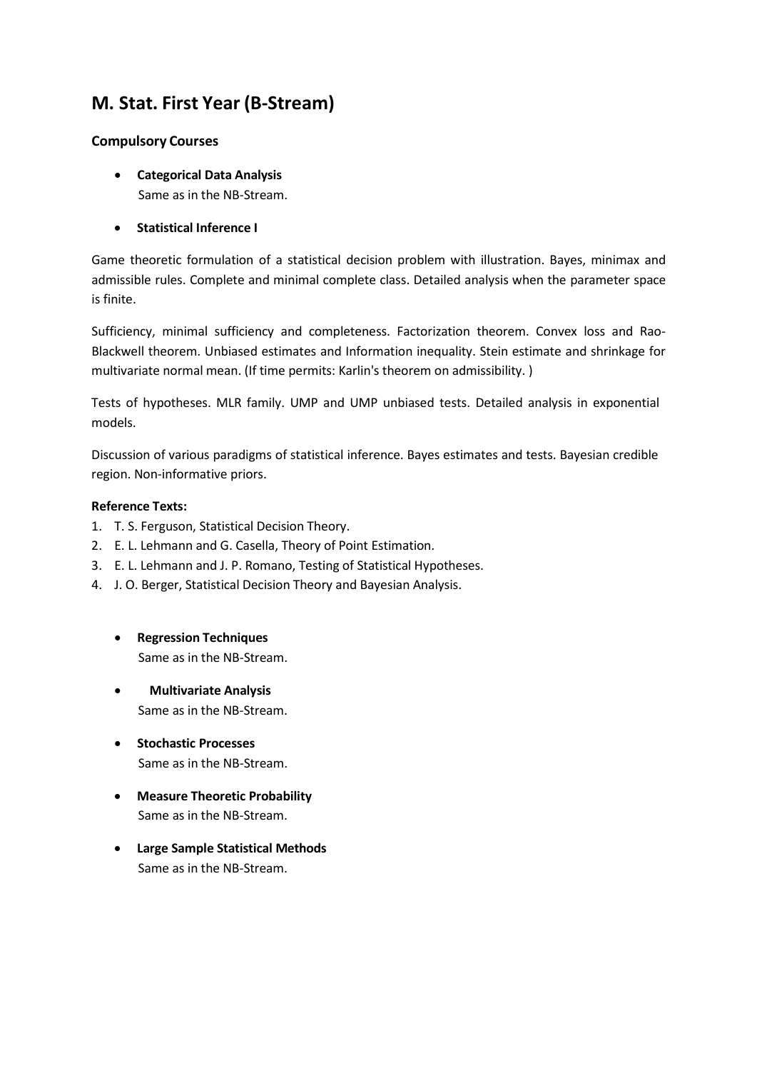## M. Stat. First Year (B-Stream)

### Compulsory Courses

- **Categorical Data Analysis**
  Same as in the NB-Stream.

- **Statistical Inference I**

Game theoretic formulation of a statistical decision problem with illustration. Bayes, minimax and admissible rules. Complete and minimal complete class. Detailed analysis when the parameter space is finite.

Sufficiency, minimal sufficiency and completeness. Factorization theorem. Convex loss and Rao-Blackwell theorem. Unbiased estimates and Information inequality. Stein estimate and shrinkage for multivariate normal mean. (If time permits: Karlin's theorem on admissibility. )

Tests of hypotheses. MLR family. UMP and UMP unbiased tests. Detailed analysis in exponential models.

Discussion of various paradigms of statistical inference. Bayes estimates and tests. Bayesian credible region. Non-informative priors.

**Reference Texts:**

1. T. S. Ferguson, Statistical Decision Theory.
2. E. L. Lehmann and G. Casella, Theory of Point Estimation.
3. E. L. Lehmann and J. P. Romano, Testing of Statistical Hypotheses.
4. J. O. Berger, Statistical Decision Theory and Bayesian Analysis.

- **Regression Techniques**
  Same as in the NB-Stream.

- **Multivariate Analysis**
  Same as in the NB-Stream.

- **Stochastic Processes**
  Same as in the NB-Stream.

- **Measure Theoretic Probability**
  Same as in the NB-Stream.

- **Large Sample Statistical Methods**
  Same as in the NB-Stream.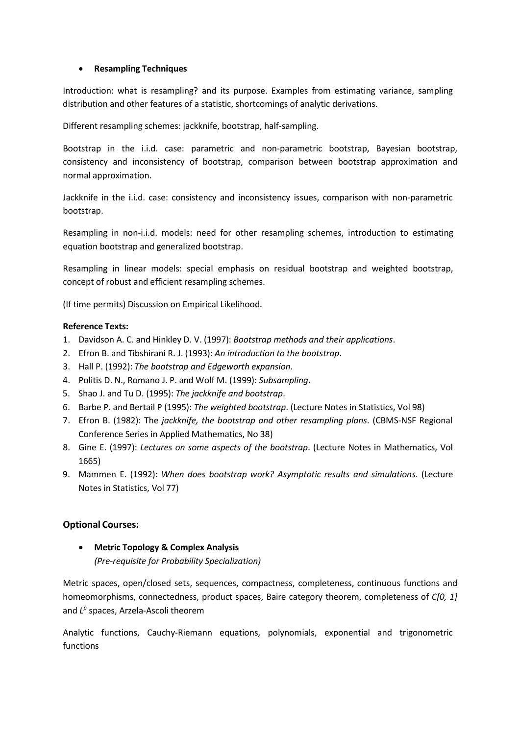- **Resampling Techniques**

Introduction: what is resampling? and its purpose. Examples from estimating variance, sampling distribution and other features of a statistic, shortcomings of analytic derivations.

Different resampling schemes: jackknife, bootstrap, half-sampling.

Bootstrap in the i.i.d. case: parametric and non-parametric bootstrap, Bayesian bootstrap, consistency and inconsistency of bootstrap, comparison between bootstrap approximation and normal approximation.

Jackknife in the i.i.d. case: consistency and inconsistency issues, comparison with non-parametric bootstrap.

Resampling in non-i.i.d. models: need for other resampling schemes, introduction to estimating equation bootstrap and generalized bootstrap.

Resampling in linear models: special emphasis on residual bootstrap and weighted bootstrap, concept of robust and efficient resampling schemes.

(If time permits) Discussion on Empirical Likelihood.

**Reference Texts:**

1. Davidson A. C. and Hinkley D. V. (1997): *Bootstrap methods and their applications*.
2. Efron B. and Tibshirani R. J. (1993): *An introduction to the bootstrap*.
3. Hall P. (1992): *The bootstrap and Edgeworth expansion*.
4. Politis D. N., Romano J. P. and Wolf M. (1999): *Subsampling*.
5. Shao J. and Tu D. (1995): *The jackknife and bootstrap*.
6. Barbe P. and Bertail P (1995): *The weighted bootstrap*. (Lecture Notes in Statistics, Vol 98)
7. Efron B. (1982): The *jackknife, the bootstrap and other resampling plans*. (CBMS-NSF Regional Conference Series in Applied Mathematics, No 38)
8. Gine E. (1997): *Lectures on some aspects of the bootstrap*. (Lecture Notes in Mathematics, Vol 1665)
9. Mammen E. (1992): *When does bootstrap work? Asymptotic results and simulations*. (Lecture Notes in Statistics, Vol 77)

## Optional Courses:

- **Metric Topology & Complex Analysis**
  *(Pre-requisite for Probability Specialization)*

Metric spaces, open/closed sets, sequences, compactness, completeness, continuous functions and homeomorphisms, connectedness, product spaces, Baire category theorem, completeness of *C[0, 1]* and $L^p$ spaces, Arzela-Ascoli theorem

Analytic functions, Cauchy-Riemann equations, polynomials, exponential and trigonometric functions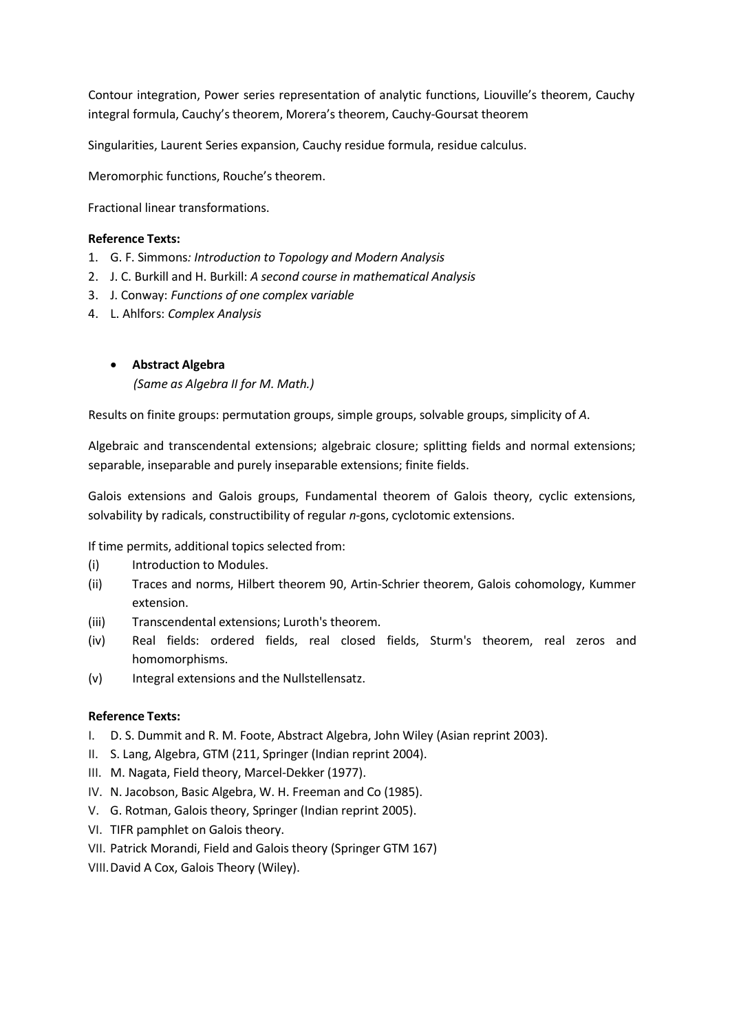Contour integration, Power series representation of analytic functions, Liouville's theorem, Cauchy integral formula, Cauchy's theorem, Morera's theorem, Cauchy-Goursat theorem

Singularities, Laurent Series expansion, Cauchy residue formula, residue calculus.

Meromorphic functions, Rouche's theorem.

Fractional linear transformations.

**Reference Texts:**

1. G. F. Simmons*: Introduction to Topology and Modern Analysis*
2. J. C. Burkill and H. Burkill: *A second course in mathematical Analysis*
3. J. Conway: *Functions of one complex variable*
4. L. Ahlfors: *Complex Analysis*

- **Abstract Algebra**
  *(Same as Algebra II for M. Math.)*

Results on finite groups: permutation groups, simple groups, solvable groups, simplicity of *A*.

Algebraic and transcendental extensions; algebraic closure; splitting fields and normal extensions; separable, inseparable and purely inseparable extensions; finite fields.

Galois extensions and Galois groups, Fundamental theorem of Galois theory, cyclic extensions, solvability by radicals, constructibility of regular *n*-gons, cyclotomic extensions.

If time permits, additional topics selected from:

(i) Introduction to Modules.
(ii) Traces and norms, Hilbert theorem 90, Artin-Schrier theorem, Galois cohomology, Kummer extension.
(iii) Transcendental extensions; Luroth's theorem.
(iv) Real fields: ordered fields, real closed fields, Sturm's theorem, real zeros and homomorphisms.
(v) Integral extensions and the Nullstellensatz.

**Reference Texts:**

I. D. S. Dummit and R. M. Foote, Abstract Algebra, John Wiley (Asian reprint 2003).
II. S. Lang, Algebra, GTM (211, Springer (Indian reprint 2004).
III. M. Nagata, Field theory, Marcel-Dekker (1977).
IV. N. Jacobson, Basic Algebra, W. H. Freeman and Co (1985).
V. G. Rotman, Galois theory, Springer (Indian reprint 2005).
VI. TIFR pamphlet on Galois theory.
VII. Patrick Morandi, Field and Galois theory (Springer GTM 167)
VIII. David A Cox, Galois Theory (Wiley).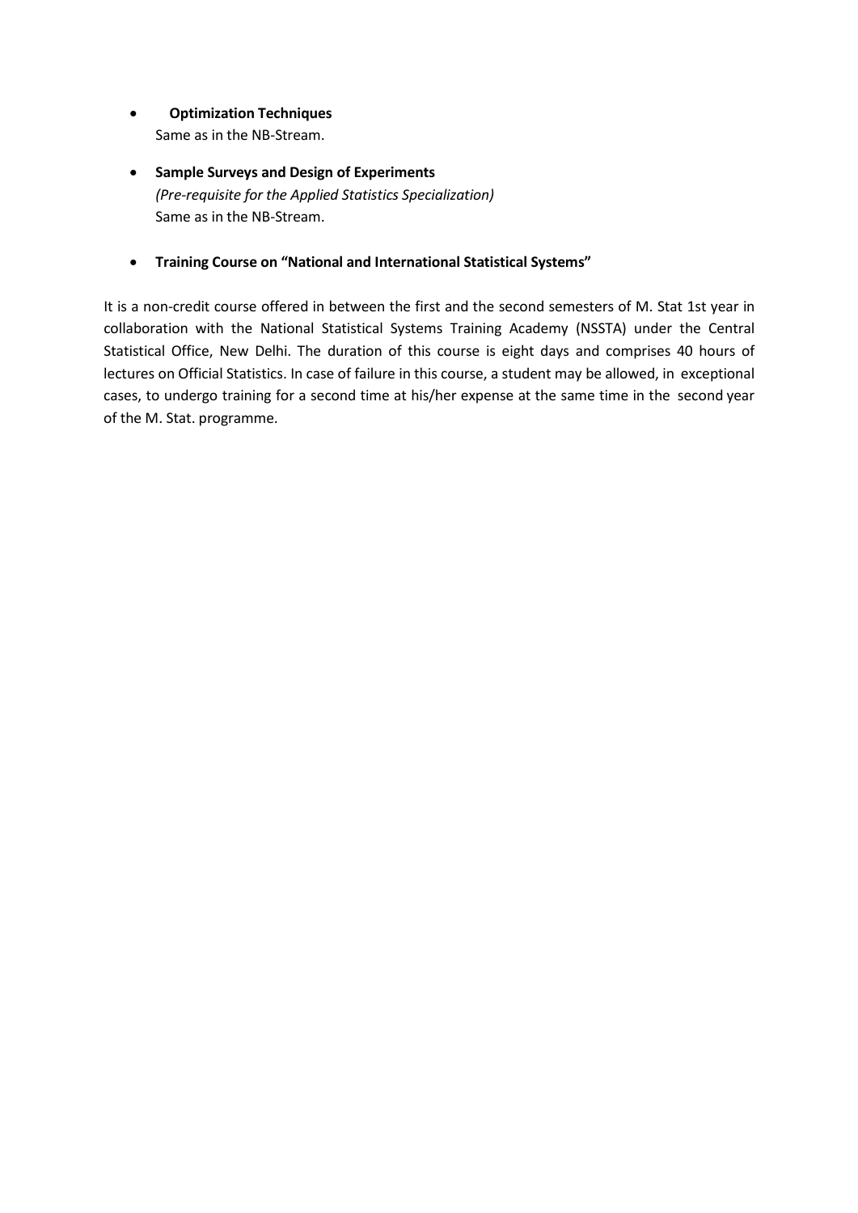- **Optimization Techniques**
  Same as in the NB-Stream.

- **Sample Surveys and Design of Experiments**
  *(Pre-requisite for the Applied Statistics Specialization)*
  Same as in the NB-Stream.

- **Training Course on "National and International Statistical Systems"**

It is a non-credit course offered in between the first and the second semesters of M. Stat 1st year in collaboration with the National Statistical Systems Training Academy (NSSTA) under the Central Statistical Office, New Delhi. The duration of this course is eight days and comprises 40 hours of lectures on Official Statistics. In case of failure in this course, a student may be allowed, in exceptional cases, to undergo training for a second time at his/her expense at the same time in the second year of the M. Stat. programme.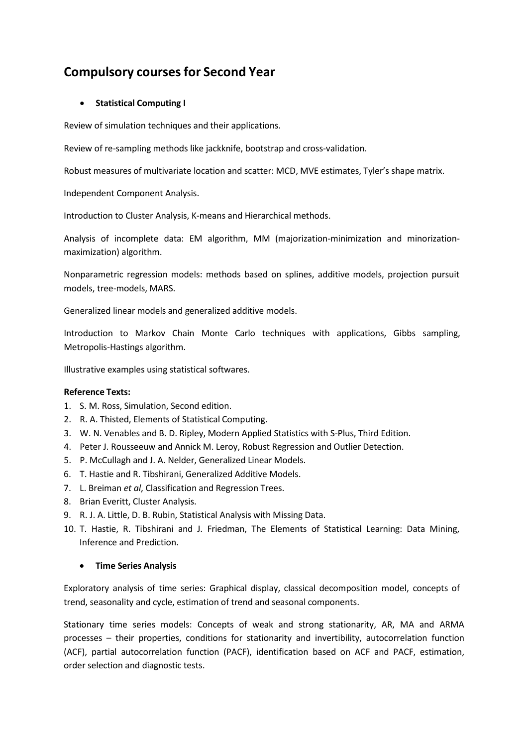# Compulsory courses for Second Year

- **Statistical Computing I**

Review of simulation techniques and their applications.

Review of re-sampling methods like jackknife, bootstrap and cross-validation.

Robust measures of multivariate location and scatter: MCD, MVE estimates, Tyler's shape matrix.

Independent Component Analysis.

Introduction to Cluster Analysis, K-means and Hierarchical methods.

Analysis of incomplete data: EM algorithm, MM (majorization-minimization and minorization-maximization) algorithm.

Nonparametric regression models: methods based on splines, additive models, projection pursuit models, tree-models, MARS.

Generalized linear models and generalized additive models.

Introduction to Markov Chain Monte Carlo techniques with applications, Gibbs sampling, Metropolis-Hastings algorithm.

Illustrative examples using statistical softwares.

**Reference Texts:**

1. S. M. Ross, Simulation, Second edition.
2. R. A. Thisted, Elements of Statistical Computing.
3. W. N. Venables and B. D. Ripley, Modern Applied Statistics with S-Plus, Third Edition.
4. Peter J. Rousseeuw and Annick M. Leroy, Robust Regression and Outlier Detection.
5. P. McCullagh and J. A. Nelder, Generalized Linear Models.
6. T. Hastie and R. Tibshirani, Generalized Additive Models.
7. L. Breiman *et al*, Classification and Regression Trees.
8. Brian Everitt, Cluster Analysis.
9. R. J. A. Little, D. B. Rubin, Statistical Analysis with Missing Data.
10. T. Hastie, R. Tibshirani and J. Friedman, The Elements of Statistical Learning: Data Mining, Inference and Prediction.

- **Time Series Analysis**

Exploratory analysis of time series: Graphical display, classical decomposition model, concepts of trend, seasonality and cycle, estimation of trend and seasonal components.

Stationary time series models: Concepts of weak and strong stationarity, AR, MA and ARMA processes – their properties, conditions for stationarity and invertibility, autocorrelation function (ACF), partial autocorrelation function (PACF), identification based on ACF and PACF, estimation, order selection and diagnostic tests.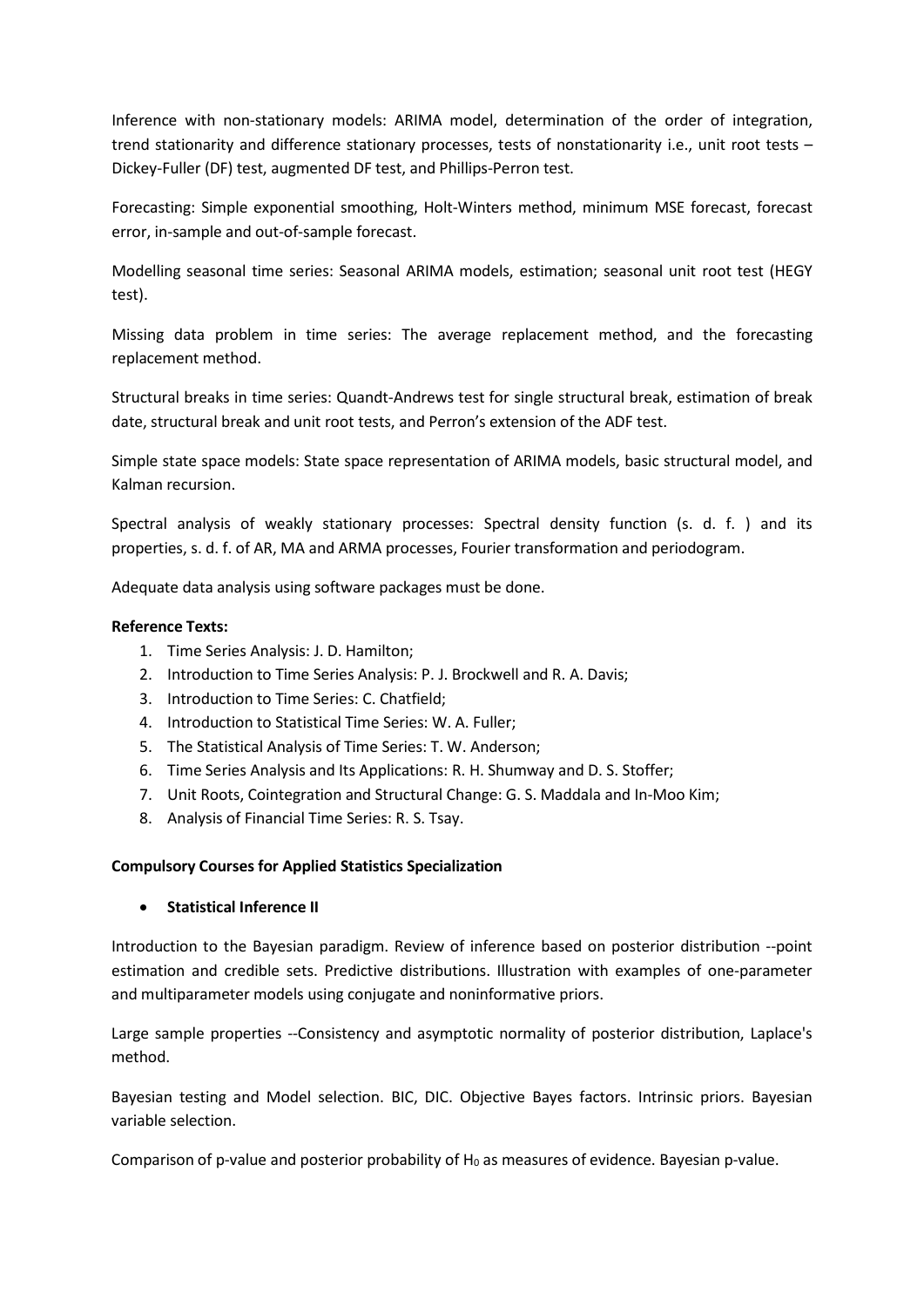Inference with non-stationary models: ARIMA model, determination of the order of integration, trend stationarity and difference stationary processes, tests of nonstationarity i.e., unit root tests – Dickey-Fuller (DF) test, augmented DF test, and Phillips-Perron test.

Forecasting: Simple exponential smoothing, Holt-Winters method, minimum MSE forecast, forecast error, in-sample and out-of-sample forecast.

Modelling seasonal time series: Seasonal ARIMA models, estimation; seasonal unit root test (HEGY test).

Missing data problem in time series: The average replacement method, and the forecasting replacement method.

Structural breaks in time series: Quandt-Andrews test for single structural break, estimation of break date, structural break and unit root tests, and Perron's extension of the ADF test.

Simple state space models: State space representation of ARIMA models, basic structural model, and Kalman recursion.

Spectral analysis of weakly stationary processes: Spectral density function (s. d. f. ) and its properties, s. d. f. of AR, MA and ARMA processes, Fourier transformation and periodogram.

Adequate data analysis using software packages must be done.

**Reference Texts:**

1. Time Series Analysis: J. D. Hamilton;
2. Introduction to Time Series Analysis: P. J. Brockwell and R. A. Davis;
3. Introduction to Time Series: C. Chatfield;
4. Introduction to Statistical Time Series: W. A. Fuller;
5. The Statistical Analysis of Time Series: T. W. Anderson;
6. Time Series Analysis and Its Applications: R. H. Shumway and D. S. Stoffer;
7. Unit Roots, Cointegration and Structural Change: G. S. Maddala and In-Moo Kim;
8. Analysis of Financial Time Series: R. S. Tsay.

**Compulsory Courses for Applied Statistics Specialization**

- **Statistical Inference II**

Introduction to the Bayesian paradigm. Review of inference based on posterior distribution --point estimation and credible sets. Predictive distributions. Illustration with examples of one-parameter and multiparameter models using conjugate and noninformative priors.

Large sample properties --Consistency and asymptotic normality of posterior distribution, Laplace's method.

Bayesian testing and Model selection. BIC, DIC. Objective Bayes factors. Intrinsic priors. Bayesian variable selection.

Comparison of p-value and posterior probability of $H_0$ as measures of evidence. Bayesian p-value.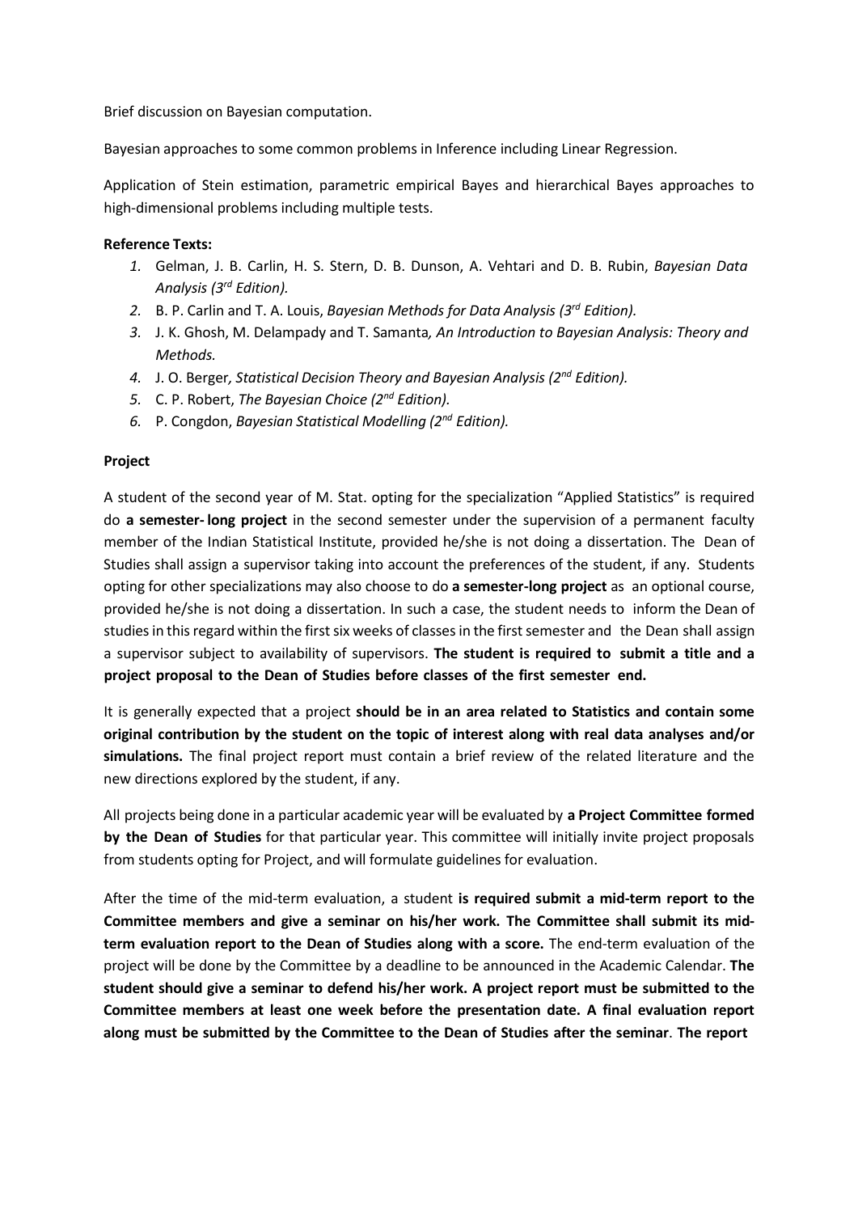Brief discussion on Bayesian computation.

Bayesian approaches to some common problems in Inference including Linear Regression.

Application of Stein estimation, parametric empirical Bayes and hierarchical Bayes approaches to high-dimensional problems including multiple tests.

**Reference Texts:**

1. Gelman, J. B. Carlin, H. S. Stern, D. B. Dunson, A. Vehtari and D. B. Rubin, *Bayesian Data Analysis (3rd Edition).*
2. B. P. Carlin and T. A. Louis, *Bayesian Methods for Data Analysis (3rd Edition).*
3. J. K. Ghosh, M. Delampady and T. Samanta*, An Introduction to Bayesian Analysis: Theory and Methods.*
4. J. O. Berger*, Statistical Decision Theory and Bayesian Analysis (2nd Edition).*
5. C. P. Robert, *The Bayesian Choice (2nd Edition).*
6. P. Congdon, *Bayesian Statistical Modelling (2nd Edition).*

**Project**

A student of the second year of M. Stat. opting for the specialization "Applied Statistics" is required do **a semester- long project** in the second semester under the supervision of a permanent faculty member of the Indian Statistical Institute, provided he/she is not doing a dissertation. The Dean of Studies shall assign a supervisor taking into account the preferences of the student, if any. Students opting for other specializations may also choose to do **a semester-long project** as an optional course, provided he/she is not doing a dissertation. In such a case, the student needs to inform the Dean of studies in this regard within the first six weeks of classes in the first semester and the Dean shall assign a supervisor subject to availability of supervisors. **The student is required to submit a title and a project proposal to the Dean of Studies before classes of the first semester end.**

It is generally expected that a project **should be in an area related to Statistics and contain some original contribution by the student on the topic of interest along with real data analyses and/or simulations.** The final project report must contain a brief review of the related literature and the new directions explored by the student, if any.

All projects being done in a particular academic year will be evaluated by **a Project Committee formed by the Dean of Studies** for that particular year. This committee will initially invite project proposals from students opting for Project, and will formulate guidelines for evaluation.

After the time of the mid-term evaluation, a student **is required submit a mid-term report to the Committee members and give a seminar on his/her work. The Committee shall submit its mid-term evaluation report to the Dean of Studies along with a score.** The end-term evaluation of the project will be done by the Committee by a deadline to be announced in the Academic Calendar. **The student should give a seminar to defend his/her work. A project report must be submitted to the Committee members at least one week before the presentation date. A final evaluation report along must be submitted by the Committee to the Dean of Studies after the seminar**. **The report**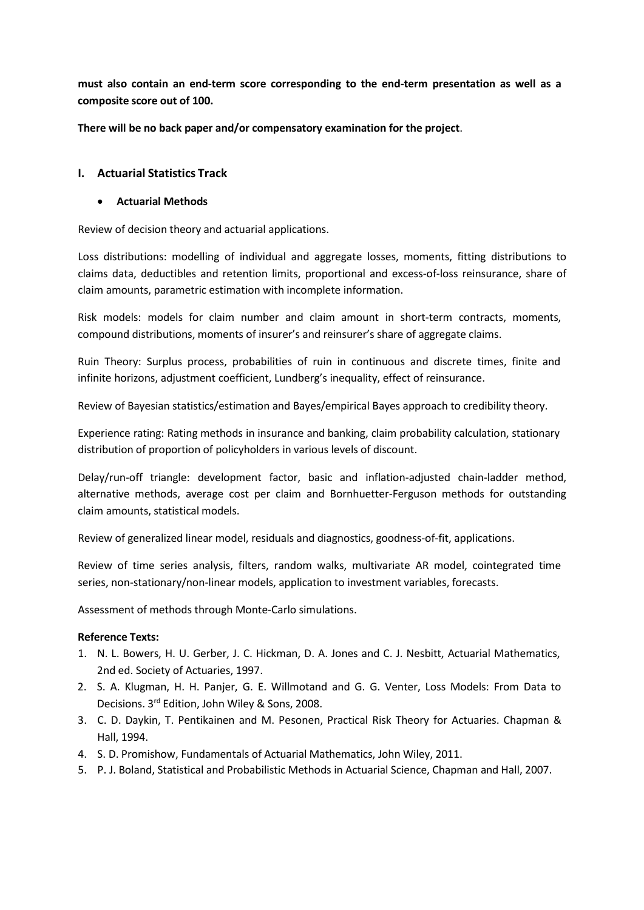**must also contain an end-term score corresponding to the end-term presentation as well as a composite score out of 100.**

**There will be no back paper and/or compensatory examination for the project**.

## I. Actuarial Statistics Track

- **Actuarial Methods**

Review of decision theory and actuarial applications.

Loss distributions: modelling of individual and aggregate losses, moments, fitting distributions to claims data, deductibles and retention limits, proportional and excess-of-loss reinsurance, share of claim amounts, parametric estimation with incomplete information.

Risk models: models for claim number and claim amount in short-term contracts, moments, compound distributions, moments of insurer's and reinsurer's share of aggregate claims.

Ruin Theory: Surplus process, probabilities of ruin in continuous and discrete times, finite and infinite horizons, adjustment coefficient, Lundberg's inequality, effect of reinsurance.

Review of Bayesian statistics/estimation and Bayes/empirical Bayes approach to credibility theory.

Experience rating: Rating methods in insurance and banking, claim probability calculation, stationary distribution of proportion of policyholders in various levels of discount.

Delay/run-off triangle: development factor, basic and inflation-adjusted chain-ladder method, alternative methods, average cost per claim and Bornhuetter-Ferguson methods for outstanding claim amounts, statistical models.

Review of generalized linear model, residuals and diagnostics, goodness-of-fit, applications.

Review of time series analysis, filters, random walks, multivariate AR model, cointegrated time series, non-stationary/non-linear models, application to investment variables, forecasts.

Assessment of methods through Monte-Carlo simulations.

**Reference Texts:**

1. N. L. Bowers, H. U. Gerber, J. C. Hickman, D. A. Jones and C. J. Nesbitt, Actuarial Mathematics, 2nd ed. Society of Actuaries, 1997.
2. S. A. Klugman, H. H. Panjer, G. E. Willmotand and G. G. Venter, Loss Models: From Data to Decisions. 3rd Edition, John Wiley & Sons, 2008.
3. C. D. Daykin, T. Pentikainen and M. Pesonen, Practical Risk Theory for Actuaries. Chapman & Hall, 1994.
4. S. D. Promishow, Fundamentals of Actuarial Mathematics, John Wiley, 2011.
5. P. J. Boland, Statistical and Probabilistic Methods in Actuarial Science, Chapman and Hall, 2007.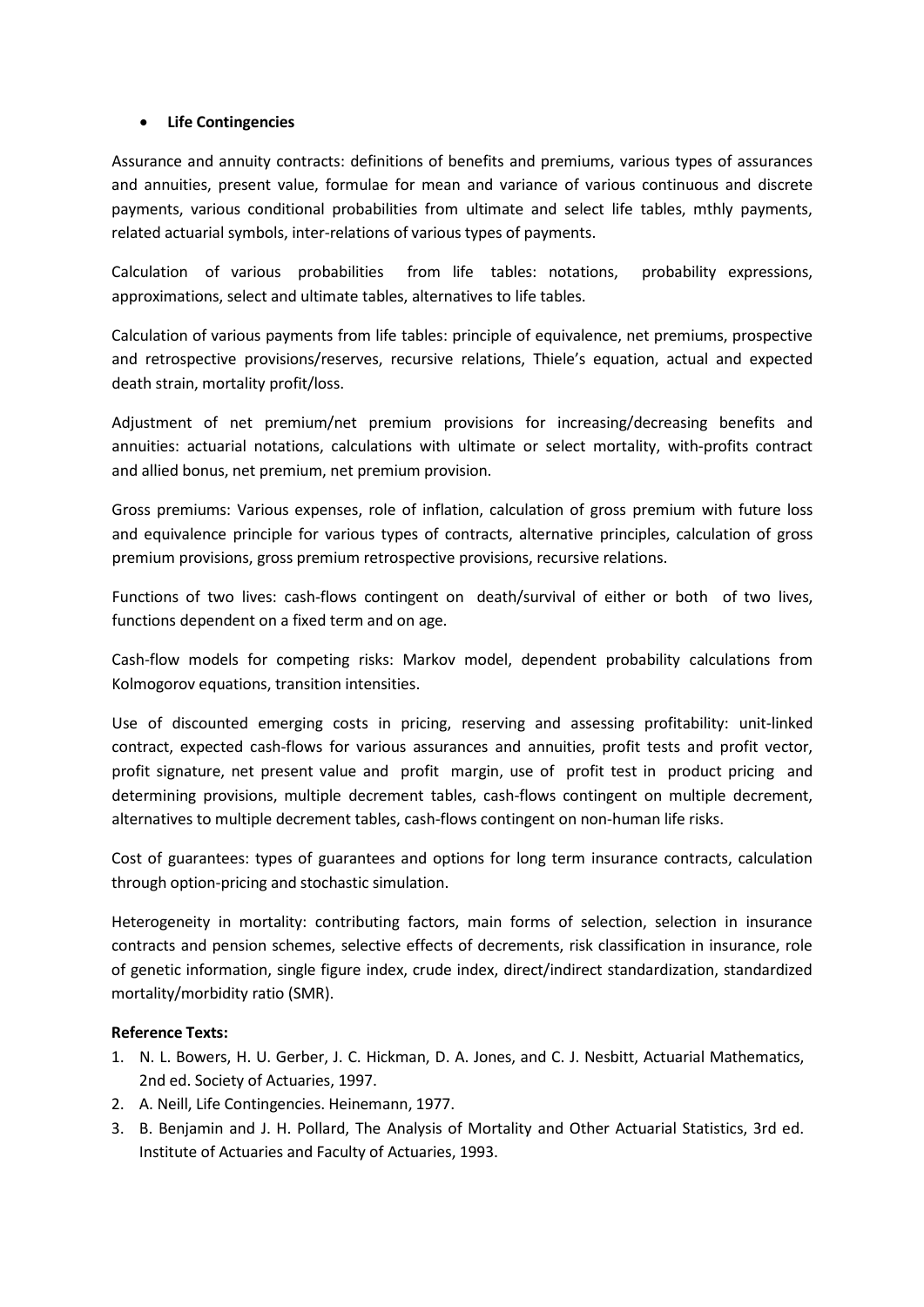- **Life Contingencies**

Assurance and annuity contracts: definitions of benefits and premiums, various types of assurances and annuities, present value, formulae for mean and variance of various continuous and discrete payments, various conditional probabilities from ultimate and select life tables, mthly payments, related actuarial symbols, inter-relations of various types of payments.

Calculation of various probabilities from life tables: notations, probability expressions, approximations, select and ultimate tables, alternatives to life tables.

Calculation of various payments from life tables: principle of equivalence, net premiums, prospective and retrospective provisions/reserves, recursive relations, Thiele's equation, actual and expected death strain, mortality profit/loss.

Adjustment of net premium/net premium provisions for increasing/decreasing benefits and annuities: actuarial notations, calculations with ultimate or select mortality, with-profits contract and allied bonus, net premium, net premium provision.

Gross premiums: Various expenses, role of inflation, calculation of gross premium with future loss and equivalence principle for various types of contracts, alternative principles, calculation of gross premium provisions, gross premium retrospective provisions, recursive relations.

Functions of two lives: cash-flows contingent on death/survival of either or both of two lives, functions dependent on a fixed term and on age.

Cash-flow models for competing risks: Markov model, dependent probability calculations from Kolmogorov equations, transition intensities.

Use of discounted emerging costs in pricing, reserving and assessing profitability: unit-linked contract, expected cash-flows for various assurances and annuities, profit tests and profit vector, profit signature, net present value and profit margin, use of profit test in product pricing and determining provisions, multiple decrement tables, cash-flows contingent on multiple decrement, alternatives to multiple decrement tables, cash-flows contingent on non-human life risks.

Cost of guarantees: types of guarantees and options for long term insurance contracts, calculation through option-pricing and stochastic simulation.

Heterogeneity in mortality: contributing factors, main forms of selection, selection in insurance contracts and pension schemes, selective effects of decrements, risk classification in insurance, role of genetic information, single figure index, crude index, direct/indirect standardization, standardized mortality/morbidity ratio (SMR).

**Reference Texts:**

1. N. L. Bowers, H. U. Gerber, J. C. Hickman, D. A. Jones, and C. J. Nesbitt, Actuarial Mathematics, 2nd ed. Society of Actuaries, 1997.
2. A. Neill, Life Contingencies. Heinemann, 1977.
3. B. Benjamin and J. H. Pollard, The Analysis of Mortality and Other Actuarial Statistics, 3rd ed. Institute of Actuaries and Faculty of Actuaries, 1993.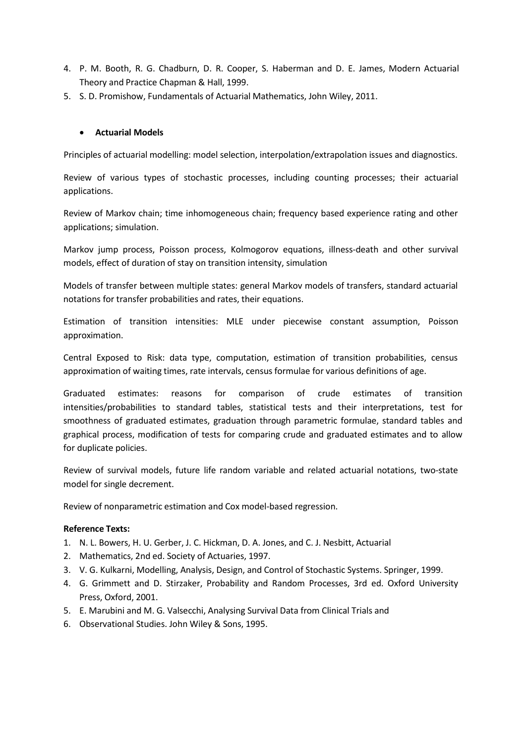4. P. M. Booth, R. G. Chadburn, D. R. Cooper, S. Haberman and D. E. James, Modern Actuarial Theory and Practice Chapman & Hall, 1999.
5. S. D. Promishow, Fundamentals of Actuarial Mathematics, John Wiley, 2011.

- **Actuarial Models**

Principles of actuarial modelling: model selection, interpolation/extrapolation issues and diagnostics.

Review of various types of stochastic processes, including counting processes; their actuarial applications.

Review of Markov chain; time inhomogeneous chain; frequency based experience rating and other applications; simulation.

Markov jump process, Poisson process, Kolmogorov equations, illness-death and other survival models, effect of duration of stay on transition intensity, simulation

Models of transfer between multiple states: general Markov models of transfers, standard actuarial notations for transfer probabilities and rates, their equations.

Estimation of transition intensities: MLE under piecewise constant assumption, Poisson approximation.

Central Exposed to Risk: data type, computation, estimation of transition probabilities, census approximation of waiting times, rate intervals, census formulae for various definitions of age.

Graduated estimates: reasons for comparison of crude estimates of transition intensities/probabilities to standard tables, statistical tests and their interpretations, test for smoothness of graduated estimates, graduation through parametric formulae, standard tables and graphical process, modification of tests for comparing crude and graduated estimates and to allow for duplicate policies.

Review of survival models, future life random variable and related actuarial notations, two-state model for single decrement.

Review of nonparametric estimation and Cox model-based regression.

**Reference Texts:**

1. N. L. Bowers, H. U. Gerber, J. C. Hickman, D. A. Jones, and C. J. Nesbitt, Actuarial
2. Mathematics, 2nd ed. Society of Actuaries, 1997.
3. V. G. Kulkarni, Modelling, Analysis, Design, and Control of Stochastic Systems. Springer, 1999.
4. G. Grimmett and D. Stirzaker, Probability and Random Processes, 3rd ed. Oxford University Press, Oxford, 2001.
5. E. Marubini and M. G. Valsecchi, Analysing Survival Data from Clinical Trials and
6. Observational Studies. John Wiley & Sons, 1995.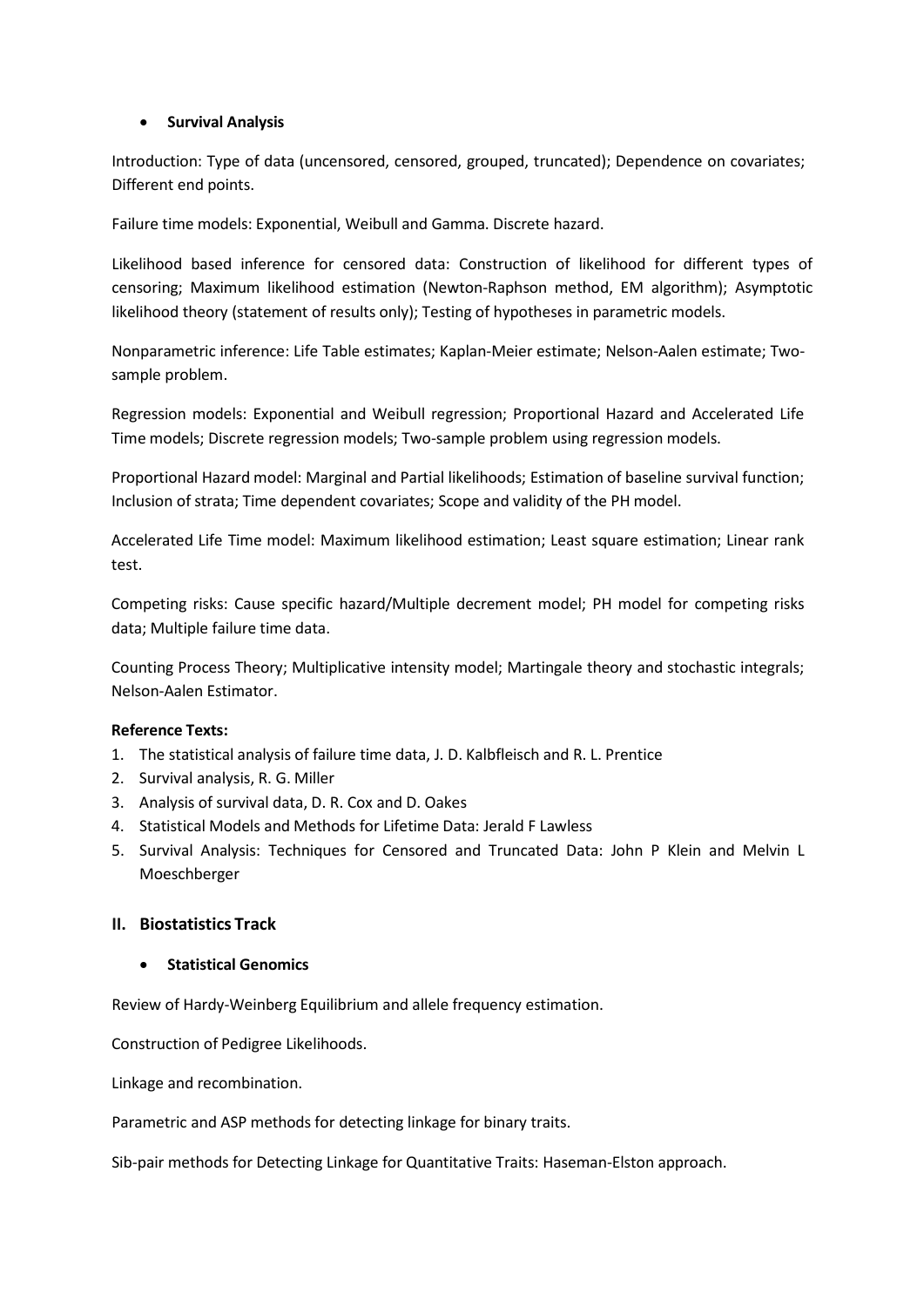- **Survival Analysis**

Introduction: Type of data (uncensored, censored, grouped, truncated); Dependence on covariates; Different end points.

Failure time models: Exponential, Weibull and Gamma. Discrete hazard.

Likelihood based inference for censored data: Construction of likelihood for different types of censoring; Maximum likelihood estimation (Newton-Raphson method, EM algorithm); Asymptotic likelihood theory (statement of results only); Testing of hypotheses in parametric models.

Nonparametric inference: Life Table estimates; Kaplan-Meier estimate; Nelson-Aalen estimate; Two-sample problem.

Regression models: Exponential and Weibull regression; Proportional Hazard and Accelerated Life Time models; Discrete regression models; Two-sample problem using regression models.

Proportional Hazard model: Marginal and Partial likelihoods; Estimation of baseline survival function; Inclusion of strata; Time dependent covariates; Scope and validity of the PH model.

Accelerated Life Time model: Maximum likelihood estimation; Least square estimation; Linear rank test.

Competing risks: Cause specific hazard/Multiple decrement model; PH model for competing risks data; Multiple failure time data.

Counting Process Theory; Multiplicative intensity model; Martingale theory and stochastic integrals; Nelson-Aalen Estimator.

**Reference Texts:**

1. The statistical analysis of failure time data, J. D. Kalbfleisch and R. L. Prentice
2. Survival analysis, R. G. Miller
3. Analysis of survival data, D. R. Cox and D. Oakes
4. Statistical Models and Methods for Lifetime Data: Jerald F Lawless
5. Survival Analysis: Techniques for Censored and Truncated Data: John P Klein and Melvin L Moeschberger

## II. Biostatistics Track

- **Statistical Genomics**

Review of Hardy-Weinberg Equilibrium and allele frequency estimation.

Construction of Pedigree Likelihoods.

Linkage and recombination.

Parametric and ASP methods for detecting linkage for binary traits.

Sib-pair methods for Detecting Linkage for Quantitative Traits: Haseman-Elston approach.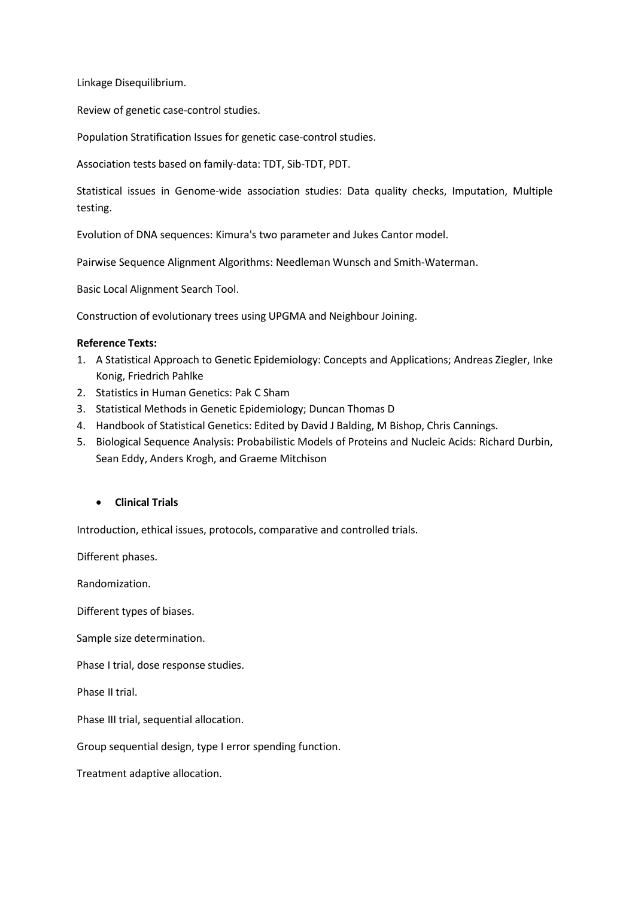Linkage Disequilibrium.

Review of genetic case-control studies.

Population Stratification Issues for genetic case-control studies.

Association tests based on family-data: TDT, Sib-TDT, PDT.

Statistical issues in Genome-wide association studies: Data quality checks, Imputation, Multiple testing.

Evolution of DNA sequences: Kimura's two parameter and Jukes Cantor model.

Pairwise Sequence Alignment Algorithms: Needleman Wunsch and Smith-Waterman.

Basic Local Alignment Search Tool.

Construction of evolutionary trees using UPGMA and Neighbour Joining.

**Reference Texts:**

1. A Statistical Approach to Genetic Epidemiology: Concepts and Applications; Andreas Ziegler, Inke Konig, Friedrich Pahlke
2. Statistics in Human Genetics: Pak C Sham
3. Statistical Methods in Genetic Epidemiology; Duncan Thomas D
4. Handbook of Statistical Genetics: Edited by David J Balding, M Bishop, Chris Cannings.
5. Biological Sequence Analysis: Probabilistic Models of Proteins and Nucleic Acids: Richard Durbin, Sean Eddy, Anders Krogh, and Graeme Mitchison

- **Clinical Trials**

Introduction, ethical issues, protocols, comparative and controlled trials.

Different phases.

Randomization.

Different types of biases.

Sample size determination.

Phase I trial, dose response studies.

Phase II trial.

Phase III trial, sequential allocation.

Group sequential design, type I error spending function.

Treatment adaptive allocation.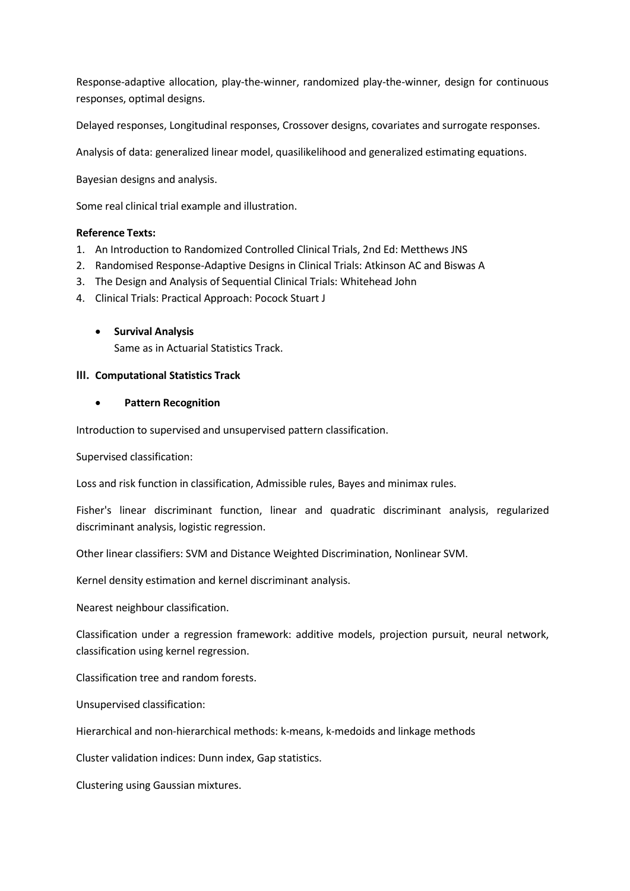Response-adaptive allocation, play-the-winner, randomized play-the-winner, design for continuous responses, optimal designs.

Delayed responses, Longitudinal responses, Crossover designs, covariates and surrogate responses.

Analysis of data: generalized linear model, quasilikelihood and generalized estimating equations.

Bayesian designs and analysis.

Some real clinical trial example and illustration.

**Reference Texts:**

1. An Introduction to Randomized Controlled Clinical Trials, 2nd Ed: Metthews JNS
2. Randomised Response-Adaptive Designs in Clinical Trials: Atkinson AC and Biswas A
3. The Design and Analysis of Sequential Clinical Trials: Whitehead John
4. Clinical Trials: Practical Approach: Pocock Stuart J

- **Survival Analysis**

  Same as in Actuarial Statistics Track.

### III. Computational Statistics Track

- **Pattern Recognition**

Introduction to supervised and unsupervised pattern classification.

Supervised classification:

Loss and risk function in classification, Admissible rules, Bayes and minimax rules.

Fisher's linear discriminant function, linear and quadratic discriminant analysis, regularized discriminant analysis, logistic regression.

Other linear classifiers: SVM and Distance Weighted Discrimination, Nonlinear SVM.

Kernel density estimation and kernel discriminant analysis.

Nearest neighbour classification.

Classification under a regression framework: additive models, projection pursuit, neural network, classification using kernel regression.

Classification tree and random forests.

Unsupervised classification:

Hierarchical and non-hierarchical methods: k-means, k-medoids and linkage methods

Cluster validation indices: Dunn index, Gap statistics.

Clustering using Gaussian mixtures.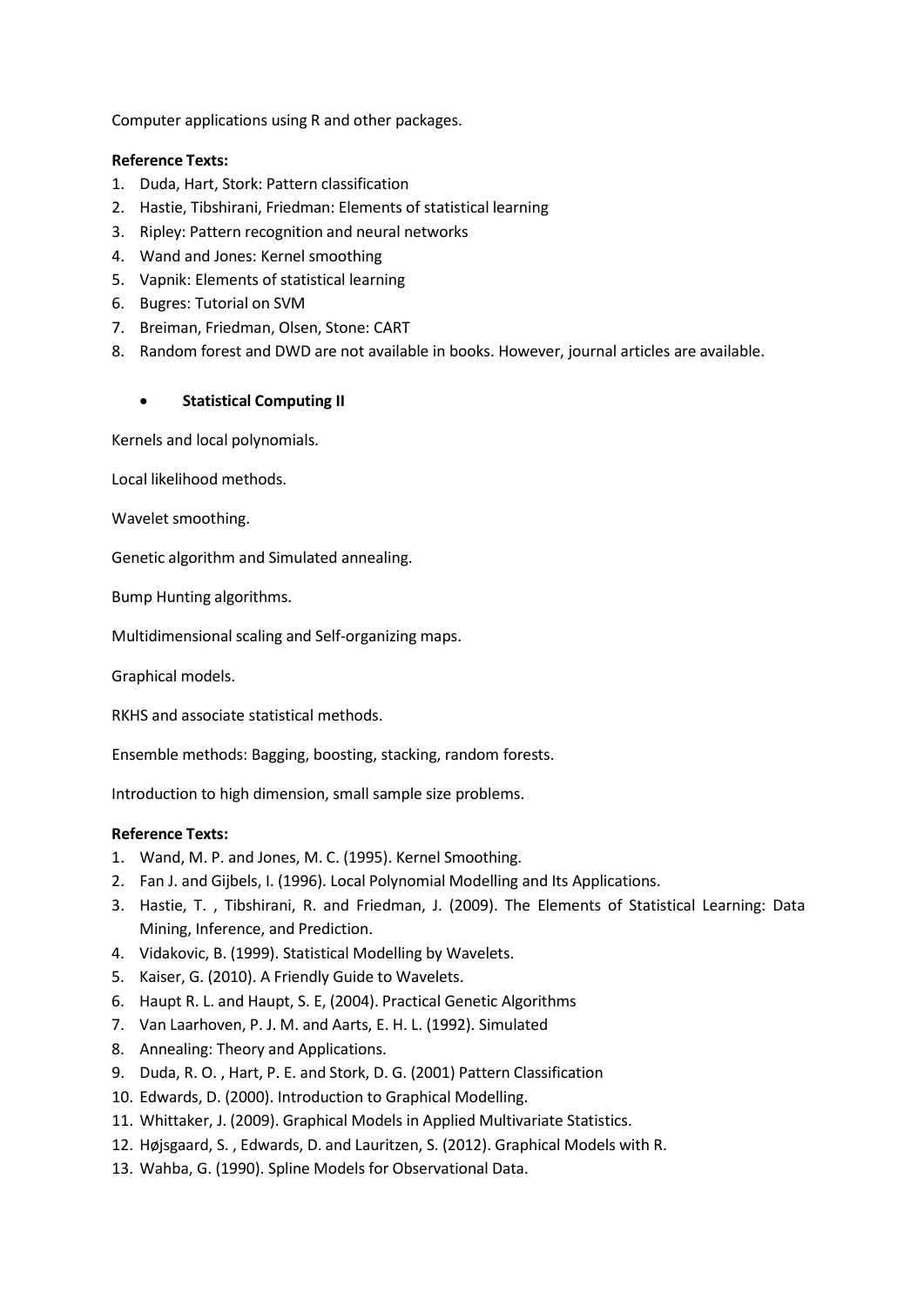Computer applications using R and other packages.

**Reference Texts:**

1. Duda, Hart, Stork: Pattern classification
2. Hastie, Tibshirani, Friedman: Elements of statistical learning
3. Ripley: Pattern recognition and neural networks
4. Wand and Jones: Kernel smoothing
5. Vapnik: Elements of statistical learning
6. Bugres: Tutorial on SVM
7. Breiman, Friedman, Olsen, Stone: CART
8. Random forest and DWD are not available in books. However, journal articles are available.

- **Statistical Computing II**

Kernels and local polynomials.

Local likelihood methods.

Wavelet smoothing.

Genetic algorithm and Simulated annealing.

Bump Hunting algorithms.

Multidimensional scaling and Self-organizing maps.

Graphical models.

RKHS and associate statistical methods.

Ensemble methods: Bagging, boosting, stacking, random forests.

Introduction to high dimension, small sample size problems.

**Reference Texts:**

1. Wand, M. P. and Jones, M. C. (1995). Kernel Smoothing.
2. Fan J. and Gijbels, I. (1996). Local Polynomial Modelling and Its Applications.
3. Hastie, T. , Tibshirani, R. and Friedman, J. (2009). The Elements of Statistical Learning: Data Mining, Inference, and Prediction.
4. Vidakovic, B. (1999). Statistical Modelling by Wavelets.
5. Kaiser, G. (2010). A Friendly Guide to Wavelets.
6. Haupt R. L. and Haupt, S. E, (2004). Practical Genetic Algorithms
7. Van Laarhoven, P. J. M. and Aarts, E. H. L. (1992). Simulated
8. Annealing: Theory and Applications.
9. Duda, R. O. , Hart, P. E. and Stork, D. G. (2001) Pattern Classification
10. Edwards, D. (2000). Introduction to Graphical Modelling.
11. Whittaker, J. (2009). Graphical Models in Applied Multivariate Statistics.
12. Højsgaard, S. , Edwards, D. and Lauritzen, S. (2012). Graphical Models with R.
13. Wahba, G. (1990). Spline Models for Observational Data.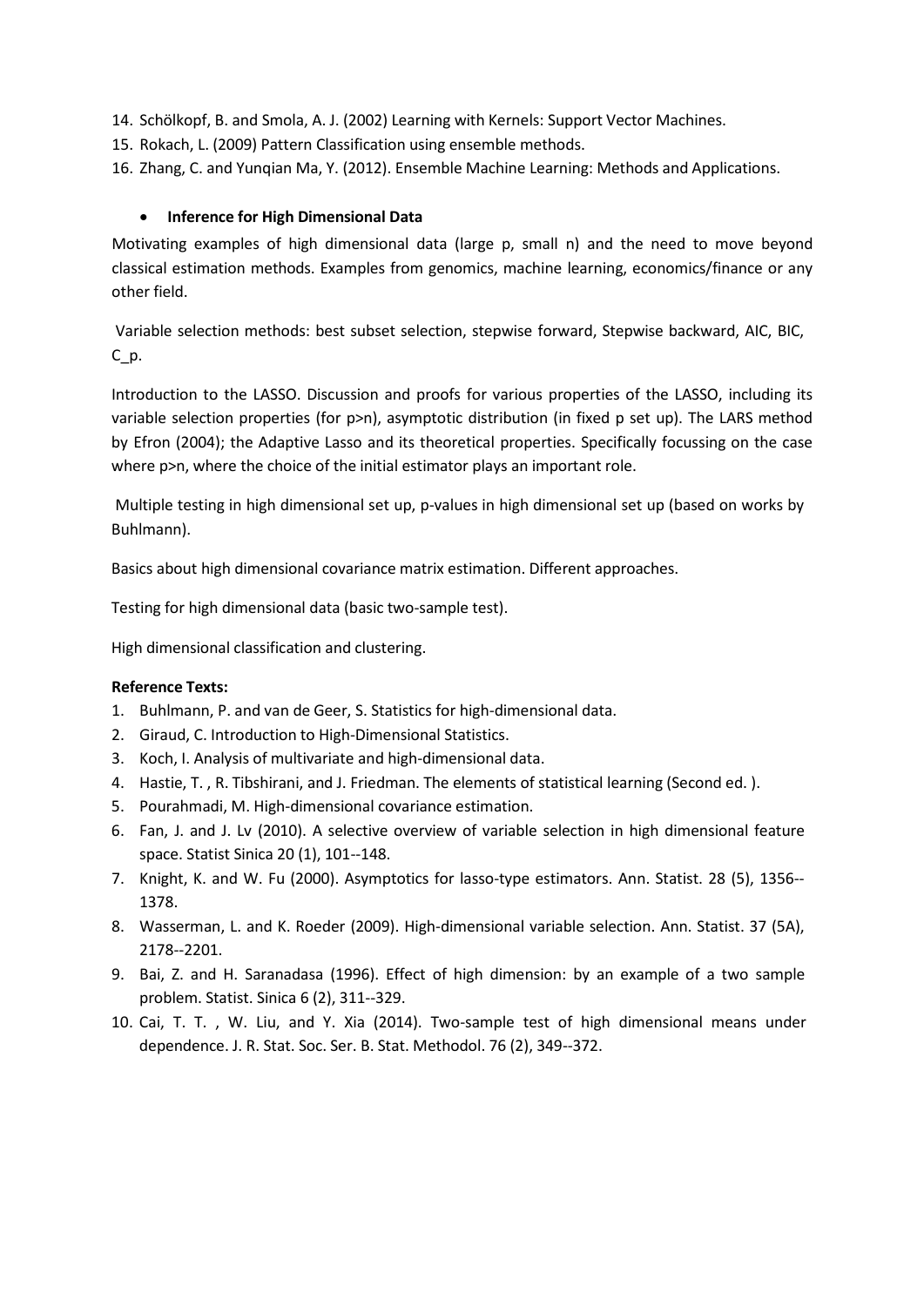14. Schölkopf, B. and Smola, A. J. (2002) Learning with Kernels: Support Vector Machines.
15. Rokach, L. (2009) Pattern Classification using ensemble methods.
16. Zhang, C. and Yunqian Ma, Y. (2012). Ensemble Machine Learning: Methods and Applications.

- **Inference for High Dimensional Data**

Motivating examples of high dimensional data (large p, small n) and the need to move beyond classical estimation methods. Examples from genomics, machine learning, economics/finance or any other field.

Variable selection methods: best subset selection, stepwise forward, Stepwise backward, AIC, BIC, $C_p$.

Introduction to the LASSO. Discussion and proofs for various properties of the LASSO, including its variable selection properties (for p>n), asymptotic distribution (in fixed p set up). The LARS method by Efron (2004); the Adaptive Lasso and its theoretical properties. Specifically focussing on the case where p>n, where the choice of the initial estimator plays an important role.

Multiple testing in high dimensional set up, p-values in high dimensional set up (based on works by Buhlmann).

Basics about high dimensional covariance matrix estimation. Different approaches.

Testing for high dimensional data (basic two-sample test).

High dimensional classification and clustering.

**Reference Texts:**

1. Buhlmann, P. and van de Geer, S. Statistics for high-dimensional data.
2. Giraud, C. Introduction to High-Dimensional Statistics.
3. Koch, I. Analysis of multivariate and high-dimensional data.
4. Hastie, T. , R. Tibshirani, and J. Friedman. The elements of statistical learning (Second ed. ).
5. Pourahmadi, M. High-dimensional covariance estimation.
6. Fan, J. and J. Lv (2010). A selective overview of variable selection in high dimensional feature space. Statist Sinica 20 (1), 101--148.
7. Knight, K. and W. Fu (2000). Asymptotics for lasso-type estimators. Ann. Statist. 28 (5), 1356--1378.
8. Wasserman, L. and K. Roeder (2009). High-dimensional variable selection. Ann. Statist. 37 (5A), 2178--2201.
9. Bai, Z. and H. Saranadasa (1996). Effect of high dimension: by an example of a two sample problem. Statist. Sinica 6 (2), 311--329.
10. Cai, T. T. , W. Liu, and Y. Xia (2014). Two-sample test of high dimensional means under dependence. J. R. Stat. Soc. Ser. B. Stat. Methodol. 76 (2), 349--372.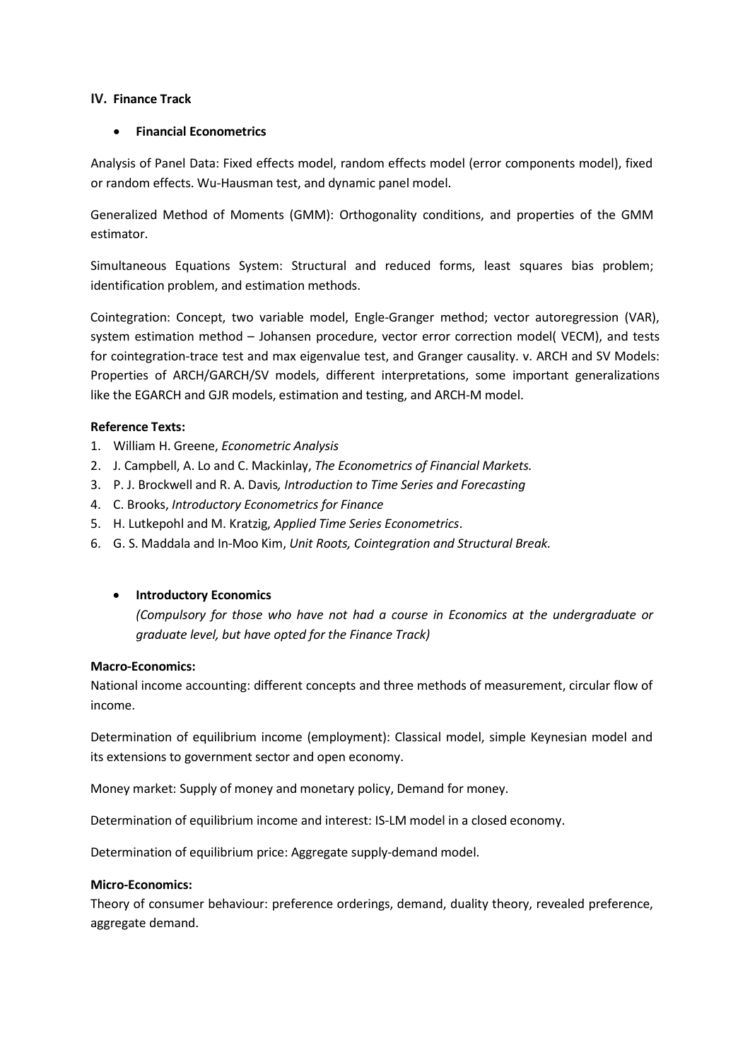## IV. Finance Track

- **Financial Econometrics**

Analysis of Panel Data: Fixed effects model, random effects model (error components model), fixed or random effects. Wu-Hausman test, and dynamic panel model.

Generalized Method of Moments (GMM): Orthogonality conditions, and properties of the GMM estimator.

Simultaneous Equations System: Structural and reduced forms, least squares bias problem; identification problem, and estimation methods.

Cointegration: Concept, two variable model, Engle-Granger method; vector autoregression (VAR), system estimation method – Johansen procedure, vector error correction model( VECM), and tests for cointegration-trace test and max eigenvalue test, and Granger causality. v. ARCH and SV Models: Properties of ARCH/GARCH/SV models, different interpretations, some important generalizations like the EGARCH and GJR models, estimation and testing, and ARCH-M model.

**Reference Texts:**

1. William H. Greene, *Econometric Analysis*
2. J. Campbell, A. Lo and C. Mackinlay, *The Econometrics of Financial Markets.*
3. P. J. Brockwell and R. A. Davis*, Introduction to Time Series and Forecasting*
4. C. Brooks, *Introductory Econometrics for Finance*
5. H. Lutkepohl and M. Kratzig, *Applied Time Series Econometrics*.
6. G. S. Maddala and In-Moo Kim, *Unit Roots, Cointegration and Structural Break.*

- **Introductory Economics**

  *(Compulsory for those who have not had a course in Economics at the undergraduate or graduate level, but have opted for the Finance Track)*

**Macro-Economics:**

National income accounting: different concepts and three methods of measurement, circular flow of income.

Determination of equilibrium income (employment): Classical model, simple Keynesian model and its extensions to government sector and open economy.

Money market: Supply of money and monetary policy, Demand for money.

Determination of equilibrium income and interest: IS-LM model in a closed economy.

Determination of equilibrium price: Aggregate supply-demand model.

**Micro-Economics:**

Theory of consumer behaviour: preference orderings, demand, duality theory, revealed preference, aggregate demand.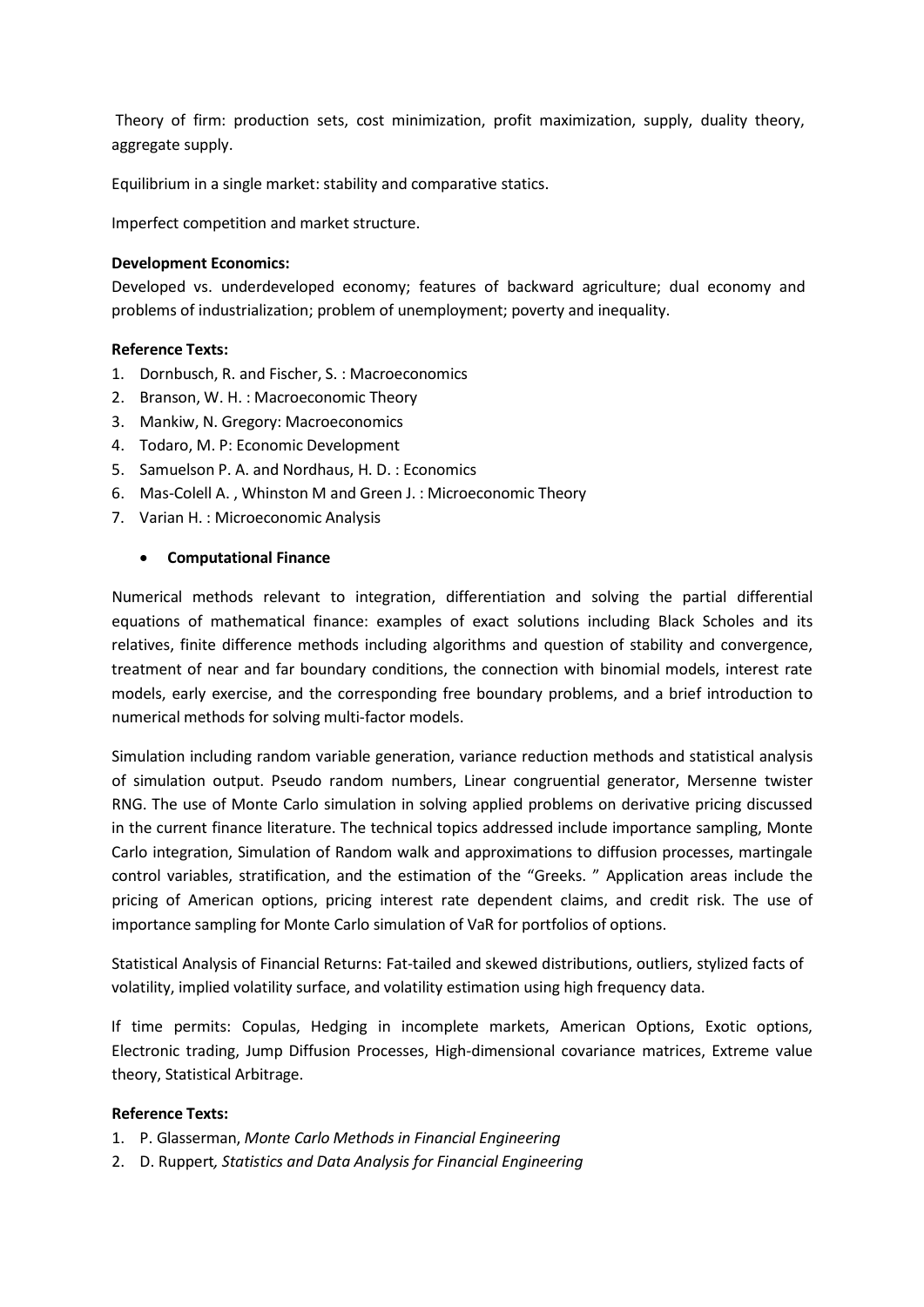Theory of firm: production sets, cost minimization, profit maximization, supply, duality theory, aggregate supply.

Equilibrium in a single market: stability and comparative statics.

Imperfect competition and market structure.

**Development Economics:**
Developed vs. underdeveloped economy; features of backward agriculture; dual economy and problems of industrialization; problem of unemployment; poverty and inequality.

**Reference Texts:**

1. Dornbusch, R. and Fischer, S. : Macroeconomics
2. Branson, W. H. : Macroeconomic Theory
3. Mankiw, N. Gregory: Macroeconomics
4. Todaro, M. P: Economic Development
5. Samuelson P. A. and Nordhaus, H. D. : Economics
6. Mas-Colell A. , Whinston M and Green J. : Microeconomic Theory
7. Varian H. : Microeconomic Analysis

- **Computational Finance**

Numerical methods relevant to integration, differentiation and solving the partial differential equations of mathematical finance: examples of exact solutions including Black Scholes and its relatives, finite difference methods including algorithms and question of stability and convergence, treatment of near and far boundary conditions, the connection with binomial models, interest rate models, early exercise, and the corresponding free boundary problems, and a brief introduction to numerical methods for solving multi-factor models.

Simulation including random variable generation, variance reduction methods and statistical analysis of simulation output. Pseudo random numbers, Linear congruential generator, Mersenne twister RNG. The use of Monte Carlo simulation in solving applied problems on derivative pricing discussed in the current finance literature. The technical topics addressed include importance sampling, Monte Carlo integration, Simulation of Random walk and approximations to diffusion processes, martingale control variables, stratification, and the estimation of the "Greeks. " Application areas include the pricing of American options, pricing interest rate dependent claims, and credit risk. The use of importance sampling for Monte Carlo simulation of VaR for portfolios of options.

Statistical Analysis of Financial Returns: Fat-tailed and skewed distributions, outliers, stylized facts of volatility, implied volatility surface, and volatility estimation using high frequency data.

If time permits: Copulas, Hedging in incomplete markets, American Options, Exotic options, Electronic trading, Jump Diffusion Processes, High-dimensional covariance matrices, Extreme value theory, Statistical Arbitrage.

**Reference Texts:**

1. P. Glasserman, *Monte Carlo Methods in Financial Engineering*
2. D. Ruppert*, Statistics and Data Analysis for Financial Engineering*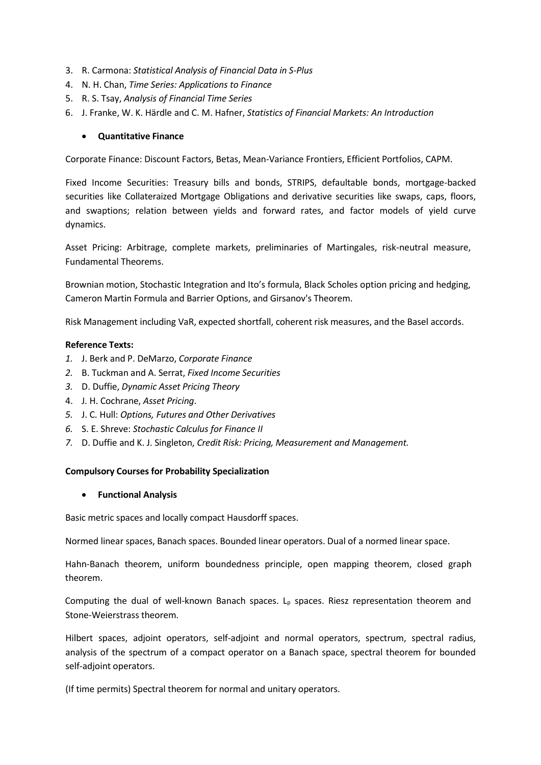3. R. Carmona: *Statistical Analysis of Financial Data in S-Plus*
4. N. H. Chan, *Time Series: Applications to Finance*
5. R. S. Tsay, *Analysis of Financial Time Series*
6. J. Franke, W. K. Härdle and C. M. Hafner, *Statistics of Financial Markets: An Introduction*

- **Quantitative Finance**

Corporate Finance: Discount Factors, Betas, Mean-Variance Frontiers, Efficient Portfolios, CAPM.

Fixed Income Securities: Treasury bills and bonds, STRIPS, defaultable bonds, mortgage-backed securities like Collateraized Mortgage Obligations and derivative securities like swaps, caps, floors, and swaptions; relation between yields and forward rates, and factor models of yield curve dynamics.

Asset Pricing: Arbitrage, complete markets, preliminaries of Martingales, risk-neutral measure, Fundamental Theorems.

Brownian motion, Stochastic Integration and Ito's formula, Black Scholes option pricing and hedging, Cameron Martin Formula and Barrier Options, and Girsanov's Theorem.

Risk Management including VaR, expected shortfall, coherent risk measures, and the Basel accords.

**Reference Texts:**

1. J. Berk and P. DeMarzo, *Corporate Finance*
2. B. Tuckman and A. Serrat, *Fixed Income Securities*
3. D. Duffie, *Dynamic Asset Pricing Theory*
4. J. H. Cochrane, *Asset Pricing*.
5. J. C. Hull: *Options, Futures and Other Derivatives*
6. S. E. Shreve: *Stochastic Calculus for Finance II*
7. D. Duffie and K. J. Singleton, *Credit Risk: Pricing, Measurement and Management.*

**Compulsory Courses for Probability Specialization**

- **Functional Analysis**

Basic metric spaces and locally compact Hausdorff spaces.

Normed linear spaces, Banach spaces. Bounded linear operators. Dual of a normed linear space.

Hahn-Banach theorem, uniform boundedness principle, open mapping theorem, closed graph theorem.

Computing the dual of well-known Banach spaces. $L_p$ spaces. Riesz representation theorem and Stone-Weierstrass theorem.

Hilbert spaces, adjoint operators, self-adjoint and normal operators, spectrum, spectral radius, analysis of the spectrum of a compact operator on a Banach space, spectral theorem for bounded self-adjoint operators.

(If time permits) Spectral theorem for normal and unitary operators.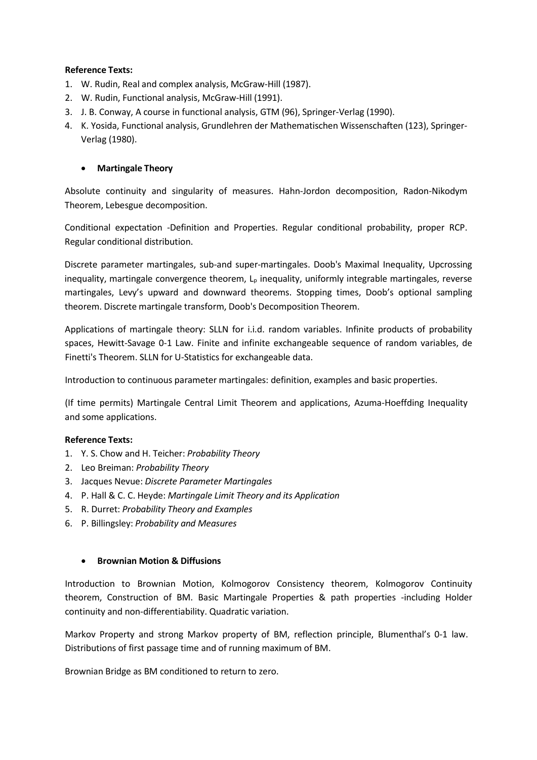**Reference Texts:**

1. W. Rudin, Real and complex analysis, McGraw-Hill (1987).
2. W. Rudin, Functional analysis, McGraw-Hill (1991).
3. J. B. Conway, A course in functional analysis, GTM (96), Springer-Verlag (1990).
4. K. Yosida, Functional analysis, Grundlehren der Mathematischen Wissenschaften (123), Springer-Verlag (1980).

- **Martingale Theory**

Absolute continuity and singularity of measures. Hahn-Jordon decomposition, Radon-Nikodym Theorem, Lebesgue decomposition.

Conditional expectation -Definition and Properties. Regular conditional probability, proper RCP. Regular conditional distribution.

Discrete parameter martingales, sub-and super-martingales. Doob's Maximal Inequality, Upcrossing inequality, martingale convergence theorem, $L_p$ inequality, uniformly integrable martingales, reverse martingales, Levy's upward and downward theorems. Stopping times, Doob's optional sampling theorem. Discrete martingale transform, Doob's Decomposition Theorem.

Applications of martingale theory: SLLN for i.i.d. random variables. Infinite products of probability spaces, Hewitt-Savage 0-1 Law. Finite and infinite exchangeable sequence of random variables, de Finetti's Theorem. SLLN for U-Statistics for exchangeable data.

Introduction to continuous parameter martingales: definition, examples and basic properties.

(If time permits) Martingale Central Limit Theorem and applications, Azuma-Hoeffding Inequality and some applications.

**Reference Texts:**

1. Y. S. Chow and H. Teicher: *Probability Theory*
2. Leo Breiman: *Probability Theory*
3. Jacques Nevue: *Discrete Parameter Martingales*
4. P. Hall & C. C. Heyde: *Martingale Limit Theory and its Application*
5. R. Durret: *Probability Theory and Examples*
6. P. Billingsley: *Probability and Measures*

- **Brownian Motion & Diffusions**

Introduction to Brownian Motion, Kolmogorov Consistency theorem, Kolmogorov Continuity theorem, Construction of BM. Basic Martingale Properties & path properties -including Holder continuity and non-differentiability. Quadratic variation.

Markov Property and strong Markov property of BM, reflection principle, Blumenthal's 0-1 law. Distributions of first passage time and of running maximum of BM.

Brownian Bridge as BM conditioned to return to zero.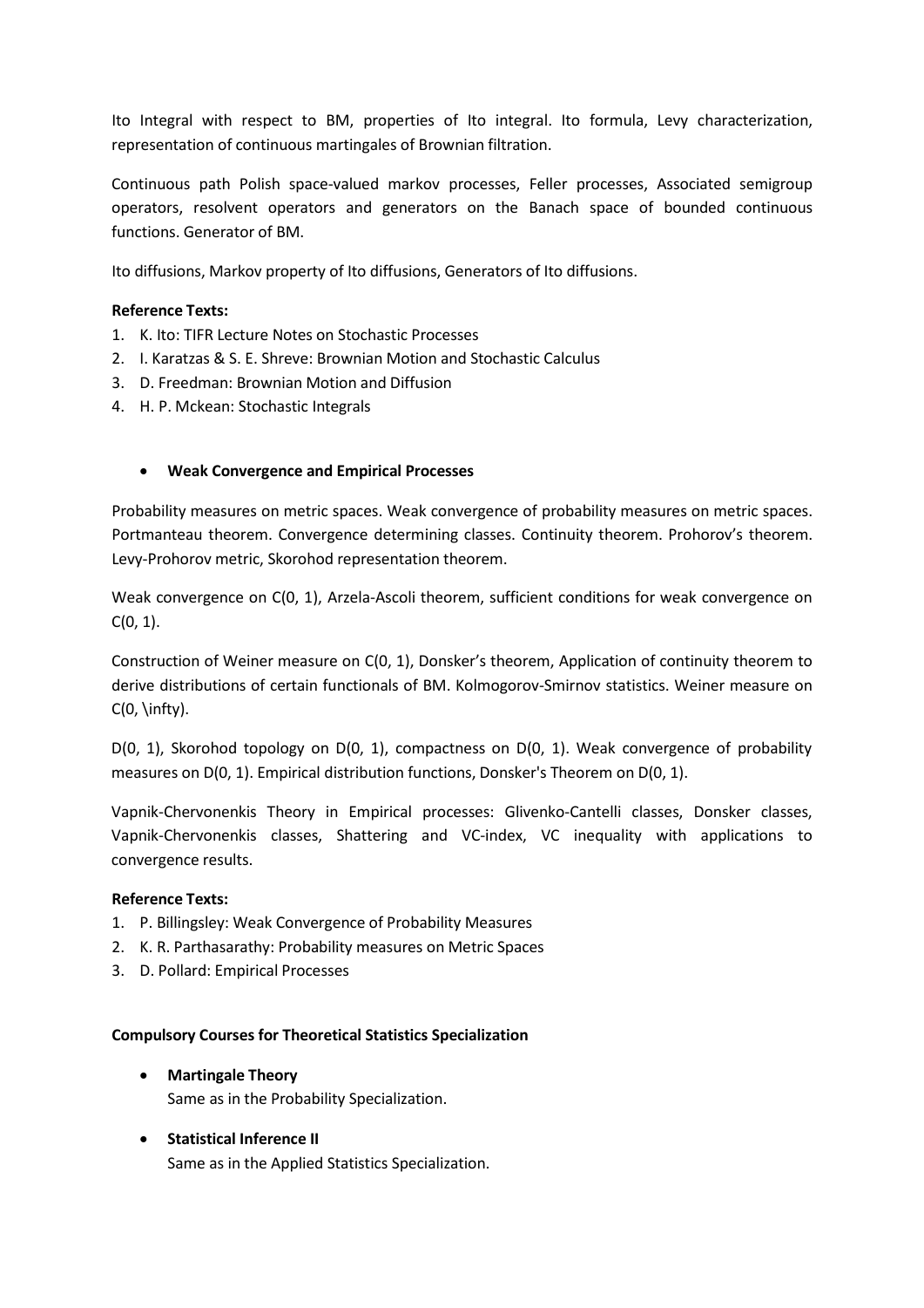Ito Integral with respect to BM, properties of Ito integral. Ito formula, Levy characterization, representation of continuous martingales of Brownian filtration.

Continuous path Polish space-valued markov processes, Feller processes, Associated semigroup operators, resolvent operators and generators on the Banach space of bounded continuous functions. Generator of BM.

Ito diffusions, Markov property of Ito diffusions, Generators of Ito diffusions.

**Reference Texts:**

1. K. Ito: TIFR Lecture Notes on Stochastic Processes
2. I. Karatzas & S. E. Shreve: Brownian Motion and Stochastic Calculus
3. D. Freedman: Brownian Motion and Diffusion
4. H. P. Mckean: Stochastic Integrals

- **Weak Convergence and Empirical Processes**

Probability measures on metric spaces. Weak convergence of probability measures on metric spaces. Portmanteau theorem. Convergence determining classes. Continuity theorem. Prohorov's theorem. Levy-Prohorov metric, Skorohod representation theorem.

Weak convergence on C(0, 1), Arzela-Ascoli theorem, sufficient conditions for weak convergence on C(0, 1).

Construction of Weiner measure on C(0, 1), Donsker's theorem, Application of continuity theorem to derive distributions of certain functionals of BM. Kolmogorov-Smirnov statistics. Weiner measure on C(0, \infty).

D(0, 1), Skorohod topology on D(0, 1), compactness on D(0, 1). Weak convergence of probability measures on D(0, 1). Empirical distribution functions, Donsker's Theorem on D(0, 1).

Vapnik-Chervonenkis Theory in Empirical processes: Glivenko-Cantelli classes, Donsker classes, Vapnik-Chervonenkis classes, Shattering and VC-index, VC inequality with applications to convergence results.

**Reference Texts:**

1. P. Billingsley: Weak Convergence of Probability Measures
2. K. R. Parthasarathy: Probability measures on Metric Spaces
3. D. Pollard: Empirical Processes

**Compulsory Courses for Theoretical Statistics Specialization**

- **Martingale Theory**
  Same as in the Probability Specialization.

- **Statistical Inference II**
  Same as in the Applied Statistics Specialization.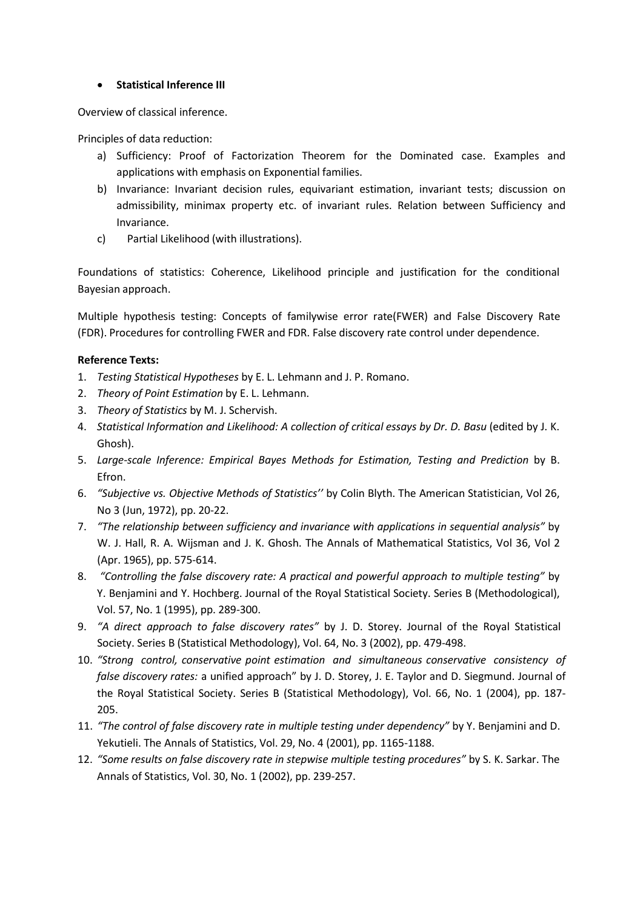- **Statistical Inference III**

Overview of classical inference.

Principles of data reduction:

a) Sufficiency: Proof of Factorization Theorem for the Dominated case. Examples and applications with emphasis on Exponential families.
b) Invariance: Invariant decision rules, equivariant estimation, invariant tests; discussion on admissibility, minimax property etc. of invariant rules. Relation between Sufficiency and Invariance.
c) Partial Likelihood (with illustrations).

Foundations of statistics: Coherence, Likelihood principle and justification for the conditional Bayesian approach.

Multiple hypothesis testing: Concepts of familywise error rate(FWER) and False Discovery Rate (FDR). Procedures for controlling FWER and FDR. False discovery rate control under dependence.

**Reference Texts:**

1. *Testing Statistical Hypotheses* by E. L. Lehmann and J. P. Romano.
2. *Theory of Point Estimation* by E. L. Lehmann.
3. *Theory of Statistics* by M. J. Schervish.
4. *Statistical Information and Likelihood: A collection of critical essays by Dr. D. Basu* (edited by J. K. Ghosh).
5. *Large-scale Inference: Empirical Bayes Methods for Estimation, Testing and Prediction* by B. Efron.
6. *"Subjective vs. Objective Methods of Statistics''* by Colin Blyth. The American Statistician, Vol 26, No 3 (Jun, 1972), pp. 20-22.
7. *"The relationship between sufficiency and invariance with applications in sequential analysis"* by W. J. Hall, R. A. Wijsman and J. K. Ghosh. The Annals of Mathematical Statistics, Vol 36, Vol 2 (Apr. 1965), pp. 575-614.
8. *"Controlling the false discovery rate: A practical and powerful approach to multiple testing"* by Y. Benjamini and Y. Hochberg. Journal of the Royal Statistical Society. Series B (Methodological), Vol. 57, No. 1 (1995), pp. 289-300.
9. *"A direct approach to false discovery rates"* by J. D. Storey. Journal of the Royal Statistical Society. Series B (Statistical Methodology), Vol. 64, No. 3 (2002), pp. 479-498.
10. *"Strong control, conservative point estimation and simultaneous conservative consistency of false discovery rates:* a unified approach" by J. D. Storey, J. E. Taylor and D. Siegmund. Journal of the Royal Statistical Society. Series B (Statistical Methodology), Vol. 66, No. 1 (2004), pp. 187-205.
11. *"The control of false discovery rate in multiple testing under dependency"* by Y. Benjamini and D. Yekutieli. The Annals of Statistics, Vol. 29, No. 4 (2001), pp. 1165-1188.
12. *"Some results on false discovery rate in stepwise multiple testing procedures"* by S. K. Sarkar. The Annals of Statistics, Vol. 30, No. 1 (2002), pp. 239-257.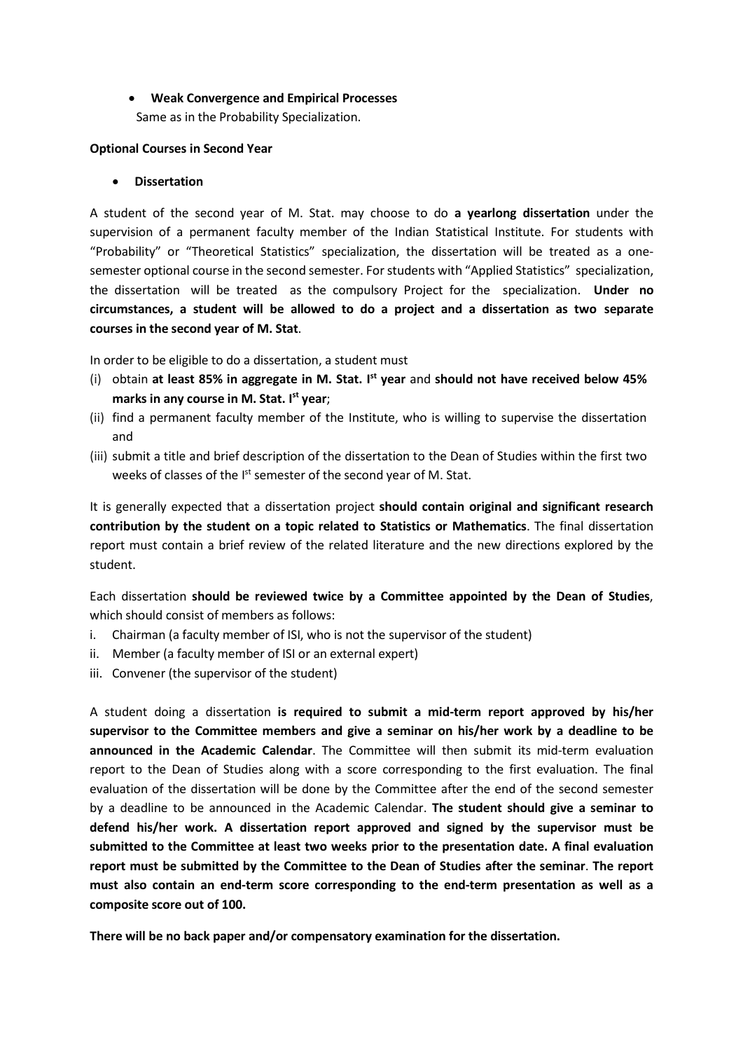- **Weak Convergence and Empirical Processes**
  Same as in the Probability Specialization.

**Optional Courses in Second Year**

- **Dissertation**

A student of the second year of M. Stat. may choose to do **a yearlong dissertation** under the supervision of a permanent faculty member of the Indian Statistical Institute. For students with "Probability" or "Theoretical Statistics" specialization, the dissertation will be treated as a one-semester optional course in the second semester. For students with "Applied Statistics" specialization, the dissertation will be treated as the compulsory Project for the specialization. **Under no circumstances, a student will be allowed to do a project and a dissertation as two separate courses in the second year of M. Stat**.

In order to be eligible to do a dissertation, a student must

(i) obtain **at least 85% in aggregate in M. Stat. I$^{st}$ year** and **should not have received below 45% marks in any course in M. Stat. I$^{st}$ year**;
(ii) find a permanent faculty member of the Institute, who is willing to supervise the dissertation and
(iii) submit a title and brief description of the dissertation to the Dean of Studies within the first two weeks of classes of the I$^{st}$ semester of the second year of M. Stat.

It is generally expected that a dissertation project **should contain original and significant research contribution by the student on a topic related to Statistics or Mathematics**. The final dissertation report must contain a brief review of the related literature and the new directions explored by the student.

Each dissertation **should be reviewed twice by a Committee appointed by the Dean of Studies**, which should consist of members as follows:

i. Chairman (a faculty member of ISI, who is not the supervisor of the student)
ii. Member (a faculty member of ISI or an external expert)
iii. Convener (the supervisor of the student)

A student doing a dissertation **is required to submit a mid-term report approved by his/her supervisor to the Committee members and give a seminar on his/her work by a deadline to be announced in the Academic Calendar**. The Committee will then submit its mid-term evaluation report to the Dean of Studies along with a score corresponding to the first evaluation. The final evaluation of the dissertation will be done by the Committee after the end of the second semester by a deadline to be announced in the Academic Calendar. **The student should give a seminar to defend his/her work. A dissertation report approved and signed by the supervisor must be submitted to the Committee at least two weeks prior to the presentation date. A final evaluation report must be submitted by the Committee to the Dean of Studies after the seminar**. **The report must also contain an end-term score corresponding to the end-term presentation as well as a composite score out of 100.**

**There will be no back paper and/or compensatory examination for the dissertation.**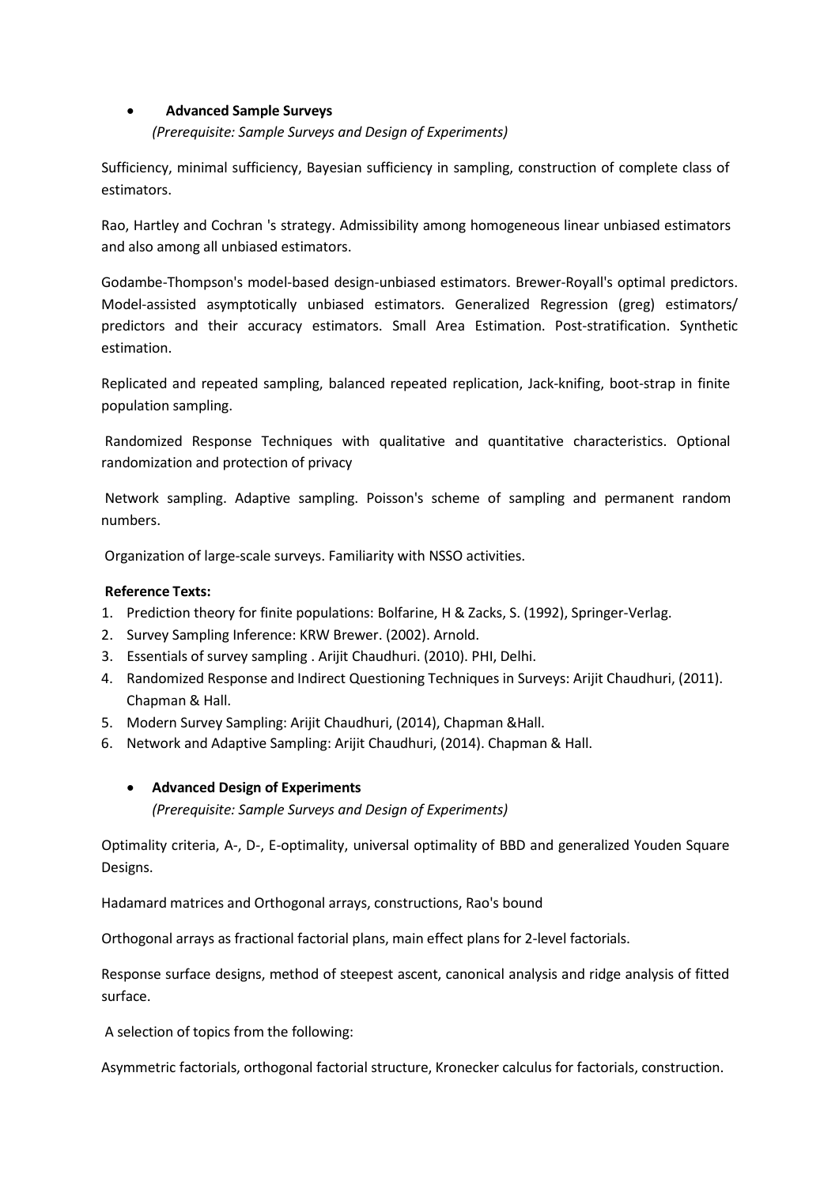- **Advanced Sample Surveys**
  *(Prerequisite: Sample Surveys and Design of Experiments)*

Sufficiency, minimal sufficiency, Bayesian sufficiency in sampling, construction of complete class of estimators.

Rao, Hartley and Cochran 's strategy. Admissibility among homogeneous linear unbiased estimators and also among all unbiased estimators.

Godambe-Thompson's model-based design-unbiased estimators. Brewer-Royall's optimal predictors. Model-assisted asymptotically unbiased estimators. Generalized Regression (greg) estimators/ predictors and their accuracy estimators. Small Area Estimation. Post-stratification. Synthetic estimation.

Replicated and repeated sampling, balanced repeated replication, Jack-knifing, boot-strap in finite population sampling.

Randomized Response Techniques with qualitative and quantitative characteristics. Optional randomization and protection of privacy

Network sampling. Adaptive sampling. Poisson's scheme of sampling and permanent random numbers.

Organization of large-scale surveys. Familiarity with NSSO activities.

**Reference Texts:**

1. Prediction theory for finite populations: Bolfarine, H & Zacks, S. (1992), Springer-Verlag.
2. Survey Sampling Inference: KRW Brewer. (2002). Arnold.
3. Essentials of survey sampling . Arijit Chaudhuri. (2010). PHI, Delhi.
4. Randomized Response and Indirect Questioning Techniques in Surveys: Arijit Chaudhuri, (2011). Chapman & Hall.
5. Modern Survey Sampling: Arijit Chaudhuri, (2014), Chapman &Hall.
6. Network and Adaptive Sampling: Arijit Chaudhuri, (2014). Chapman & Hall.

- **Advanced Design of Experiments**
  *(Prerequisite: Sample Surveys and Design of Experiments)*

Optimality criteria, A-, D-, E-optimality, universal optimality of BBD and generalized Youden Square Designs.

Hadamard matrices and Orthogonal arrays, constructions, Rao's bound

Orthogonal arrays as fractional factorial plans, main effect plans for 2-level factorials.

Response surface designs, method of steepest ascent, canonical analysis and ridge analysis of fitted surface.

A selection of topics from the following:

Asymmetric factorials, orthogonal factorial structure, Kronecker calculus for factorials, construction.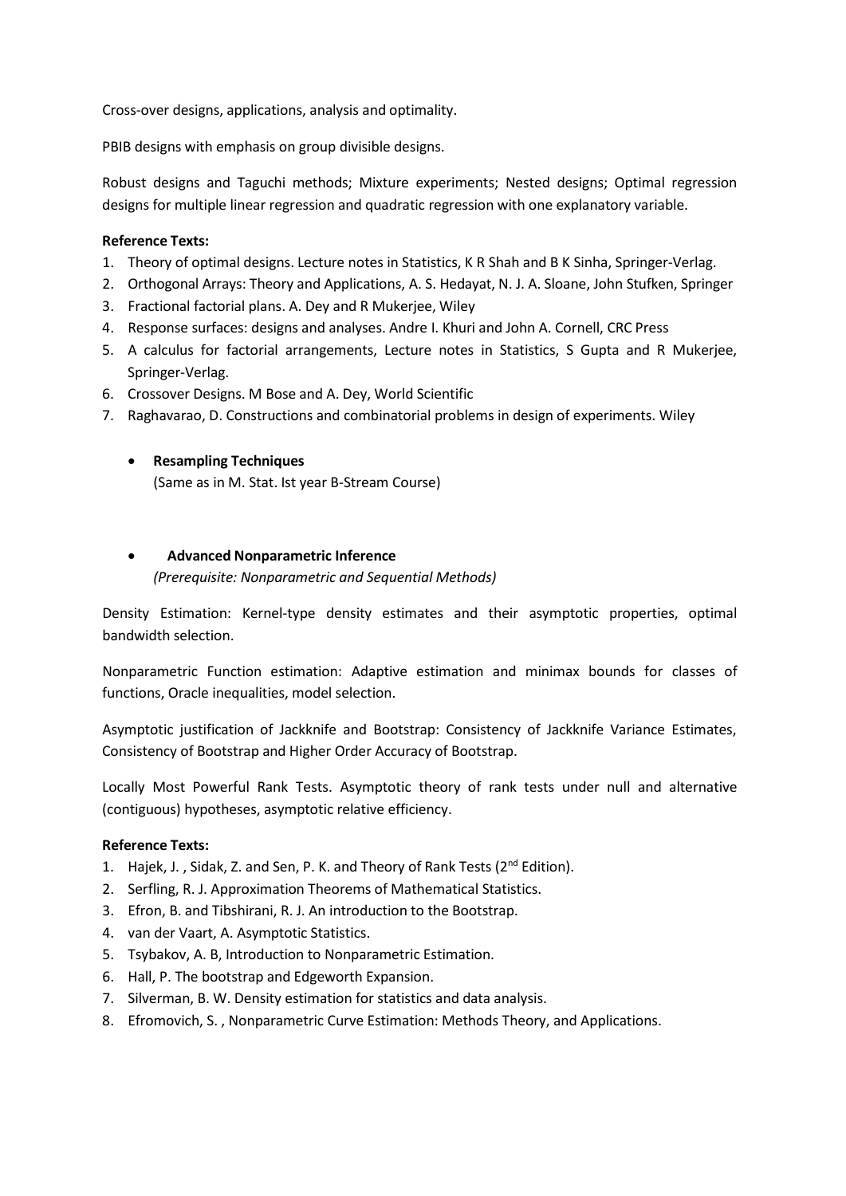Cross-over designs, applications, analysis and optimality.

PBIB designs with emphasis on group divisible designs.

Robust designs and Taguchi methods; Mixture experiments; Nested designs; Optimal regression designs for multiple linear regression and quadratic regression with one explanatory variable.

**Reference Texts:**

1. Theory of optimal designs. Lecture notes in Statistics, K R Shah and B K Sinha, Springer-Verlag.
2. Orthogonal Arrays: Theory and Applications, A. S. Hedayat, N. J. A. Sloane, John Stufken, Springer
3. Fractional factorial plans. A. Dey and R Mukerjee, Wiley
4. Response surfaces: designs and analyses. Andre I. Khuri and John A. Cornell, CRC Press
5. A calculus for factorial arrangements, Lecture notes in Statistics, S Gupta and R Mukerjee, Springer-Verlag.
6. Crossover Designs. M Bose and A. Dey, World Scientific
7. Raghavarao, D. Constructions and combinatorial problems in design of experiments. Wiley

- **Resampling Techniques**
  (Same as in M. Stat. Ist year B-Stream Course)

- **Advanced Nonparametric Inference**
  *(Prerequisite: Nonparametric and Sequential Methods)*

Density Estimation: Kernel-type density estimates and their asymptotic properties, optimal bandwidth selection.

Nonparametric Function estimation: Adaptive estimation and minimax bounds for classes of functions, Oracle inequalities, model selection.

Asymptotic justification of Jackknife and Bootstrap: Consistency of Jackknife Variance Estimates, Consistency of Bootstrap and Higher Order Accuracy of Bootstrap.

Locally Most Powerful Rank Tests. Asymptotic theory of rank tests under null and alternative (contiguous) hypotheses, asymptotic relative efficiency.

**Reference Texts:**

1. Hajek, J. , Sidak, Z. and Sen, P. K. and Theory of Rank Tests (2nd Edition).
2. Serfling, R. J. Approximation Theorems of Mathematical Statistics.
3. Efron, B. and Tibshirani, R. J. An introduction to the Bootstrap.
4. van der Vaart, A. Asymptotic Statistics.
5. Tsybakov, A. B, Introduction to Nonparametric Estimation.
6. Hall, P. The bootstrap and Edgeworth Expansion.
7. Silverman, B. W. Density estimation for statistics and data analysis.
8. Efromovich, S. , Nonparametric Curve Estimation: Methods Theory, and Applications.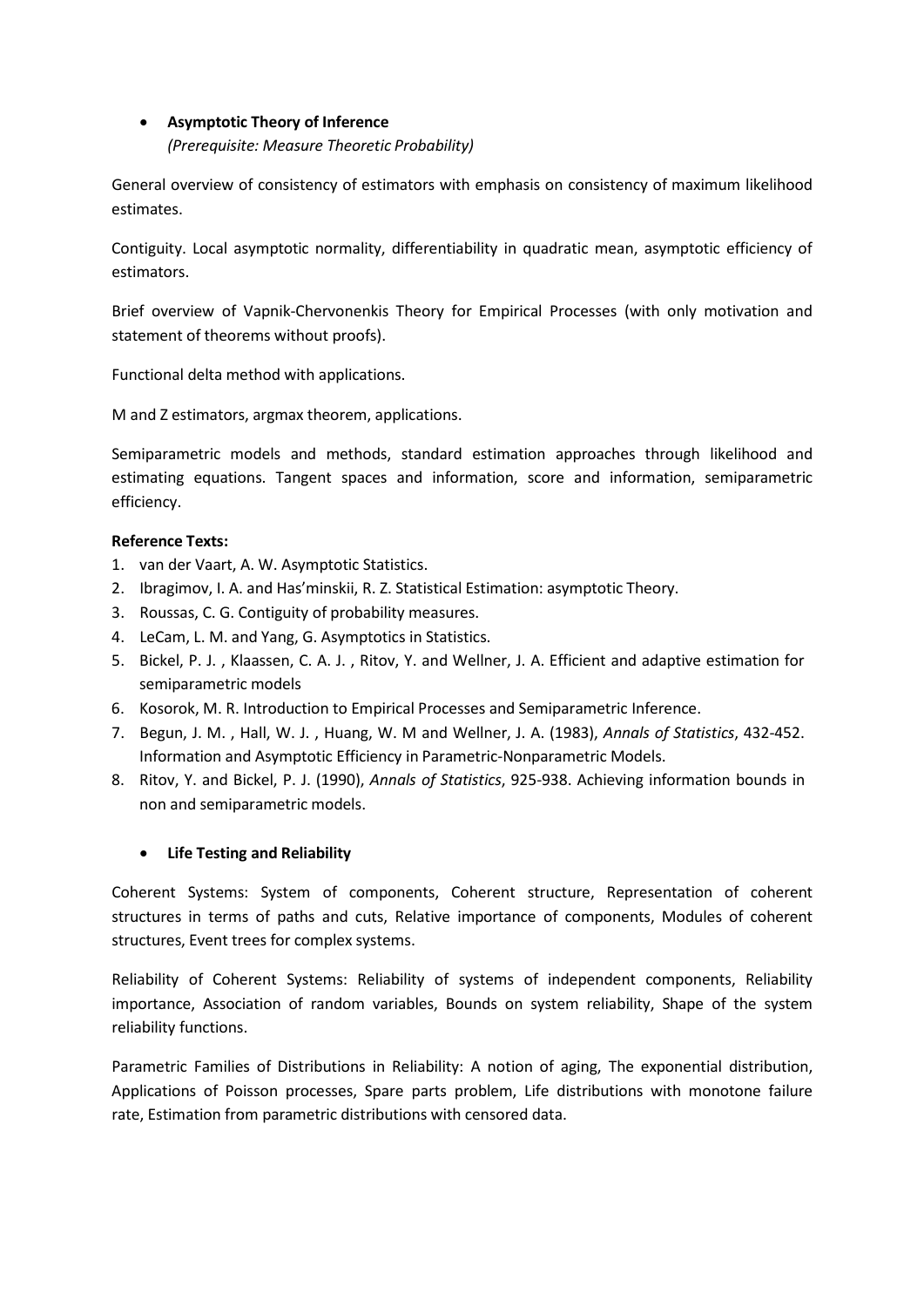- **Asymptotic Theory of Inference**
  *(Prerequisite: Measure Theoretic Probability)*

General overview of consistency of estimators with emphasis on consistency of maximum likelihood estimates.

Contiguity. Local asymptotic normality, differentiability in quadratic mean, asymptotic efficiency of estimators.

Brief overview of Vapnik-Chervonenkis Theory for Empirical Processes (with only motivation and statement of theorems without proofs).

Functional delta method with applications.

M and Z estimators, argmax theorem, applications.

Semiparametric models and methods, standard estimation approaches through likelihood and estimating equations. Tangent spaces and information, score and information, semiparametric efficiency.

**Reference Texts:**

1. van der Vaart, A. W. Asymptotic Statistics.
2. Ibragimov, I. A. and Has'minskii, R. Z. Statistical Estimation: asymptotic Theory.
3. Roussas, C. G. Contiguity of probability measures.
4. LeCam, L. M. and Yang, G. Asymptotics in Statistics.
5. Bickel, P. J. , Klaassen, C. A. J. , Ritov, Y. and Wellner, J. A. Efficient and adaptive estimation for semiparametric models
6. Kosorok, M. R. Introduction to Empirical Processes and Semiparametric Inference.
7. Begun, J. M. , Hall, W. J. , Huang, W. M and Wellner, J. A. (1983), *Annals of Statistics*, 432-452. Information and Asymptotic Efficiency in Parametric-Nonparametric Models.
8. Ritov, Y. and Bickel, P. J. (1990), *Annals of Statistics*, 925-938. Achieving information bounds in non and semiparametric models.

- **Life Testing and Reliability**

Coherent Systems: System of components, Coherent structure, Representation of coherent structures in terms of paths and cuts, Relative importance of components, Modules of coherent structures, Event trees for complex systems.

Reliability of Coherent Systems: Reliability of systems of independent components, Reliability importance, Association of random variables, Bounds on system reliability, Shape of the system reliability functions.

Parametric Families of Distributions in Reliability: A notion of aging, The exponential distribution, Applications of Poisson processes, Spare parts problem, Life distributions with monotone failure rate, Estimation from parametric distributions with censored data.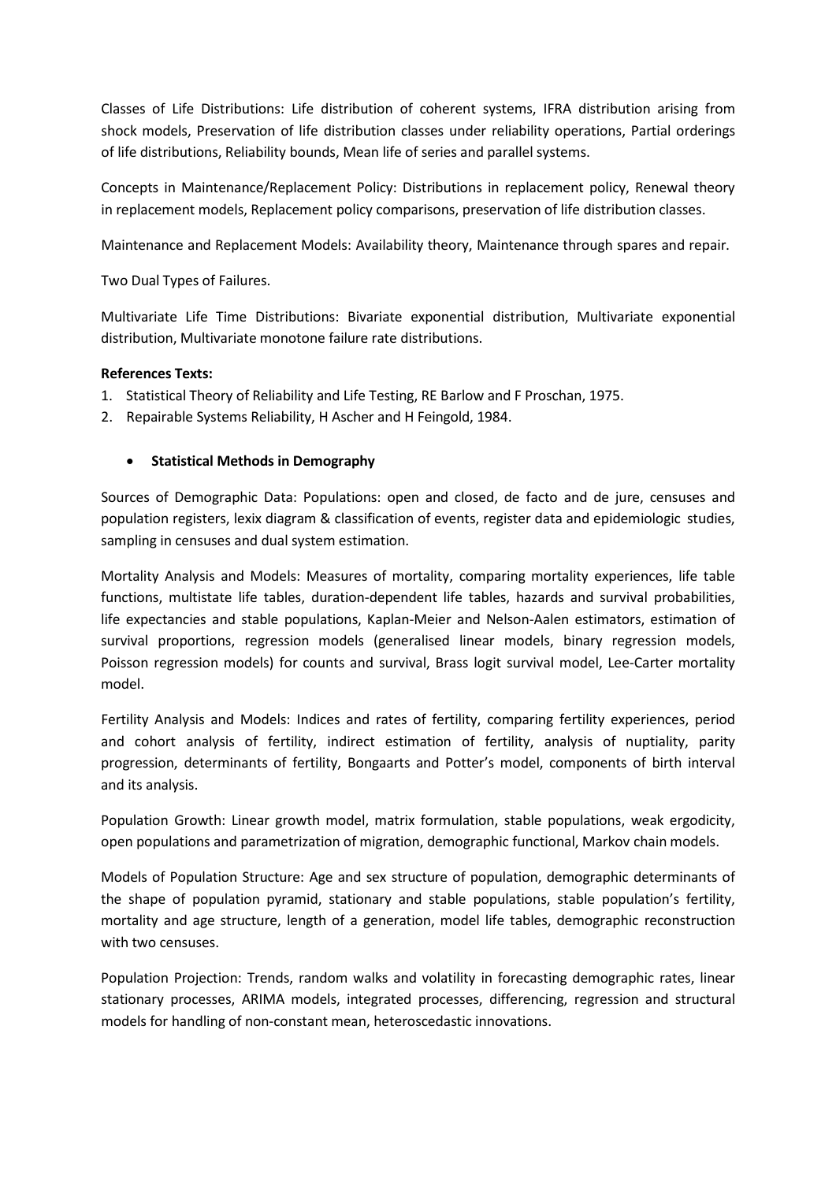Classes of Life Distributions: Life distribution of coherent systems, IFRA distribution arising from shock models, Preservation of life distribution classes under reliability operations, Partial orderings of life distributions, Reliability bounds, Mean life of series and parallel systems.

Concepts in Maintenance/Replacement Policy: Distributions in replacement policy, Renewal theory in replacement models, Replacement policy comparisons, preservation of life distribution classes.

Maintenance and Replacement Models: Availability theory, Maintenance through spares and repair.

Two Dual Types of Failures.

Multivariate Life Time Distributions: Bivariate exponential distribution, Multivariate exponential distribution, Multivariate monotone failure rate distributions.

**References Texts:**

1. Statistical Theory of Reliability and Life Testing, RE Barlow and F Proschan, 1975.
2. Repairable Systems Reliability, H Ascher and H Feingold, 1984.

- **Statistical Methods in Demography**

Sources of Demographic Data: Populations: open and closed, de facto and de jure, censuses and population registers, lexix diagram & classification of events, register data and epidemiologic studies, sampling in censuses and dual system estimation.

Mortality Analysis and Models: Measures of mortality, comparing mortality experiences, life table functions, multistate life tables, duration-dependent life tables, hazards and survival probabilities, life expectancies and stable populations, Kaplan-Meier and Nelson-Aalen estimators, estimation of survival proportions, regression models (generalised linear models, binary regression models, Poisson regression models) for counts and survival, Brass logit survival model, Lee-Carter mortality model.

Fertility Analysis and Models: Indices and rates of fertility, comparing fertility experiences, period and cohort analysis of fertility, indirect estimation of fertility, analysis of nuptiality, parity progression, determinants of fertility, Bongaarts and Potter's model, components of birth interval and its analysis.

Population Growth: Linear growth model, matrix formulation, stable populations, weak ergodicity, open populations and parametrization of migration, demographic functional, Markov chain models.

Models of Population Structure: Age and sex structure of population, demographic determinants of the shape of population pyramid, stationary and stable populations, stable population's fertility, mortality and age structure, length of a generation, model life tables, demographic reconstruction with two censuses.

Population Projection: Trends, random walks and volatility in forecasting demographic rates, linear stationary processes, ARIMA models, integrated processes, differencing, regression and structural models for handling of non-constant mean, heteroscedastic innovations.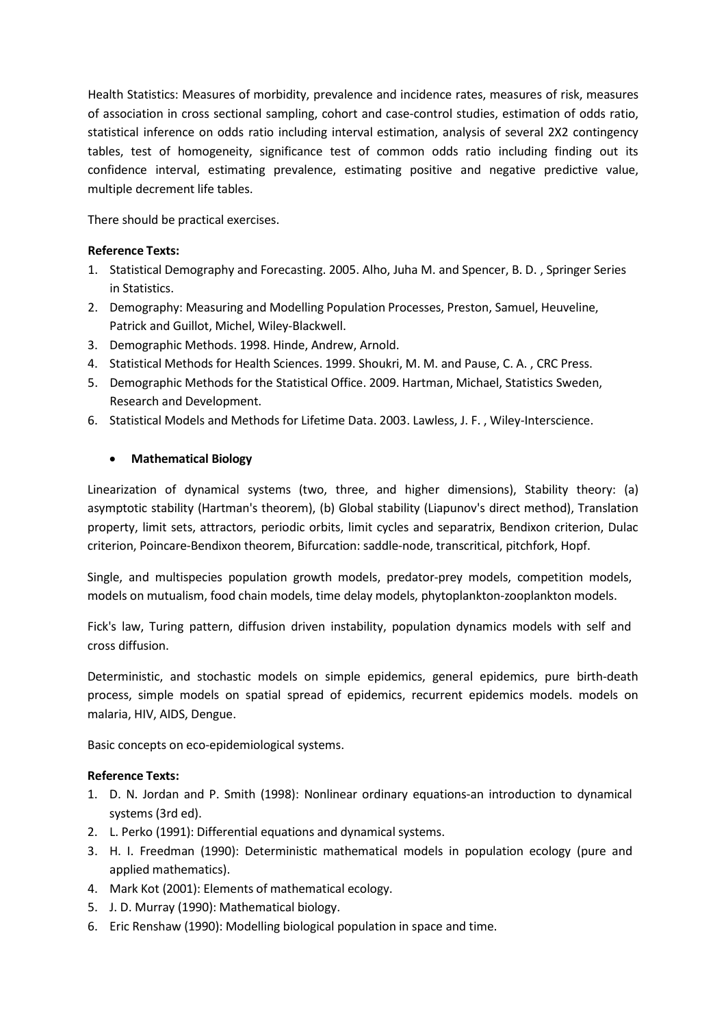Health Statistics: Measures of morbidity, prevalence and incidence rates, measures of risk, measures of association in cross sectional sampling, cohort and case-control studies, estimation of odds ratio, statistical inference on odds ratio including interval estimation, analysis of several 2X2 contingency tables, test of homogeneity, significance test of common odds ratio including finding out its confidence interval, estimating prevalence, estimating positive and negative predictive value, multiple decrement life tables.

There should be practical exercises.

**Reference Texts:**

1. Statistical Demography and Forecasting. 2005. Alho, Juha M. and Spencer, B. D. , Springer Series in Statistics.
2. Demography: Measuring and Modelling Population Processes, Preston, Samuel, Heuveline, Patrick and Guillot, Michel, Wiley-Blackwell.
3. Demographic Methods. 1998. Hinde, Andrew, Arnold.
4. Statistical Methods for Health Sciences. 1999. Shoukri, M. M. and Pause, C. A. , CRC Press.
5. Demographic Methods for the Statistical Office. 2009. Hartman, Michael, Statistics Sweden, Research and Development.
6. Statistical Models and Methods for Lifetime Data. 2003. Lawless, J. F. , Wiley-Interscience.

- **Mathematical Biology**

Linearization of dynamical systems (two, three, and higher dimensions), Stability theory: (a) asymptotic stability (Hartman's theorem), (b) Global stability (Liapunov's direct method), Translation property, limit sets, attractors, periodic orbits, limit cycles and separatrix, Bendixon criterion, Dulac criterion, Poincare-Bendixon theorem, Bifurcation: saddle-node, transcritical, pitchfork, Hopf.

Single, and multispecies population growth models, predator-prey models, competition models, models on mutualism, food chain models, time delay models, phytoplankton-zooplankton models.

Fick's law, Turing pattern, diffusion driven instability, population dynamics models with self and cross diffusion.

Deterministic, and stochastic models on simple epidemics, general epidemics, pure birth-death process, simple models on spatial spread of epidemics, recurrent epidemics models. models on malaria, HIV, AIDS, Dengue.

Basic concepts on eco-epidemiological systems.

**Reference Texts:**

1. D. N. Jordan and P. Smith (1998): Nonlinear ordinary equations-an introduction to dynamical systems (3rd ed).
2. L. Perko (1991): Differential equations and dynamical systems.
3. H. I. Freedman (1990): Deterministic mathematical models in population ecology (pure and applied mathematics).
4. Mark Kot (2001): Elements of mathematical ecology.
5. J. D. Murray (1990): Mathematical biology.
6. Eric Renshaw (1990): Modelling biological population in space and time.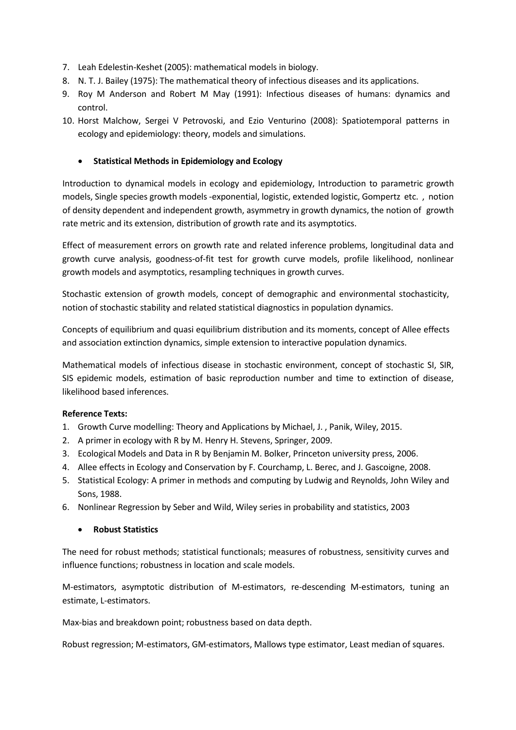7. Leah Edelestin-Keshet (2005): mathematical models in biology.
8. N. T. J. Bailey (1975): The mathematical theory of infectious diseases and its applications.
9. Roy M Anderson and Robert M May (1991): Infectious diseases of humans: dynamics and control.
10. Horst Malchow, Sergei V Petrovoski, and Ezio Venturino (2008): Spatiotemporal patterns in ecology and epidemiology: theory, models and simulations.

- **Statistical Methods in Epidemiology and Ecology**

Introduction to dynamical models in ecology and epidemiology, Introduction to parametric growth models, Single species growth models -exponential, logistic, extended logistic, Gompertz etc. , notion of density dependent and independent growth, asymmetry in growth dynamics, the notion of growth rate metric and its extension, distribution of growth rate and its asymptotics.

Effect of measurement errors on growth rate and related inference problems, longitudinal data and growth curve analysis, goodness-of-fit test for growth curve models, profile likelihood, nonlinear growth models and asymptotics, resampling techniques in growth curves.

Stochastic extension of growth models, concept of demographic and environmental stochasticity, notion of stochastic stability and related statistical diagnostics in population dynamics.

Concepts of equilibrium and quasi equilibrium distribution and its moments, concept of Allee effects and association extinction dynamics, simple extension to interactive population dynamics.

Mathematical models of infectious disease in stochastic environment, concept of stochastic SI, SIR, SIS epidemic models, estimation of basic reproduction number and time to extinction of disease, likelihood based inferences.

**Reference Texts:**

1. Growth Curve modelling: Theory and Applications by Michael, J. , Panik, Wiley, 2015.
2. A primer in ecology with R by M. Henry H. Stevens, Springer, 2009.
3. Ecological Models and Data in R by Benjamin M. Bolker, Princeton university press, 2006.
4. Allee effects in Ecology and Conservation by F. Courchamp, L. Berec, and J. Gascoigne, 2008.
5. Statistical Ecology: A primer in methods and computing by Ludwig and Reynolds, John Wiley and Sons, 1988.
6. Nonlinear Regression by Seber and Wild, Wiley series in probability and statistics, 2003

- **Robust Statistics**

The need for robust methods; statistical functionals; measures of robustness, sensitivity curves and influence functions; robustness in location and scale models.

M-estimators, asymptotic distribution of M-estimators, re-descending M-estimators, tuning an estimate, L-estimators.

Max-bias and breakdown point; robustness based on data depth.

Robust regression; M-estimators, GM-estimators, Mallows type estimator, Least median of squares.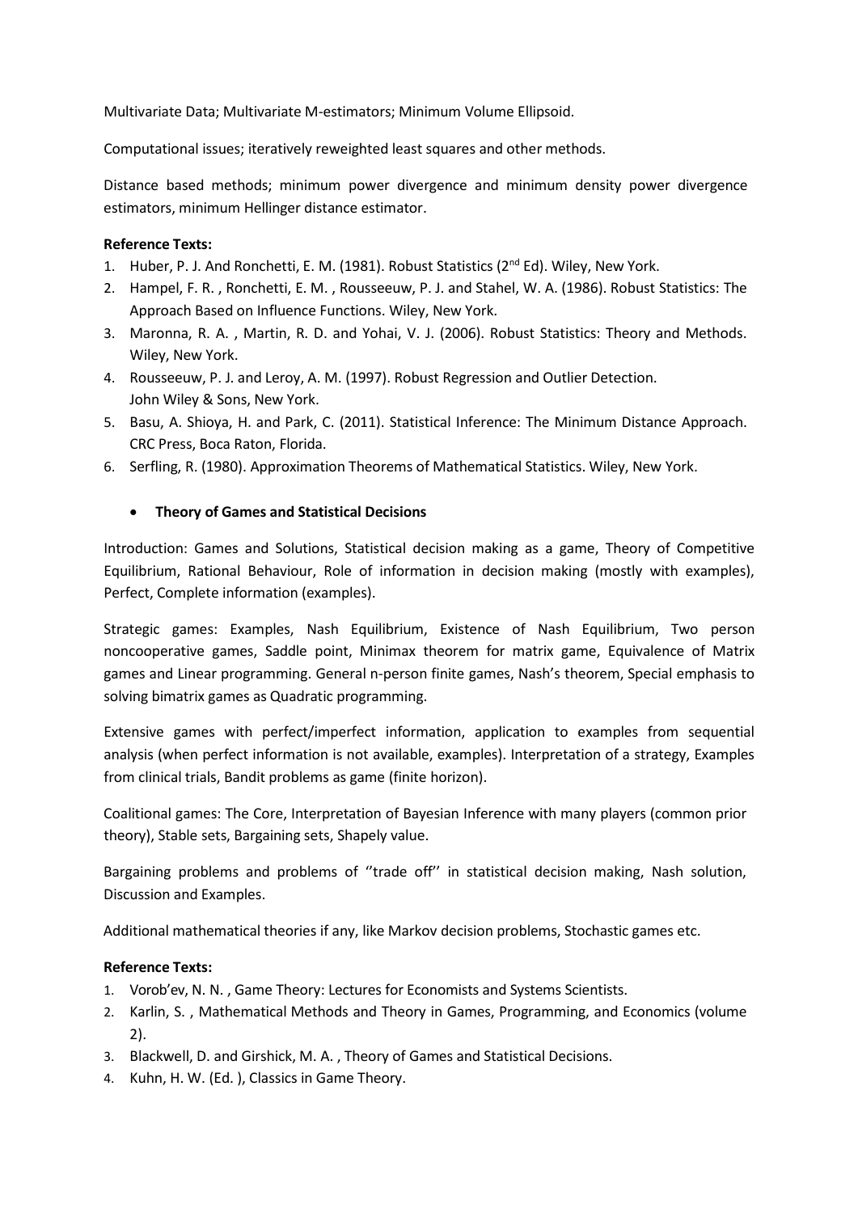Multivariate Data; Multivariate M-estimators; Minimum Volume Ellipsoid.

Computational issues; iteratively reweighted least squares and other methods.

Distance based methods; minimum power divergence and minimum density power divergence estimators, minimum Hellinger distance estimator.

**Reference Texts:**

1. Huber, P. J. And Ronchetti, E. M. (1981). Robust Statistics (2nd Ed). Wiley, New York.
2. Hampel, F. R. , Ronchetti, E. M. , Rousseeuw, P. J. and Stahel, W. A. (1986). Robust Statistics: The Approach Based on Influence Functions. Wiley, New York.
3. Maronna, R. A. , Martin, R. D. and Yohai, V. J. (2006). Robust Statistics: Theory and Methods. Wiley, New York.
4. Rousseeuw, P. J. and Leroy, A. M. (1997). Robust Regression and Outlier Detection. John Wiley & Sons, New York.
5. Basu, A. Shioya, H. and Park, C. (2011). Statistical Inference: The Minimum Distance Approach. CRC Press, Boca Raton, Florida.
6. Serfling, R. (1980). Approximation Theorems of Mathematical Statistics. Wiley, New York.

- **Theory of Games and Statistical Decisions**

Introduction: Games and Solutions, Statistical decision making as a game, Theory of Competitive Equilibrium, Rational Behaviour, Role of information in decision making (mostly with examples), Perfect, Complete information (examples).

Strategic games: Examples, Nash Equilibrium, Existence of Nash Equilibrium, Two person noncooperative games, Saddle point, Minimax theorem for matrix game, Equivalence of Matrix games and Linear programming. General n-person finite games, Nash's theorem, Special emphasis to solving bimatrix games as Quadratic programming.

Extensive games with perfect/imperfect information, application to examples from sequential analysis (when perfect information is not available, examples). Interpretation of a strategy, Examples from clinical trials, Bandit problems as game (finite horizon).

Coalitional games: The Core, Interpretation of Bayesian Inference with many players (common prior theory), Stable sets, Bargaining sets, Shapely value.

Bargaining problems and problems of ''trade off'' in statistical decision making, Nash solution, Discussion and Examples.

Additional mathematical theories if any, like Markov decision problems, Stochastic games etc.

**Reference Texts:**

1. Vorob'ev, N. N. , Game Theory: Lectures for Economists and Systems Scientists.
2. Karlin, S. , Mathematical Methods and Theory in Games, Programming, and Economics (volume 2).
3. Blackwell, D. and Girshick, M. A. , Theory of Games and Statistical Decisions.
4. Kuhn, H. W. (Ed. ), Classics in Game Theory.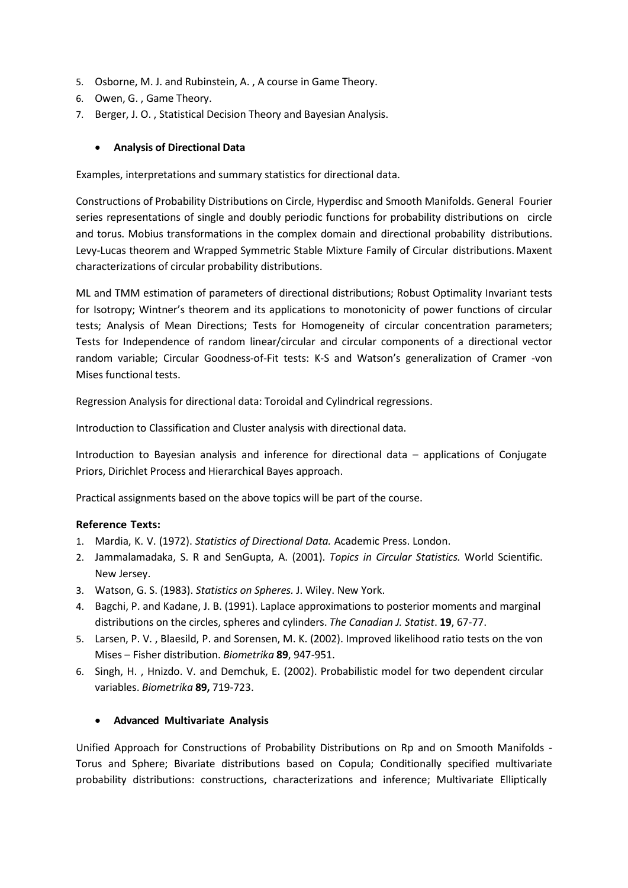5. Osborne, M. J. and Rubinstein, A. , A course in Game Theory.
6. Owen, G. , Game Theory.
7. Berger, J. O. , Statistical Decision Theory and Bayesian Analysis.

- **Analysis of Directional Data**

Examples, interpretations and summary statistics for directional data.

Constructions of Probability Distributions on Circle, Hyperdisc and Smooth Manifolds. General Fourier series representations of single and doubly periodic functions for probability distributions on circle and torus. Mobius transformations in the complex domain and directional probability distributions. Levy-Lucas theorem and Wrapped Symmetric Stable Mixture Family of Circular distributions. Maxent characterizations of circular probability distributions.

ML and TMM estimation of parameters of directional distributions; Robust Optimality Invariant tests for Isotropy; Wintner's theorem and its applications to monotonicity of power functions of circular tests; Analysis of Mean Directions; Tests for Homogeneity of circular concentration parameters; Tests for Independence of random linear/circular and circular components of a directional vector random variable; Circular Goodness-of-Fit tests: K-S and Watson's generalization of Cramer -von Mises functional tests.

Regression Analysis for directional data: Toroidal and Cylindrical regressions.

Introduction to Classification and Cluster analysis with directional data.

Introduction to Bayesian analysis and inference for directional data – applications of Conjugate Priors, Dirichlet Process and Hierarchical Bayes approach.

Practical assignments based on the above topics will be part of the course.

**Reference Texts:**

1. Mardia, K. V. (1972). *Statistics of Directional Data.* Academic Press. London.
2. Jammalamadaka, S. R and SenGupta, A. (2001). *Topics in Circular Statistics.* World Scientific. New Jersey.
3. Watson, G. S. (1983). *Statistics on Spheres.* J. Wiley. New York.
4. Bagchi, P. and Kadane, J. B. (1991). Laplace approximations to posterior moments and marginal distributions on the circles, spheres and cylinders. *The Canadian J. Statist*. **19**, 67-77.
5. Larsen, P. V. , Blaesild, P. and Sorensen, M. K. (2002). Improved likelihood ratio tests on the von Mises – Fisher distribution. *Biometrika* **89**, 947-951.
6. Singh, H. , Hnizdo. V. and Demchuk, E. (2002). Probabilistic model for two dependent circular variables. *Biometrika* **89,** 719-723.

- **Advanced Multivariate Analysis**

Unified Approach for Constructions of Probability Distributions on Rp and on Smooth Manifolds - Torus and Sphere; Bivariate distributions based on Copula; Conditionally specified multivariate probability distributions: constructions, characterizations and inference; Multivariate Elliptically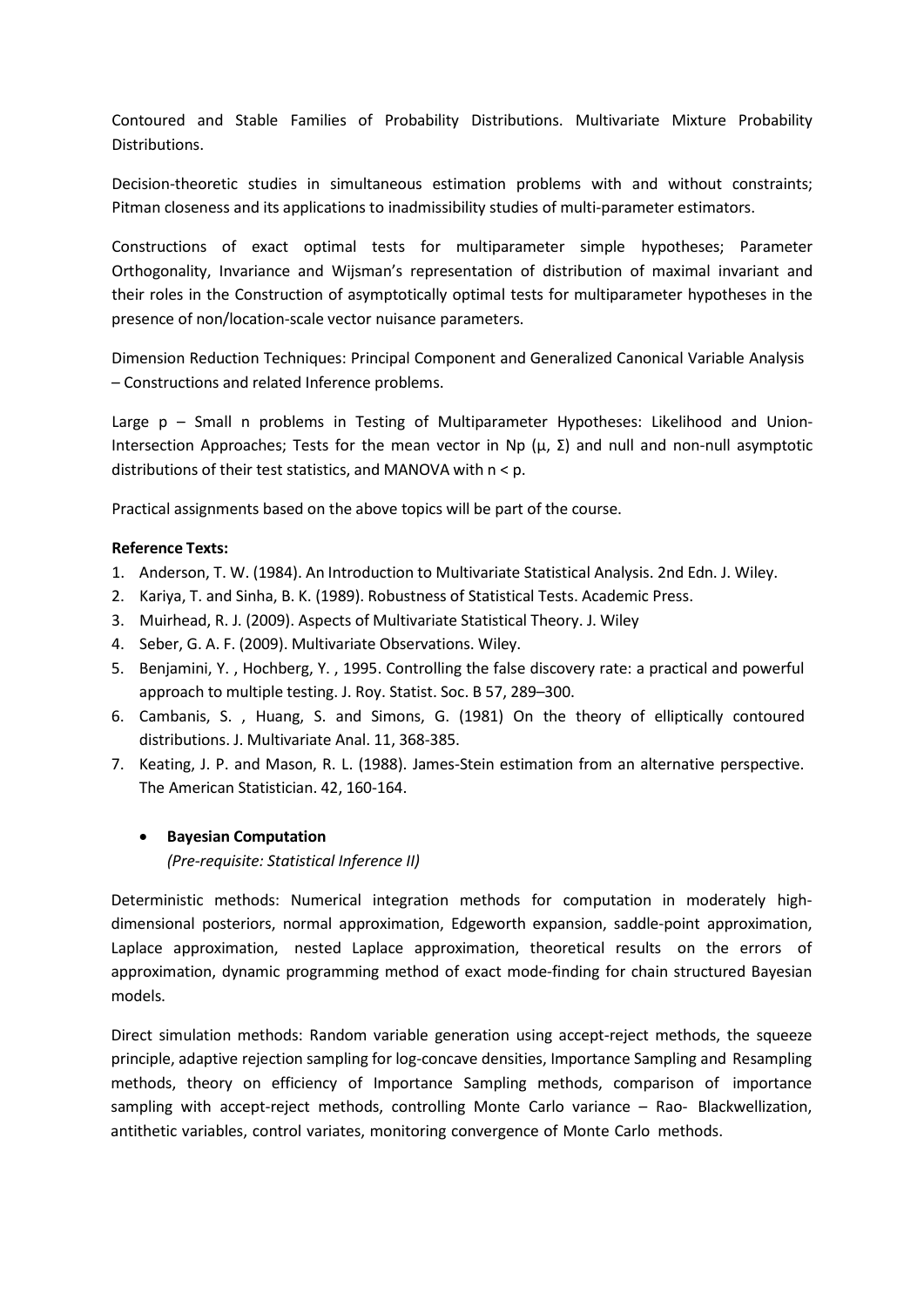Contoured and Stable Families of Probability Distributions. Multivariate Mixture Probability Distributions.

Decision-theoretic studies in simultaneous estimation problems with and without constraints; Pitman closeness and its applications to inadmissibility studies of multi-parameter estimators.

Constructions of exact optimal tests for multiparameter simple hypotheses; Parameter Orthogonality, Invariance and Wijsman's representation of distribution of maximal invariant and their roles in the Construction of asymptotically optimal tests for multiparameter hypotheses in the presence of non/location-scale vector nuisance parameters.

Dimension Reduction Techniques: Principal Component and Generalized Canonical Variable Analysis – Constructions and related Inference problems.

Large p – Small n problems in Testing of Multiparameter Hypotheses: Likelihood and Union-Intersection Approaches; Tests for the mean vector in $N_p(\mu, \Sigma)$ and null and non-null asymptotic distributions of their test statistics, and MANOVA with $n < p$.

Practical assignments based on the above topics will be part of the course.

**Reference Texts:**

1. Anderson, T. W. (1984). An Introduction to Multivariate Statistical Analysis. 2nd Edn. J. Wiley.
2. Kariya, T. and Sinha, B. K. (1989). Robustness of Statistical Tests. Academic Press.
3. Muirhead, R. J. (2009). Aspects of Multivariate Statistical Theory. J. Wiley
4. Seber, G. A. F. (2009). Multivariate Observations. Wiley.
5. Benjamini, Y. , Hochberg, Y. , 1995. Controlling the false discovery rate: a practical and powerful approach to multiple testing. J. Roy. Statist. Soc. B 57, 289–300.
6. Cambanis, S. , Huang, S. and Simons, G. (1981) On the theory of elliptically contoured distributions. J. Multivariate Anal. 11, 368-385.
7. Keating, J. P. and Mason, R. L. (1988). James-Stein estimation from an alternative perspective. The American Statistician. 42, 160-164.

- **Bayesian Computation**
  *(Pre-requisite: Statistical Inference II)*

Deterministic methods: Numerical integration methods for computation in moderately high-dimensional posteriors, normal approximation, Edgeworth expansion, saddle-point approximation, Laplace approximation, nested Laplace approximation, theoretical results on the errors of approximation, dynamic programming method of exact mode-finding for chain structured Bayesian models.

Direct simulation methods: Random variable generation using accept-reject methods, the squeeze principle, adaptive rejection sampling for log-concave densities, Importance Sampling and Resampling methods, theory on efficiency of Importance Sampling methods, comparison of importance sampling with accept-reject methods, controlling Monte Carlo variance – Rao- Blackwellization, antithetic variables, control variates, monitoring convergence of Monte Carlo methods.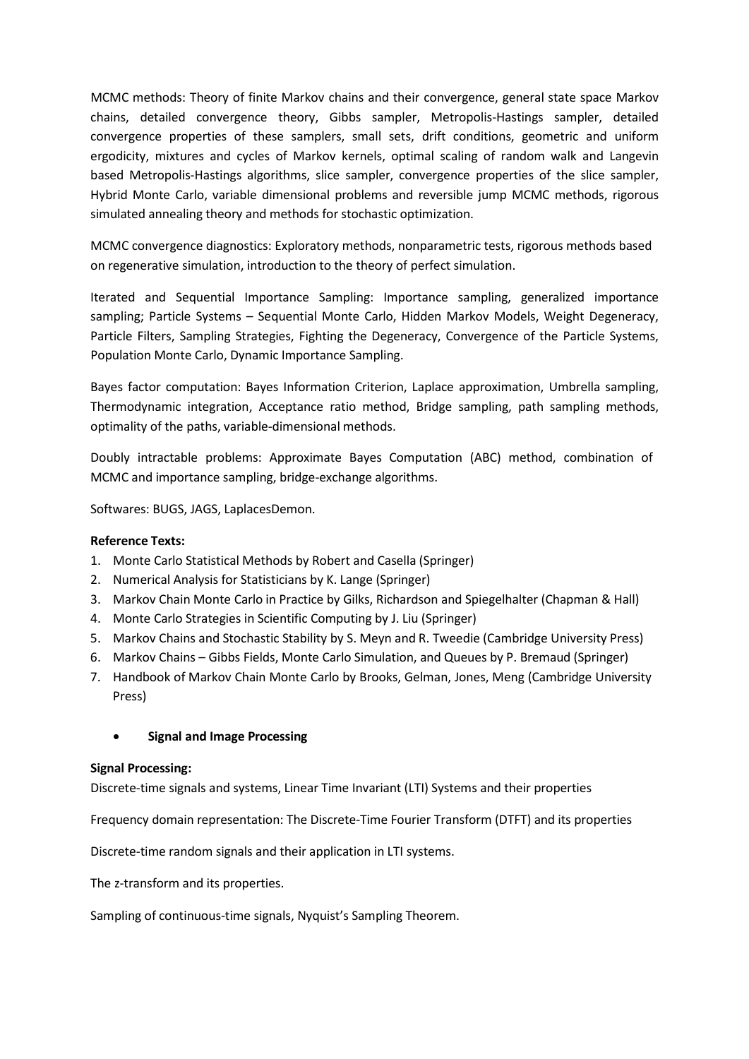MCMC methods: Theory of finite Markov chains and their convergence, general state space Markov chains, detailed convergence theory, Gibbs sampler, Metropolis-Hastings sampler, detailed convergence properties of these samplers, small sets, drift conditions, geometric and uniform ergodicity, mixtures and cycles of Markov kernels, optimal scaling of random walk and Langevin based Metropolis-Hastings algorithms, slice sampler, convergence properties of the slice sampler, Hybrid Monte Carlo, variable dimensional problems and reversible jump MCMC methods, rigorous simulated annealing theory and methods for stochastic optimization.

MCMC convergence diagnostics: Exploratory methods, nonparametric tests, rigorous methods based on regenerative simulation, introduction to the theory of perfect simulation.

Iterated and Sequential Importance Sampling: Importance sampling, generalized importance sampling; Particle Systems – Sequential Monte Carlo, Hidden Markov Models, Weight Degeneracy, Particle Filters, Sampling Strategies, Fighting the Degeneracy, Convergence of the Particle Systems, Population Monte Carlo, Dynamic Importance Sampling.

Bayes factor computation: Bayes Information Criterion, Laplace approximation, Umbrella sampling, Thermodynamic integration, Acceptance ratio method, Bridge sampling, path sampling methods, optimality of the paths, variable-dimensional methods.

Doubly intractable problems: Approximate Bayes Computation (ABC) method, combination of MCMC and importance sampling, bridge-exchange algorithms.

Softwares: BUGS, JAGS, LaplacesDemon.

**Reference Texts:**

1. Monte Carlo Statistical Methods by Robert and Casella (Springer)
2. Numerical Analysis for Statisticians by K. Lange (Springer)
3. Markov Chain Monte Carlo in Practice by Gilks, Richardson and Spiegelhalter (Chapman & Hall)
4. Monte Carlo Strategies in Scientific Computing by J. Liu (Springer)
5. Markov Chains and Stochastic Stability by S. Meyn and R. Tweedie (Cambridge University Press)
6. Markov Chains – Gibbs Fields, Monte Carlo Simulation, and Queues by P. Bremaud (Springer)
7. Handbook of Markov Chain Monte Carlo by Brooks, Gelman, Jones, Meng (Cambridge University Press)

- **Signal and Image Processing**

**Signal Processing:**

Discrete-time signals and systems, Linear Time Invariant (LTI) Systems and their properties

Frequency domain representation: The Discrete-Time Fourier Transform (DTFT) and its properties

Discrete-time random signals and their application in LTI systems.

The z-transform and its properties.

Sampling of continuous-time signals, Nyquist's Sampling Theorem.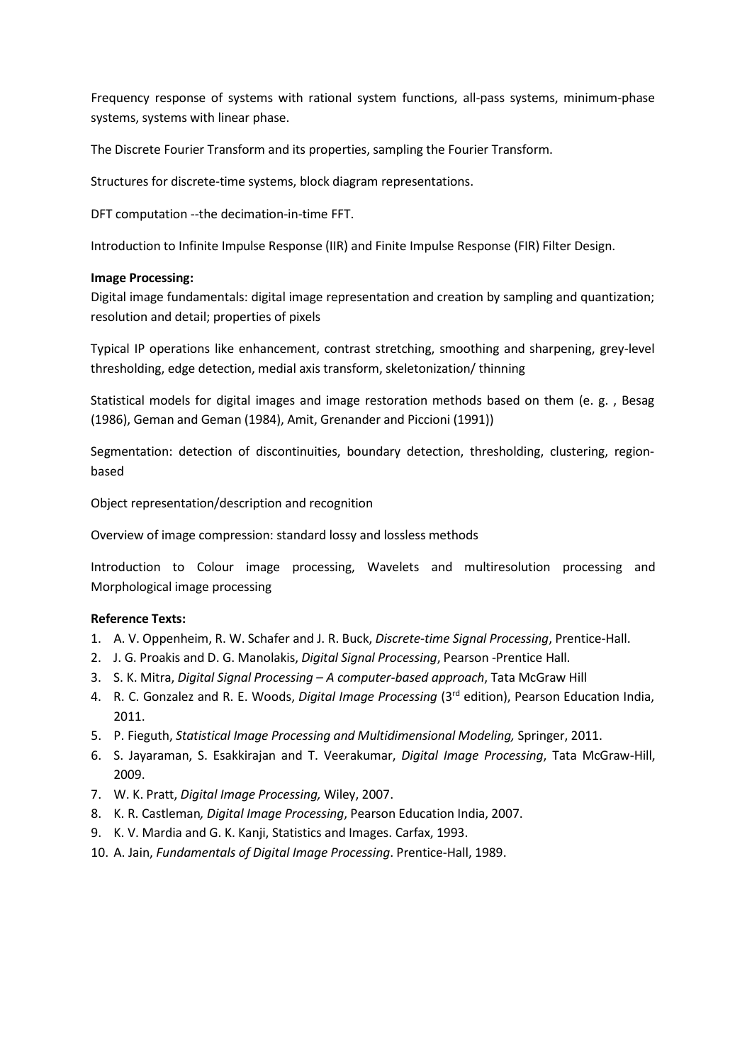Frequency response of systems with rational system functions, all-pass systems, minimum-phase systems, systems with linear phase.

The Discrete Fourier Transform and its properties, sampling the Fourier Transform.

Structures for discrete-time systems, block diagram representations.

DFT computation --the decimation-in-time FFT.

Introduction to Infinite Impulse Response (IIR) and Finite Impulse Response (FIR) Filter Design.

**Image Processing:**

Digital image fundamentals: digital image representation and creation by sampling and quantization; resolution and detail; properties of pixels

Typical IP operations like enhancement, contrast stretching, smoothing and sharpening, grey-level thresholding, edge detection, medial axis transform, skeletonization/ thinning

Statistical models for digital images and image restoration methods based on them (e. g. , Besag (1986), Geman and Geman (1984), Amit, Grenander and Piccioni (1991))

Segmentation: detection of discontinuities, boundary detection, thresholding, clustering, region-based

Object representation/description and recognition

Overview of image compression: standard lossy and lossless methods

Introduction to Colour image processing, Wavelets and multiresolution processing and Morphological image processing

**Reference Texts:**

1. A. V. Oppenheim, R. W. Schafer and J. R. Buck, *Discrete-time Signal Processing*, Prentice-Hall.
2. J. G. Proakis and D. G. Manolakis, *Digital Signal Processing*, Pearson -Prentice Hall.
3. S. K. Mitra, *Digital Signal Processing – A computer-based approach*, Tata McGraw Hill
4. R. C. Gonzalez and R. E. Woods, *Digital Image Processing* (3rd edition), Pearson Education India, 2011.
5. P. Fieguth, *Statistical Image Processing and Multidimensional Modeling,* Springer, 2011.
6. S. Jayaraman, S. Esakkirajan and T. Veerakumar, *Digital Image Processing*, Tata McGraw-Hill, 2009.
7. W. K. Pratt, *Digital Image Processing,* Wiley, 2007.
8. K. R. Castleman*, Digital Image Processing*, Pearson Education India, 2007.
9. K. V. Mardia and G. K. Kanji, Statistics and Images. Carfax, 1993.
10. A. Jain, *Fundamentals of Digital Image Processing*. Prentice-Hall, 1989.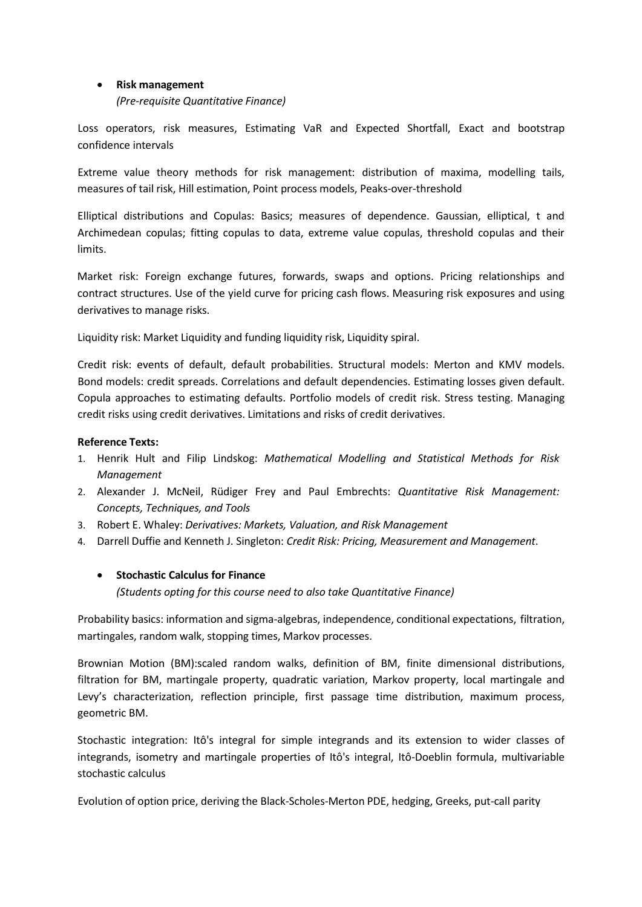- **Risk management**

  *(Pre-requisite Quantitative Finance)*

Loss operators, risk measures, Estimating VaR and Expected Shortfall, Exact and bootstrap confidence intervals

Extreme value theory methods for risk management: distribution of maxima, modelling tails, measures of tail risk, Hill estimation, Point process models, Peaks-over-threshold

Elliptical distributions and Copulas: Basics; measures of dependence. Gaussian, elliptical, t and Archimedean copulas; fitting copulas to data, extreme value copulas, threshold copulas and their limits.

Market risk: Foreign exchange futures, forwards, swaps and options. Pricing relationships and contract structures. Use of the yield curve for pricing cash flows. Measuring risk exposures and using derivatives to manage risks.

Liquidity risk: Market Liquidity and funding liquidity risk, Liquidity spiral.

Credit risk: events of default, default probabilities. Structural models: Merton and KMV models. Bond models: credit spreads. Correlations and default dependencies. Estimating losses given default. Copula approaches to estimating defaults. Portfolio models of credit risk. Stress testing. Managing credit risks using credit derivatives. Limitations and risks of credit derivatives.

**Reference Texts:**

1. Henrik Hult and Filip Lindskog: *Mathematical Modelling and Statistical Methods for Risk Management*
2. Alexander J. McNeil, Rüdiger Frey and Paul Embrechts: *Quantitative Risk Management: Concepts, Techniques, and Tools*
3. Robert E. Whaley: *Derivatives: Markets, Valuation, and Risk Management*
4. Darrell Duffie and Kenneth J. Singleton: *Credit Risk: Pricing, Measurement and Management*.

- **Stochastic Calculus for Finance**

  *(Students opting for this course need to also take Quantitative Finance)*

Probability basics: information and sigma-algebras, independence, conditional expectations, filtration, martingales, random walk, stopping times, Markov processes.

Brownian Motion (BM):scaled random walks, definition of BM, finite dimensional distributions, filtration for BM, martingale property, quadratic variation, Markov property, local martingale and Levy's characterization, reflection principle, first passage time distribution, maximum process, geometric BM.

Stochastic integration: Itô's integral for simple integrands and its extension to wider classes of integrands, isometry and martingale properties of Itô's integral, Itô-Doeblin formula, multivariable stochastic calculus

Evolution of option price, deriving the Black-Scholes-Merton PDE, hedging, Greeks, put-call parity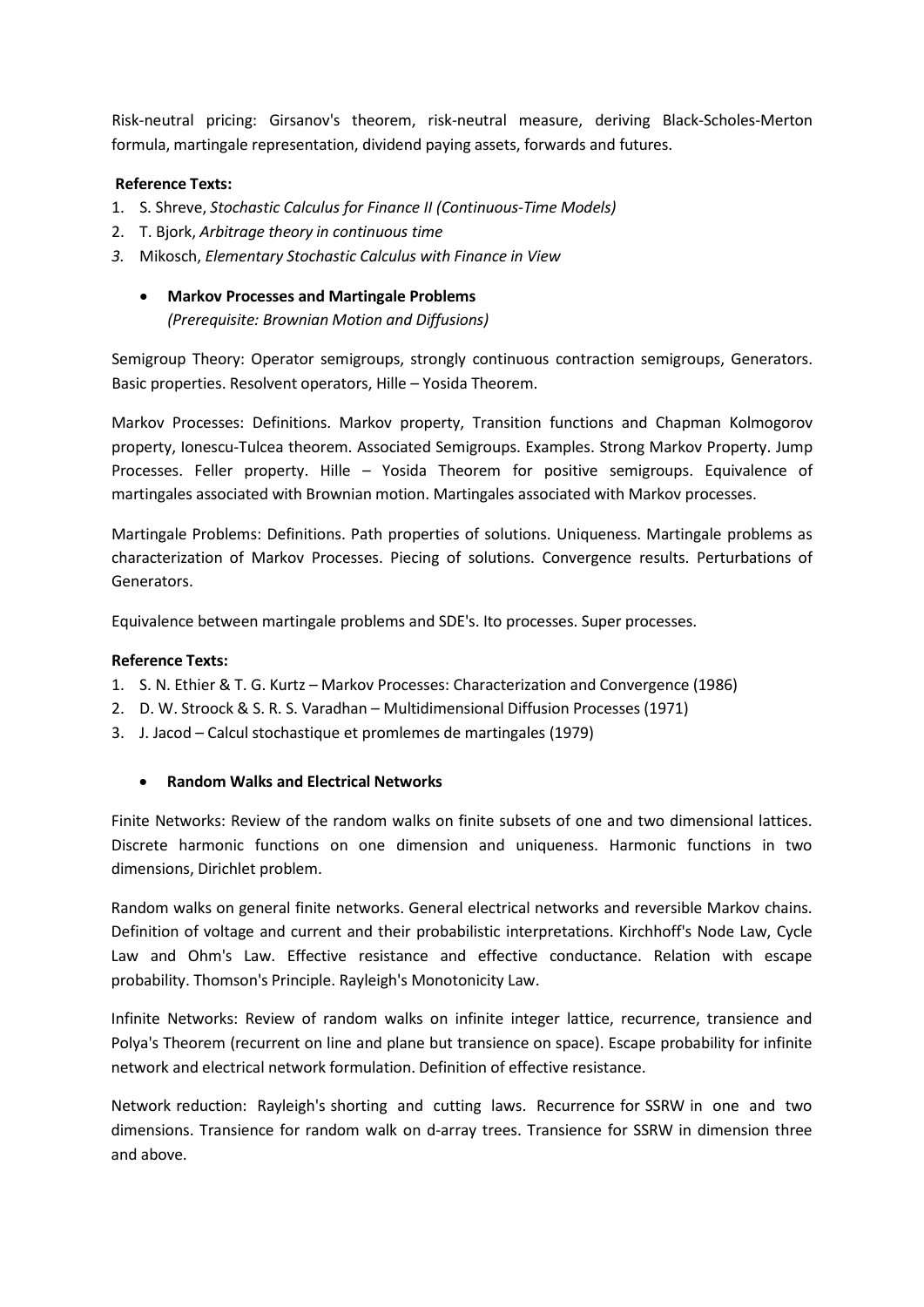Risk-neutral pricing: Girsanov's theorem, risk-neutral measure, deriving Black-Scholes-Merton formula, martingale representation, dividend paying assets, forwards and futures.

**Reference Texts:**

1. S. Shreve, *Stochastic Calculus for Finance II (Continuous-Time Models)*
2. T. Bjork, *Arbitrage theory in continuous time*
3. Mikosch, *Elementary Stochastic Calculus with Finance in View*

- **Markov Processes and Martingale Problems**
  *(Prerequisite: Brownian Motion and Diffusions)*

Semigroup Theory: Operator semigroups, strongly continuous contraction semigroups, Generators. Basic properties. Resolvent operators, Hille – Yosida Theorem.

Markov Processes: Definitions. Markov property, Transition functions and Chapman Kolmogorov property, Ionescu-Tulcea theorem. Associated Semigroups. Examples. Strong Markov Property. Jump Processes. Feller property. Hille – Yosida Theorem for positive semigroups. Equivalence of martingales associated with Brownian motion. Martingales associated with Markov processes.

Martingale Problems: Definitions. Path properties of solutions. Uniqueness. Martingale problems as characterization of Markov Processes. Piecing of solutions. Convergence results. Perturbations of Generators.

Equivalence between martingale problems and SDE's. Ito processes. Super processes.

**Reference Texts:**

1. S. N. Ethier & T. G. Kurtz – Markov Processes: Characterization and Convergence (1986)
2. D. W. Stroock & S. R. S. Varadhan – Multidimensional Diffusion Processes (1971)
3. J. Jacod – Calcul stochastique et promlemes de martingales (1979)

- **Random Walks and Electrical Networks**

Finite Networks: Review of the random walks on finite subsets of one and two dimensional lattices. Discrete harmonic functions on one dimension and uniqueness. Harmonic functions in two dimensions, Dirichlet problem.

Random walks on general finite networks. General electrical networks and reversible Markov chains. Definition of voltage and current and their probabilistic interpretations. Kirchhoff's Node Law, Cycle Law and Ohm's Law. Effective resistance and effective conductance. Relation with escape probability. Thomson's Principle. Rayleigh's Monotonicity Law.

Infinite Networks: Review of random walks on infinite integer lattice, recurrence, transience and Polya's Theorem (recurrent on line and plane but transience on space). Escape probability for infinite network and electrical network formulation. Definition of effective resistance.

Network reduction: Rayleigh's shorting and cutting laws. Recurrence for SSRW in one and two dimensions. Transience for random walk on d-array trees. Transience for SSRW in dimension three and above.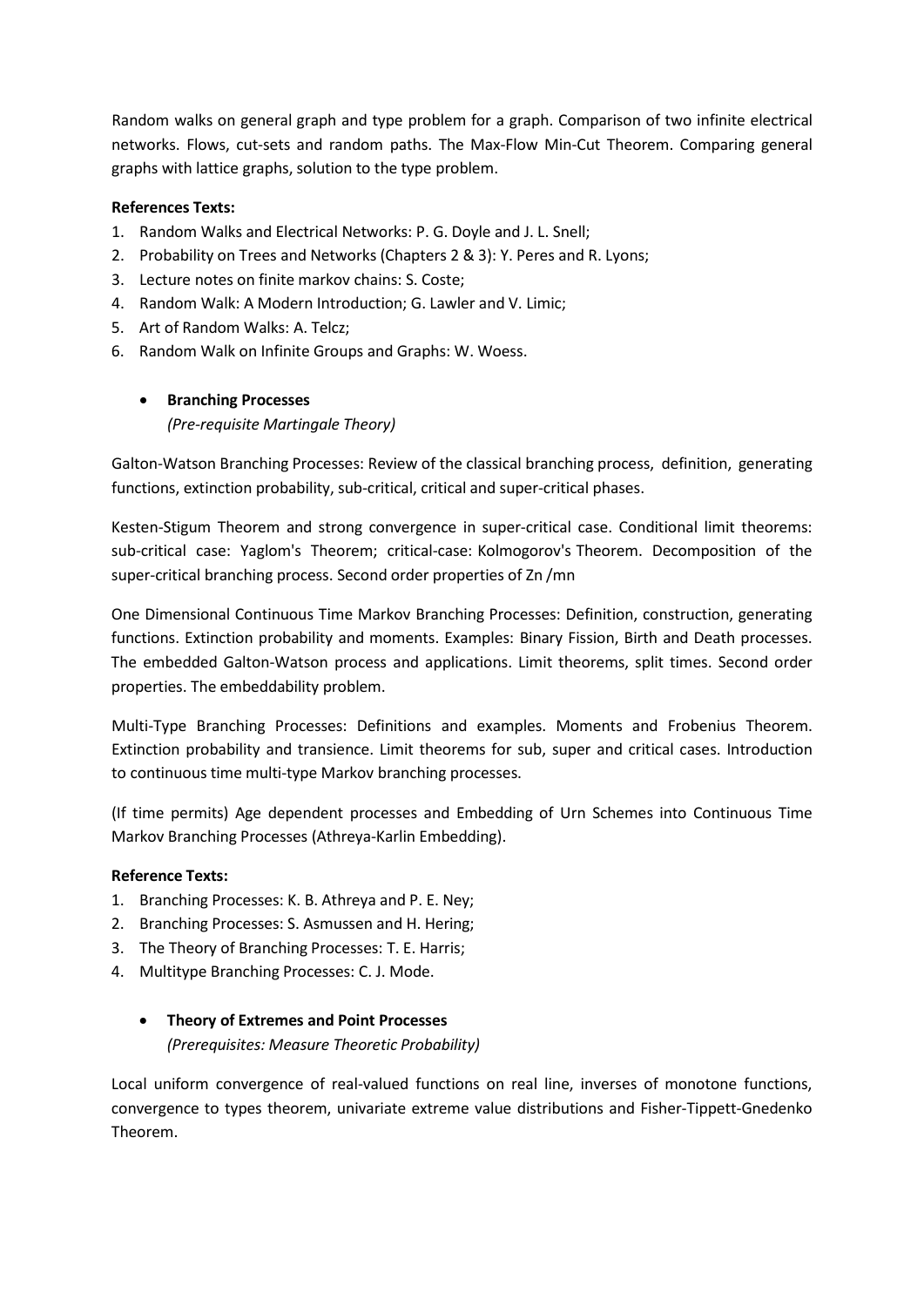Random walks on general graph and type problem for a graph. Comparison of two infinite electrical networks. Flows, cut-sets and random paths. The Max-Flow Min-Cut Theorem. Comparing general graphs with lattice graphs, solution to the type problem.

**References Texts:**

1. Random Walks and Electrical Networks: P. G. Doyle and J. L. Snell;
2. Probability on Trees and Networks (Chapters 2 & 3): Y. Peres and R. Lyons;
3. Lecture notes on finite markov chains: S. Coste;
4. Random Walk: A Modern Introduction; G. Lawler and V. Limic;
5. Art of Random Walks: A. Telcz;
6. Random Walk on Infinite Groups and Graphs: W. Woess.

- **Branching Processes**
  *(Pre-requisite Martingale Theory)*

Galton-Watson Branching Processes: Review of the classical branching process, definition, generating functions, extinction probability, sub-critical, critical and super-critical phases.

Kesten-Stigum Theorem and strong convergence in super-critical case. Conditional limit theorems: sub-critical case: Yaglom's Theorem; critical-case: Kolmogorov's Theorem. Decomposition of the super-critical branching process. Second order properties of $Z_n / m^n$

One Dimensional Continuous Time Markov Branching Processes: Definition, construction, generating functions. Extinction probability and moments. Examples: Binary Fission, Birth and Death processes. The embedded Galton-Watson process and applications. Limit theorems, split times. Second order properties. The embeddability problem.

Multi-Type Branching Processes: Definitions and examples. Moments and Frobenius Theorem. Extinction probability and transience. Limit theorems for sub, super and critical cases. Introduction to continuous time multi-type Markov branching processes.

(If time permits) Age dependent processes and Embedding of Urn Schemes into Continuous Time Markov Branching Processes (Athreya-Karlin Embedding).

**Reference Texts:**

1. Branching Processes: K. B. Athreya and P. E. Ney;
2. Branching Processes: S. Asmussen and H. Hering;
3. The Theory of Branching Processes: T. E. Harris;
4. Multitype Branching Processes: C. J. Mode.

- **Theory of Extremes and Point Processes**
  *(Prerequisites: Measure Theoretic Probability)*

Local uniform convergence of real-valued functions on real line, inverses of monotone functions, convergence to types theorem, univariate extreme value distributions and Fisher-Tippett-Gnedenko Theorem.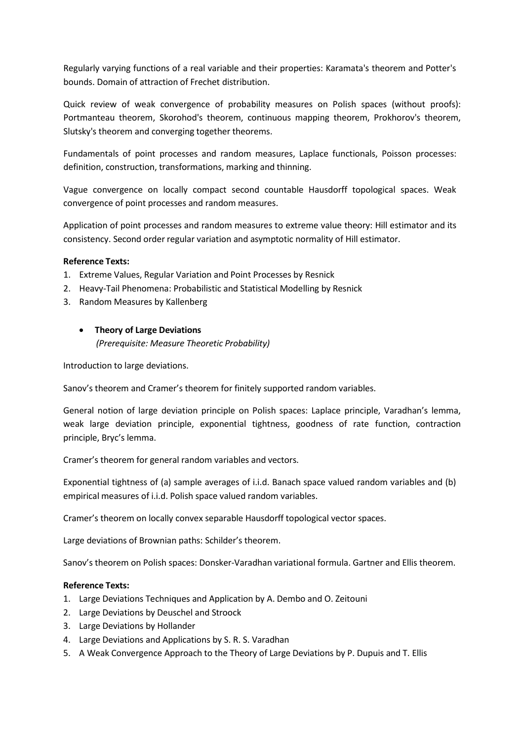Regularly varying functions of a real variable and their properties: Karamata's theorem and Potter's bounds. Domain of attraction of Frechet distribution.

Quick review of weak convergence of probability measures on Polish spaces (without proofs): Portmanteau theorem, Skorohod's theorem, continuous mapping theorem, Prokhorov's theorem, Slutsky's theorem and converging together theorems.

Fundamentals of point processes and random measures, Laplace functionals, Poisson processes: definition, construction, transformations, marking and thinning.

Vague convergence on locally compact second countable Hausdorff topological spaces. Weak convergence of point processes and random measures.

Application of point processes and random measures to extreme value theory: Hill estimator and its consistency. Second order regular variation and asymptotic normality of Hill estimator.

**Reference Texts:**

1. Extreme Values, Regular Variation and Point Processes by Resnick
2. Heavy-Tail Phenomena: Probabilistic and Statistical Modelling by Resnick
3. Random Measures by Kallenberg

- **Theory of Large Deviations**
  *(Prerequisite: Measure Theoretic Probability)*

Introduction to large deviations.

Sanov's theorem and Cramer's theorem for finitely supported random variables.

General notion of large deviation principle on Polish spaces: Laplace principle, Varadhan's lemma, weak large deviation principle, exponential tightness, goodness of rate function, contraction principle, Bryc's lemma.

Cramer's theorem for general random variables and vectors.

Exponential tightness of (a) sample averages of i.i.d. Banach space valued random variables and (b) empirical measures of i.i.d. Polish space valued random variables.

Cramer's theorem on locally convex separable Hausdorff topological vector spaces.

Large deviations of Brownian paths: Schilder's theorem.

Sanov's theorem on Polish spaces: Donsker-Varadhan variational formula. Gartner and Ellis theorem.

**Reference Texts:**

1. Large Deviations Techniques and Application by A. Dembo and O. Zeitouni
2. Large Deviations by Deuschel and Stroock
3. Large Deviations by Hollander
4. Large Deviations and Applications by S. R. S. Varadhan
5. A Weak Convergence Approach to the Theory of Large Deviations by P. Dupuis and T. Ellis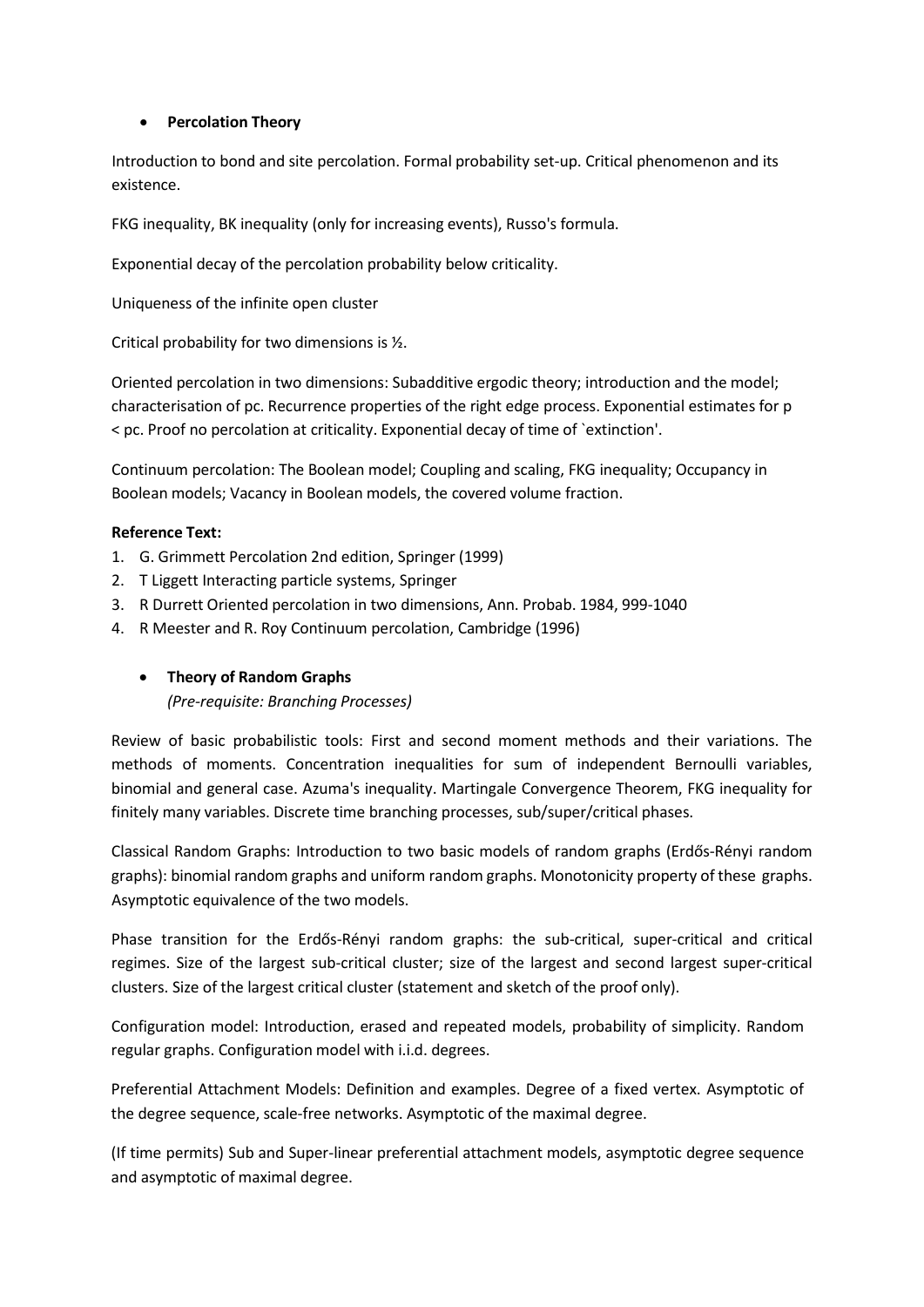- **Percolation Theory**

Introduction to bond and site percolation. Formal probability set-up. Critical phenomenon and its existence.

FKG inequality, BK inequality (only for increasing events), Russo's formula.

Exponential decay of the percolation probability below criticality.

Uniqueness of the infinite open cluster

Critical probability for two dimensions is ½.

Oriented percolation in two dimensions: Subadditive ergodic theory; introduction and the model; characterisation of pc. Recurrence properties of the right edge process. Exponential estimates for p < pc. Proof no percolation at criticality. Exponential decay of time of `extinction'.

Continuum percolation: The Boolean model; Coupling and scaling, FKG inequality; Occupancy in Boolean models; Vacancy in Boolean models, the covered volume fraction.

**Reference Text:**

1. G. Grimmett Percolation 2nd edition, Springer (1999)
2. T Liggett Interacting particle systems, Springer
3. R Durrett Oriented percolation in two dimensions, Ann. Probab. 1984, 999-1040
4. R Meester and R. Roy Continuum percolation, Cambridge (1996)

- **Theory of Random Graphs**
  *(Pre-requisite: Branching Processes)*

Review of basic probabilistic tools: First and second moment methods and their variations. The methods of moments. Concentration inequalities for sum of independent Bernoulli variables, binomial and general case. Azuma's inequality. Martingale Convergence Theorem, FKG inequality for finitely many variables. Discrete time branching processes, sub/super/critical phases.

Classical Random Graphs: Introduction to two basic models of random graphs (Erdős-Rényi random graphs): binomial random graphs and uniform random graphs. Monotonicity property of these graphs. Asymptotic equivalence of the two models.

Phase transition for the Erdős-Rényi random graphs: the sub-critical, super-critical and critical regimes. Size of the largest sub-critical cluster; size of the largest and second largest super-critical clusters. Size of the largest critical cluster (statement and sketch of the proof only).

Configuration model: Introduction, erased and repeated models, probability of simplicity. Random regular graphs. Configuration model with i.i.d. degrees.

Preferential Attachment Models: Definition and examples. Degree of a fixed vertex. Asymptotic of the degree sequence, scale-free networks. Asymptotic of the maximal degree.

(If time permits) Sub and Super-linear preferential attachment models, asymptotic degree sequence and asymptotic of maximal degree.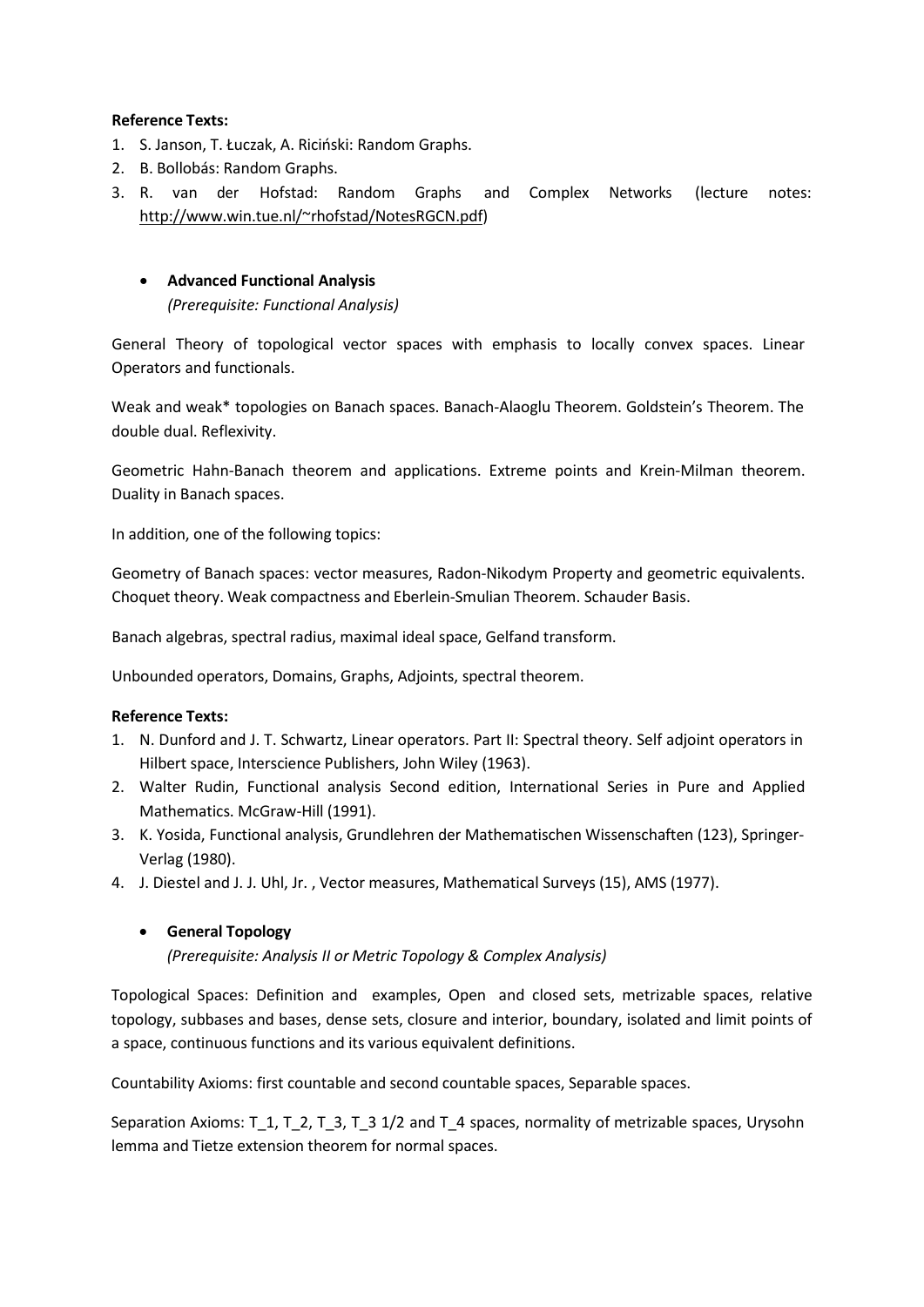**Reference Texts:**

1. S. Janson, T. Łuczak, A. Ruciński: Random Graphs.
2. B. Bollobás: Random Graphs.
3. R. van der Hofstad: Random Graphs and Complex Networks (lecture notes: http://www.win.tue.nl/~rhofstad/NotesRGCN.pdf)

- **Advanced Functional Analysis**
  *(Prerequisite: Functional Analysis)*

General Theory of topological vector spaces with emphasis to locally convex spaces. Linear Operators and functionals.

Weak and weak* topologies on Banach spaces. Banach-Alaoglu Theorem. Goldstein's Theorem. The double dual. Reflexivity.

Geometric Hahn-Banach theorem and applications. Extreme points and Krein-Milman theorem. Duality in Banach spaces.

In addition, one of the following topics:

Geometry of Banach spaces: vector measures, Radon-Nikodym Property and geometric equivalents. Choquet theory. Weak compactness and Eberlein-Smulian Theorem. Schauder Basis.

Banach algebras, spectral radius, maximal ideal space, Gelfand transform.

Unbounded operators, Domains, Graphs, Adjoints, spectral theorem.

**Reference Texts:**

1. N. Dunford and J. T. Schwartz, Linear operators. Part II: Spectral theory. Self adjoint operators in Hilbert space, Interscience Publishers, John Wiley (1963).
2. Walter Rudin, Functional analysis Second edition, International Series in Pure and Applied Mathematics. McGraw-Hill (1991).
3. K. Yosida, Functional analysis, Grundlehren der Mathematischen Wissenschaften (123), Springer-Verlag (1980).
4. J. Diestel and J. J. Uhl, Jr. , Vector measures, Mathematical Surveys (15), AMS (1977).

- **General Topology**
  *(Prerequisite: Analysis II or Metric Topology & Complex Analysis)*

Topological Spaces: Definition and examples, Open and closed sets, metrizable spaces, relative topology, subbases and bases, dense sets, closure and interior, boundary, isolated and limit points of a space, continuous functions and its various equivalent definitions.

Countability Axioms: first countable and second countable spaces, Separable spaces.

Separation Axioms: $T_1$, $T_2$, $T_3$, $T_{3\frac{1}{2}}$ and $T_4$ spaces, normality of metrizable spaces, Urysohn lemma and Tietze extension theorem for normal spaces.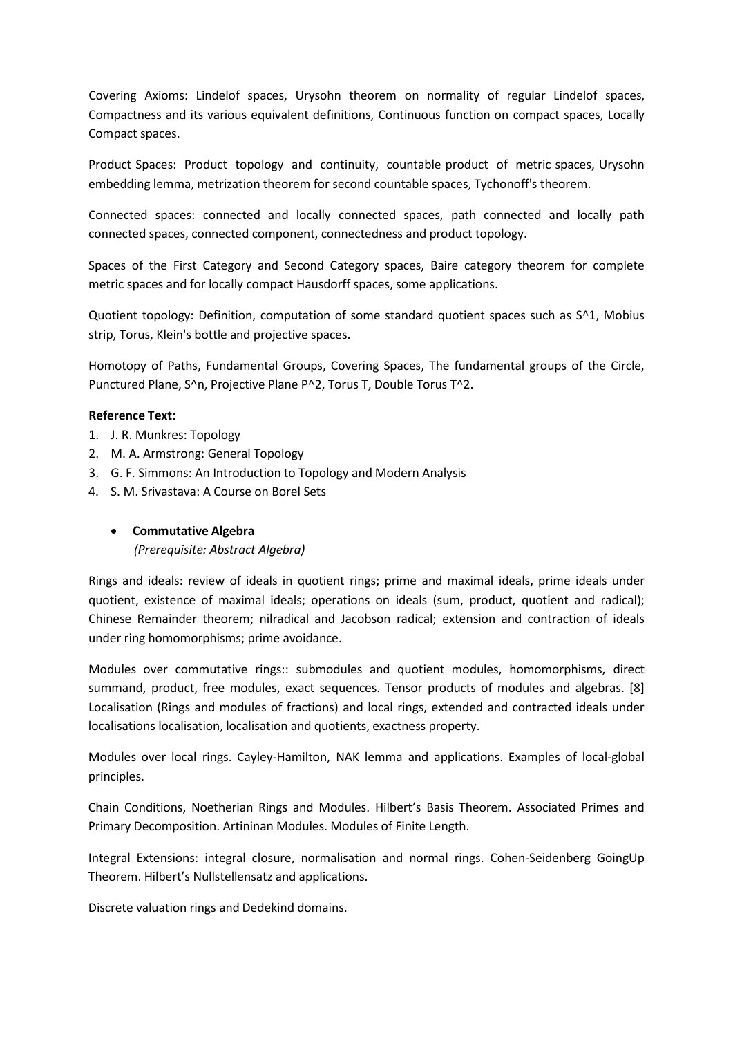Covering Axioms: Lindelof spaces, Urysohn theorem on normality of regular Lindelof spaces, Compactness and its various equivalent definitions, Continuous function on compact spaces, Locally Compact spaces.

Product Spaces: Product topology and continuity, countable product of metric spaces, Urysohn embedding lemma, metrization theorem for second countable spaces, Tychonoff's theorem.

Connected spaces: connected and locally connected spaces, path connected and locally path connected spaces, connected component, connectedness and product topology.

Spaces of the First Category and Second Category spaces, Baire category theorem for complete metric spaces and for locally compact Hausdorff spaces, some applications.

Quotient topology: Definition, computation of some standard quotient spaces such as S^1, Mobius strip, Torus, Klein's bottle and projective spaces.

Homotopy of Paths, Fundamental Groups, Covering Spaces, The fundamental groups of the Circle, Punctured Plane, S^n, Projective Plane P^2, Torus T, Double Torus T^2.

**Reference Text:**

1. J. R. Munkres: Topology
2. M. A. Armstrong: General Topology
3. G. F. Simmons: An Introduction to Topology and Modern Analysis
4. S. M. Srivastava: A Course on Borel Sets

- **Commutative Algebra**
  *(Prerequisite: Abstract Algebra)*

Rings and ideals: review of ideals in quotient rings; prime and maximal ideals, prime ideals under quotient, existence of maximal ideals; operations on ideals (sum, product, quotient and radical); Chinese Remainder theorem; nilradical and Jacobson radical; extension and contraction of ideals under ring homomorphisms; prime avoidance.

Modules over commutative rings:: submodules and quotient modules, homomorphisms, direct summand, product, free modules, exact sequences. Tensor products of modules and algebras. [8] Localisation (Rings and modules of fractions) and local rings, extended and contracted ideals under localisations localisation, localisation and quotients, exactness property.

Modules over local rings. Cayley-Hamilton, NAK lemma and applications. Examples of local-global principles.

Chain Conditions, Noetherian Rings and Modules. Hilbert's Basis Theorem. Associated Primes and Primary Decomposition. Artininan Modules. Modules of Finite Length.

Integral Extensions: integral closure, normalisation and normal rings. Cohen-Seidenberg GoingUp Theorem. Hilbert's Nullstellensatz and applications.

Discrete valuation rings and Dedekind domains.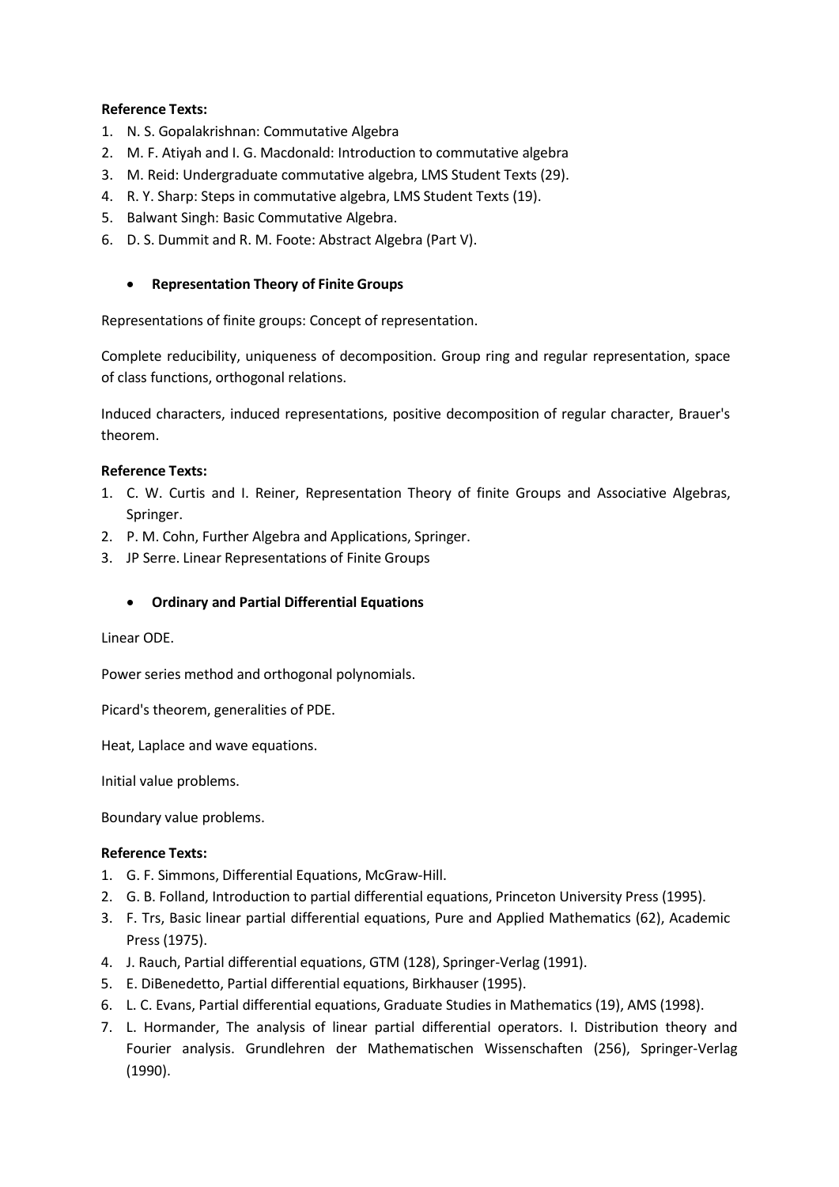**Reference Texts:**

1. N. S. Gopalakrishnan: Commutative Algebra
2. M. F. Atiyah and I. G. Macdonald: Introduction to commutative algebra
3. M. Reid: Undergraduate commutative algebra, LMS Student Texts (29).
4. R. Y. Sharp: Steps in commutative algebra, LMS Student Texts (19).
5. Balwant Singh: Basic Commutative Algebra.
6. D. S. Dummit and R. M. Foote: Abstract Algebra (Part V).

- **Representation Theory of Finite Groups**

Representations of finite groups: Concept of representation.

Complete reducibility, uniqueness of decomposition. Group ring and regular representation, space of class functions, orthogonal relations.

Induced characters, induced representations, positive decomposition of regular character, Brauer's theorem.

**Reference Texts:**

1. C. W. Curtis and I. Reiner, Representation Theory of finite Groups and Associative Algebras, Springer.
2. P. M. Cohn, Further Algebra and Applications, Springer.
3. JP Serre. Linear Representations of Finite Groups

- **Ordinary and Partial Differential Equations**

Linear ODE.

Power series method and orthogonal polynomials.

Picard's theorem, generalities of PDE.

Heat, Laplace and wave equations.

Initial value problems.

Boundary value problems.

**Reference Texts:**

1. G. F. Simmons, Differential Equations, McGraw-Hill.
2. G. B. Folland, Introduction to partial differential equations, Princeton University Press (1995).
3. F. Trs, Basic linear partial differential equations, Pure and Applied Mathematics (62), Academic Press (1975).
4. J. Rauch, Partial differential equations, GTM (128), Springer-Verlag (1991).
5. E. DiBenedetto, Partial differential equations, Birkhauser (1995).
6. L. C. Evans, Partial differential equations, Graduate Studies in Mathematics (19), AMS (1998).
7. L. Hormander, The analysis of linear partial differential operators. I. Distribution theory and Fourier analysis. Grundlehren der Mathematischen Wissenschaften (256), Springer-Verlag (1990).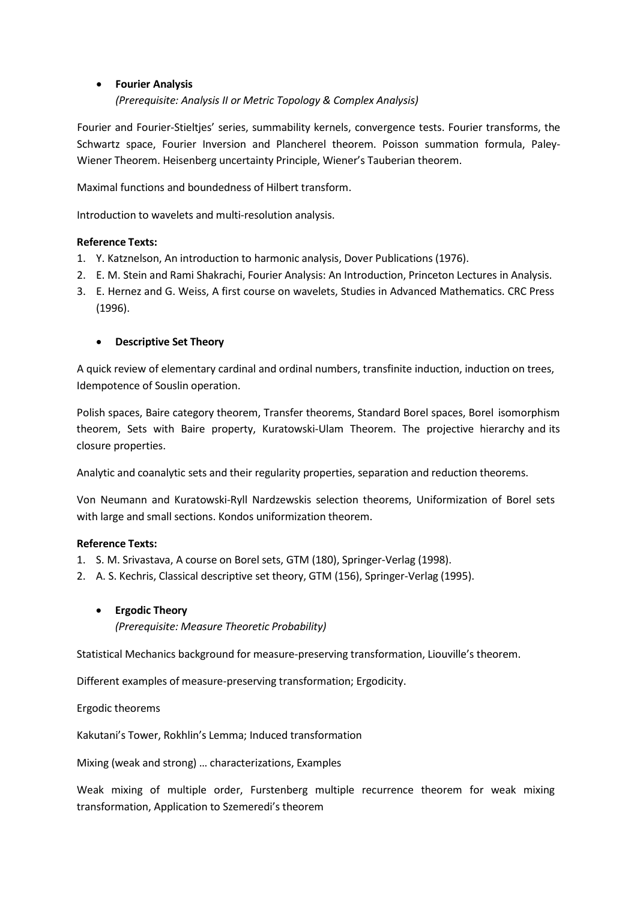- **Fourier Analysis**
  *(Prerequisite: Analysis II or Metric Topology & Complex Analysis)*

Fourier and Fourier-Stieltjes' series, summability kernels, convergence tests. Fourier transforms, the Schwartz space, Fourier Inversion and Plancherel theorem. Poisson summation formula, Paley-Wiener Theorem. Heisenberg uncertainty Principle, Wiener's Tauberian theorem.

Maximal functions and boundedness of Hilbert transform.

Introduction to wavelets and multi-resolution analysis.

**Reference Texts:**

1. Y. Katznelson, An introduction to harmonic analysis, Dover Publications (1976).
2. E. M. Stein and Rami Shakrachi, Fourier Analysis: An Introduction, Princeton Lectures in Analysis.
3. E. Hernez and G. Weiss, A first course on wavelets, Studies in Advanced Mathematics. CRC Press (1996).

- **Descriptive Set Theory**

A quick review of elementary cardinal and ordinal numbers, transfinite induction, induction on trees, Idempotence of Souslin operation.

Polish spaces, Baire category theorem, Transfer theorems, Standard Borel spaces, Borel isomorphism theorem, Sets with Baire property, Kuratowski-Ulam Theorem. The projective hierarchy and its closure properties.

Analytic and coanalytic sets and their regularity properties, separation and reduction theorems.

Von Neumann and Kuratowski-Ryll Nardzewskis selection theorems, Uniformization of Borel sets with large and small sections. Kondos uniformization theorem.

**Reference Texts:**

1. S. M. Srivastava, A course on Borel sets, GTM (180), Springer-Verlag (1998).
2. A. S. Kechris, Classical descriptive set theory, GTM (156), Springer-Verlag (1995).

- **Ergodic Theory**
  *(Prerequisite: Measure Theoretic Probability)*

Statistical Mechanics background for measure-preserving transformation, Liouville's theorem.

Different examples of measure-preserving transformation; Ergodicity.

Ergodic theorems

Kakutani's Tower, Rokhlin's Lemma; Induced transformation

Mixing (weak and strong) … characterizations, Examples

Weak mixing of multiple order, Furstenberg multiple recurrence theorem for weak mixing transformation, Application to Szemeredi's theorem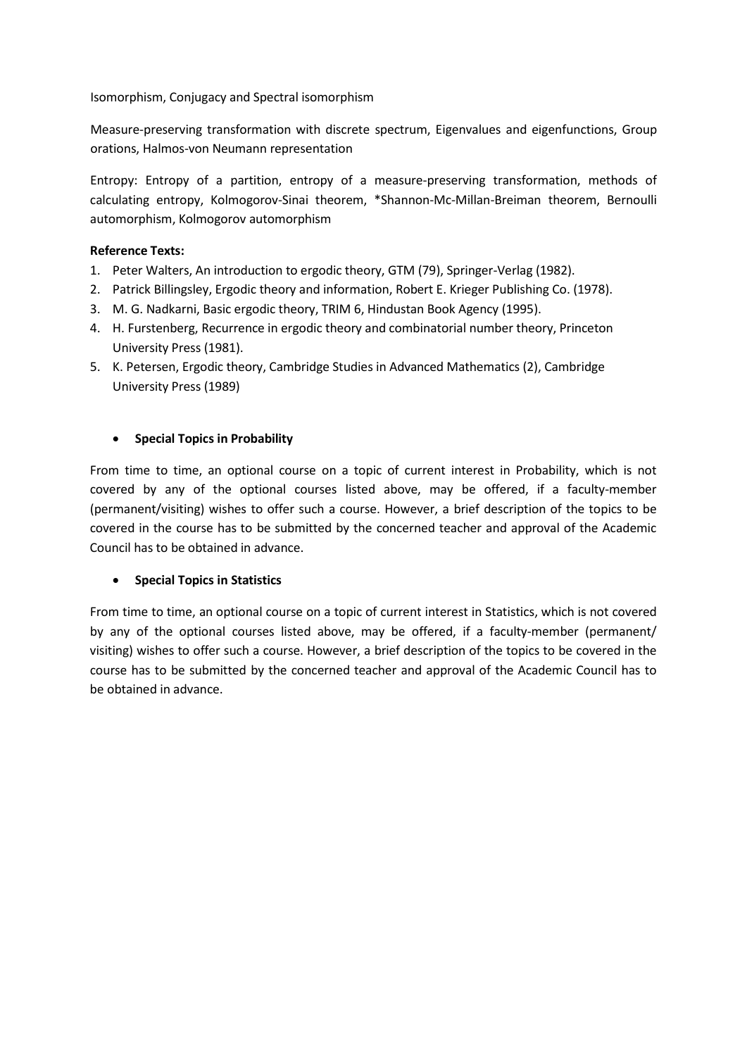Isomorphism, Conjugacy and Spectral isomorphism

Measure-preserving transformation with discrete spectrum, Eigenvalues and eigenfunctions, Group orations, Halmos-von Neumann representation

Entropy: Entropy of a partition, entropy of a measure-preserving transformation, methods of calculating entropy, Kolmogorov-Sinai theorem, *Shannon-Mc-Millan-Breiman theorem, Bernoulli automorphism, Kolmogorov automorphism

**Reference Texts:**

1. Peter Walters, An introduction to ergodic theory, GTM (79), Springer-Verlag (1982).
2. Patrick Billingsley, Ergodic theory and information, Robert E. Krieger Publishing Co. (1978).
3. M. G. Nadkarni, Basic ergodic theory, TRIM 6, Hindustan Book Agency (1995).
4. H. Furstenberg, Recurrence in ergodic theory and combinatorial number theory, Princeton University Press (1981).
5. K. Petersen, Ergodic theory, Cambridge Studies in Advanced Mathematics (2), Cambridge University Press (1989)

- **Special Topics in Probability**

From time to time, an optional course on a topic of current interest in Probability, which is not covered by any of the optional courses listed above, may be offered, if a faculty-member (permanent/visiting) wishes to offer such a course. However, a brief description of the topics to be covered in the course has to be submitted by the concerned teacher and approval of the Academic Council has to be obtained in advance.

- **Special Topics in Statistics**

From time to time, an optional course on a topic of current interest in Statistics, which is not covered by any of the optional courses listed above, may be offered, if a faculty-member (permanent/ visiting) wishes to offer such a course. However, a brief description of the topics to be covered in the course has to be submitted by the concerned teacher and approval of the Academic Council has to be obtained in advance.